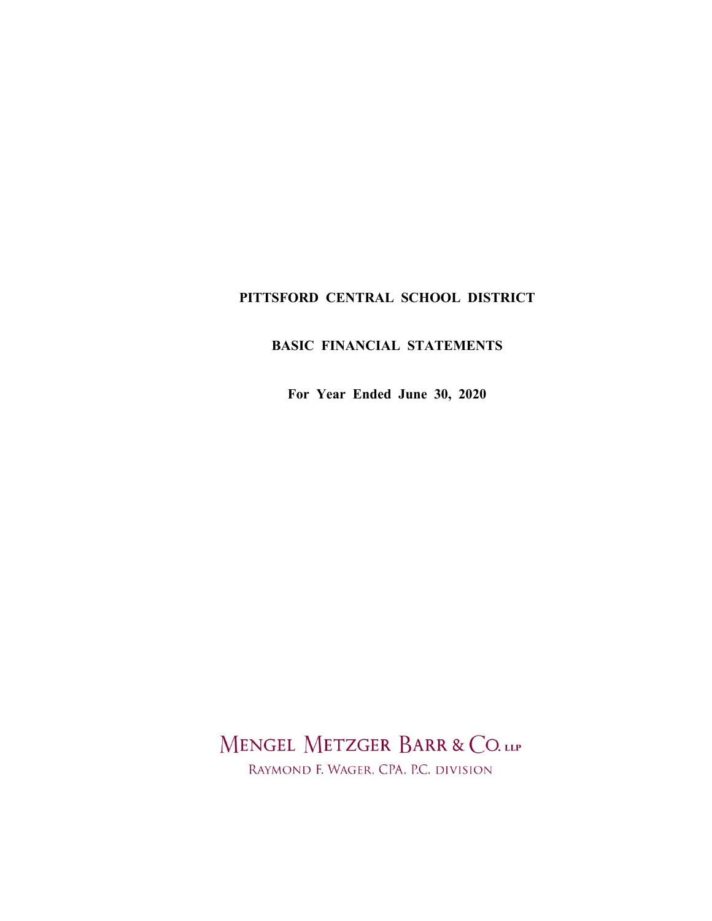# PITTSFORD CENTRAL SCHOOL DISTRICT

## BASIC FINANCIAL STATEMENTS

**For Year Ended June 30, 2020**

MENGEL METZGER BARR & CO. LLP

RAYMOND F. WAGER, CPA, P.C. DIVISION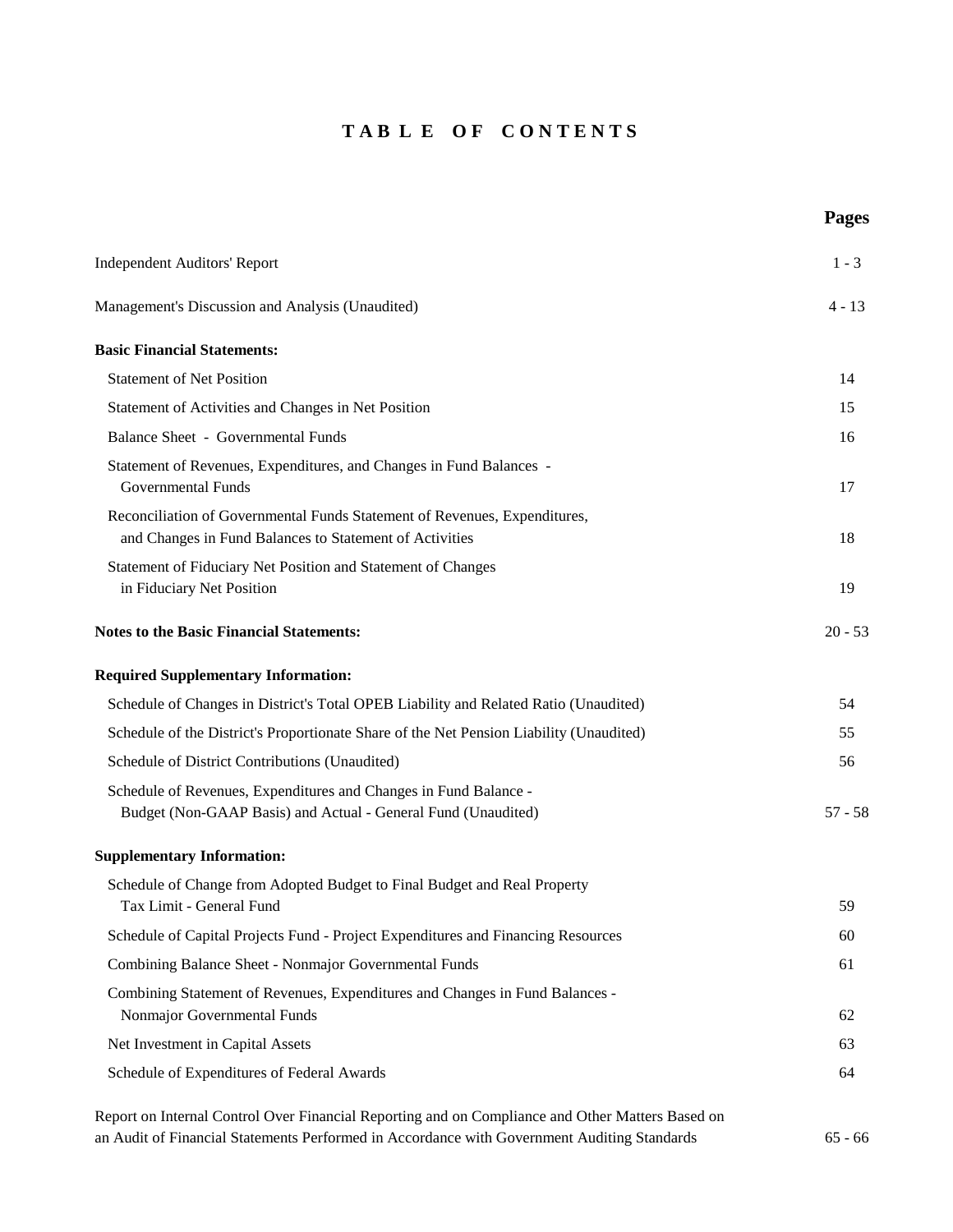# TABLE OF CONTENTS

| | Pages |
|---|---|
| Independent Auditors' Report | 1 - 3 |
| Management's Discussion and Analysis (Unaudited) | 4 - 13 |
| **Basic Financial Statements:** | |
| Statement of Net Position | 14 |
| Statement of Activities and Changes in Net Position | 15 |
| Balance Sheet - Governmental Funds | 16 |
| Statement of Revenues, Expenditures, and Changes in Fund Balances - Governmental Funds | 17 |
| Reconciliation of Governmental Funds Statement of Revenues, Expenditures, and Changes in Fund Balances to Statement of Activities | 18 |
| Statement of Fiduciary Net Position and Statement of Changes in Fiduciary Net Position | 19 |
| **Notes to the Basic Financial Statements:** | 20 - 53 |
| **Required Supplementary Information:** | |
| Schedule of Changes in District's Total OPEB Liability and Related Ratio (Unaudited) | 54 |
| Schedule of the District's Proportionate Share of the Net Pension Liability (Unaudited) | 55 |
| Schedule of District Contributions (Unaudited) | 56 |
| Schedule of Revenues, Expenditures and Changes in Fund Balance - Budget (Non-GAAP Basis) and Actual - General Fund (Unaudited) | 57 - 58 |
| **Supplementary Information:** | |
| Schedule of Change from Adopted Budget to Final Budget and Real Property Tax Limit - General Fund | 59 |
| Schedule of Capital Projects Fund - Project Expenditures and Financing Resources | 60 |
| Combining Balance Sheet - Nonmajor Governmental Funds | 61 |
| Combining Statement of Revenues, Expenditures and Changes in Fund Balances - Nonmajor Governmental Funds | 62 |
| Net Investment in Capital Assets | 63 |
| Schedule of Expenditures of Federal Awards | 64 |
| Report on Internal Control Over Financial Reporting and on Compliance and Other Matters Based on an Audit of Financial Statements Performed in Accordance with Government Auditing Standards | 65 - 66 |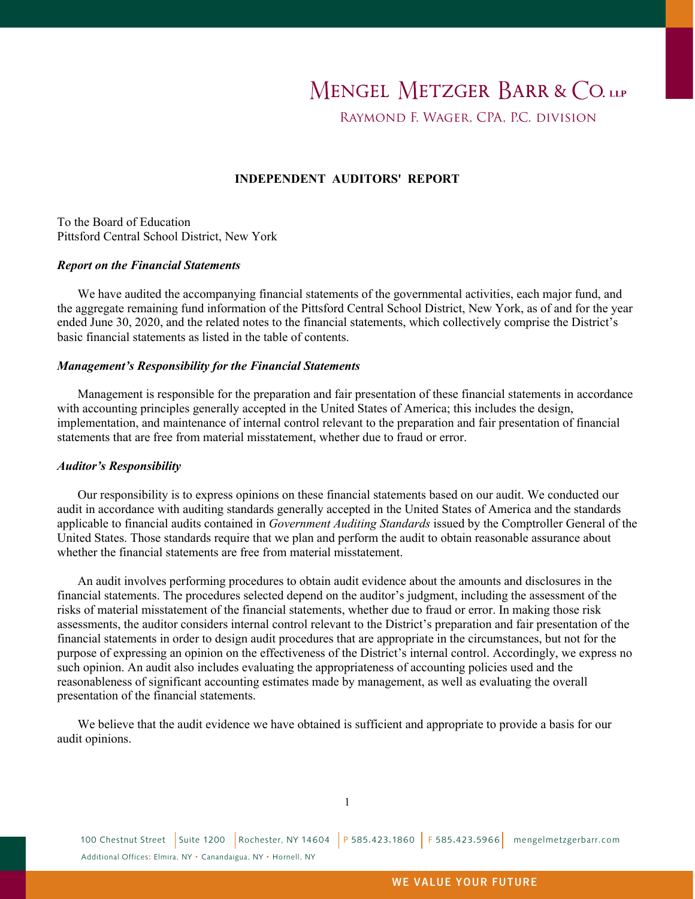# MENGEL METZGER BARR & CO. LLP

RAYMOND F. WAGER, CPA, P.C. DIVISION

## INDEPENDENT AUDITORS' REPORT

To the Board of Education
Pittsford Central School District, New York

***Report on the Financial Statements***

We have audited the accompanying financial statements of the governmental activities, each major fund, and the aggregate remaining fund information of the Pittsford Central School District, New York, as of and for the year ended June 30, 2020, and the related notes to the financial statements, which collectively comprise the District's basic financial statements as listed in the table of contents.

***Management's Responsibility for the Financial Statements***

Management is responsible for the preparation and fair presentation of these financial statements in accordance with accounting principles generally accepted in the United States of America; this includes the design, implementation, and maintenance of internal control relevant to the preparation and fair presentation of financial statements that are free from material misstatement, whether due to fraud or error.

***Auditor's Responsibility***

Our responsibility is to express opinions on these financial statements based on our audit. We conducted our audit in accordance with auditing standards generally accepted in the United States of America and the standards applicable to financial audits contained in *Government Auditing Standards* issued by the Comptroller General of the United States. Those standards require that we plan and perform the audit to obtain reasonable assurance about whether the financial statements are free from material misstatement.

An audit involves performing procedures to obtain audit evidence about the amounts and disclosures in the financial statements. The procedures selected depend on the auditor's judgment, including the assessment of the risks of material misstatement of the financial statements, whether due to fraud or error. In making those risk assessments, the auditor considers internal control relevant to the District's preparation and fair presentation of the financial statements in order to design audit procedures that are appropriate in the circumstances, but not for the purpose of expressing an opinion on the effectiveness of the District's internal control. Accordingly, we express no such opinion. An audit also includes evaluating the appropriateness of accounting policies used and the reasonableness of significant accounting estimates made by management, as well as evaluating the overall presentation of the financial statements.

We believe that the audit evidence we have obtained is sufficient and appropriate to provide a basis for our audit opinions.

100 Chestnut Street | Suite 1200 | Rochester, NY 14604 | P 585.423.1860 | F 585.423.5966 | mengelmetzgerbarr.com
Additional Offices: Elmira, NY • Canandaigua, NY • Hornell, NY

WE VALUE YOUR FUTURE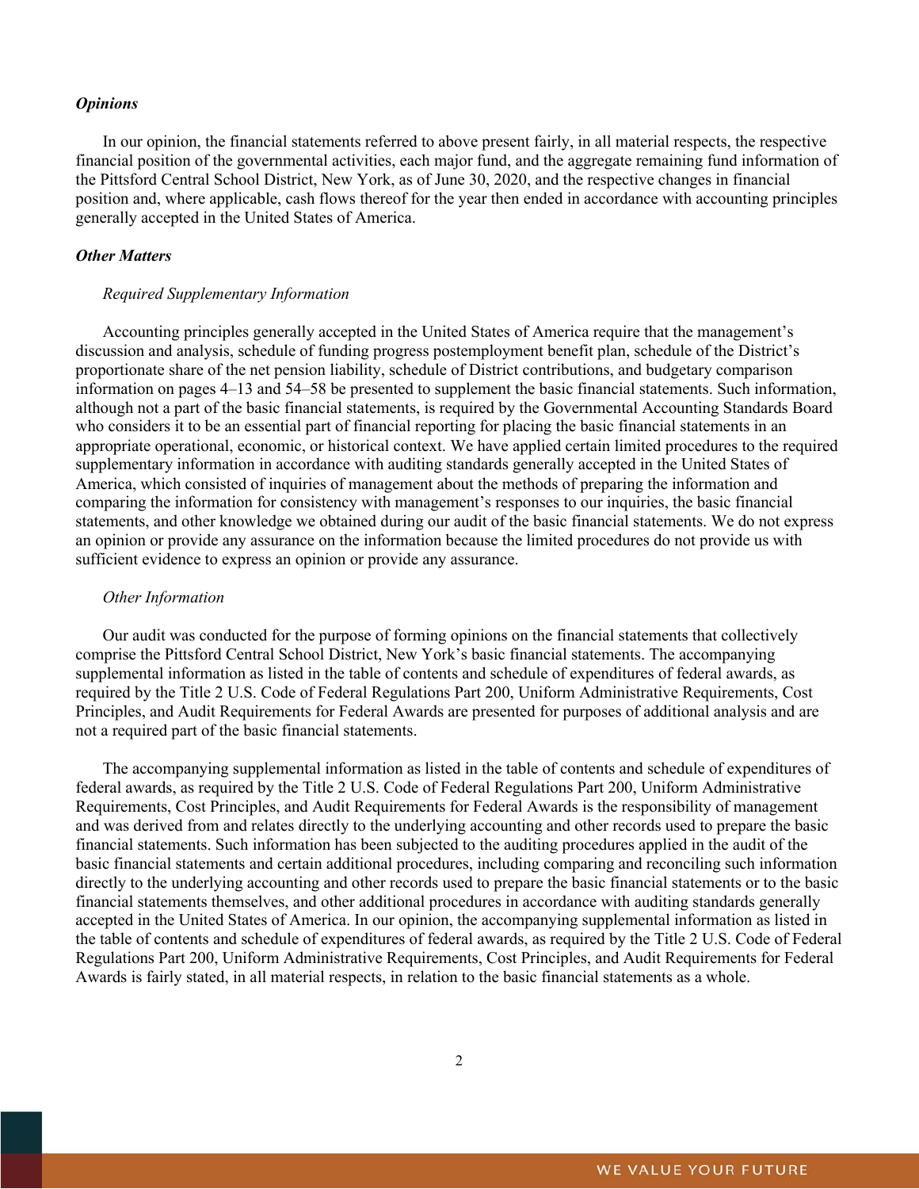***Opinions***

In our opinion, the financial statements referred to above present fairly, in all material respects, the respective financial position of the governmental activities, each major fund, and the aggregate remaining fund information of the Pittsford Central School District, New York, as of June 30, 2020, and the respective changes in financial position and, where applicable, cash flows thereof for the year then ended in accordance with accounting principles generally accepted in the United States of America.

***Other Matters***

*Required Supplementary Information*

Accounting principles generally accepted in the United States of America require that the management's discussion and analysis, schedule of funding progress postemployment benefit plan, schedule of the District's proportionate share of the net pension liability, schedule of District contributions, and budgetary comparison information on pages 4–13 and 54–58 be presented to supplement the basic financial statements. Such information, although not a part of the basic financial statements, is required by the Governmental Accounting Standards Board who considers it to be an essential part of financial reporting for placing the basic financial statements in an appropriate operational, economic, or historical context. We have applied certain limited procedures to the required supplementary information in accordance with auditing standards generally accepted in the United States of America, which consisted of inquiries of management about the methods of preparing the information and comparing the information for consistency with management's responses to our inquiries, the basic financial statements, and other knowledge we obtained during our audit of the basic financial statements. We do not express an opinion or provide any assurance on the information because the limited procedures do not provide us with sufficient evidence to express an opinion or provide any assurance.

*Other Information*

Our audit was conducted for the purpose of forming opinions on the financial statements that collectively comprise the Pittsford Central School District, New York's basic financial statements. The accompanying supplemental information as listed in the table of contents and schedule of expenditures of federal awards, as required by the Title 2 U.S. Code of Federal Regulations Part 200, Uniform Administrative Requirements, Cost Principles, and Audit Requirements for Federal Awards are presented for purposes of additional analysis and are not a required part of the basic financial statements.

The accompanying supplemental information as listed in the table of contents and schedule of expenditures of federal awards, as required by the Title 2 U.S. Code of Federal Regulations Part 200, Uniform Administrative Requirements, Cost Principles, and Audit Requirements for Federal Awards is the responsibility of management and was derived from and relates directly to the underlying accounting and other records used to prepare the basic financial statements. Such information has been subjected to the auditing procedures applied in the audit of the basic financial statements and certain additional procedures, including comparing and reconciling such information directly to the underlying accounting and other records used to prepare the basic financial statements or to the basic financial statements themselves, and other additional procedures in accordance with auditing standards generally accepted in the United States of America. In our opinion, the accompanying supplemental information as listed in the table of contents and schedule of expenditures of federal awards, as required by the Title 2 U.S. Code of Federal Regulations Part 200, Uniform Administrative Requirements, Cost Principles, and Audit Requirements for Federal Awards is fairly stated, in all material respects, in relation to the basic financial statements as a whole.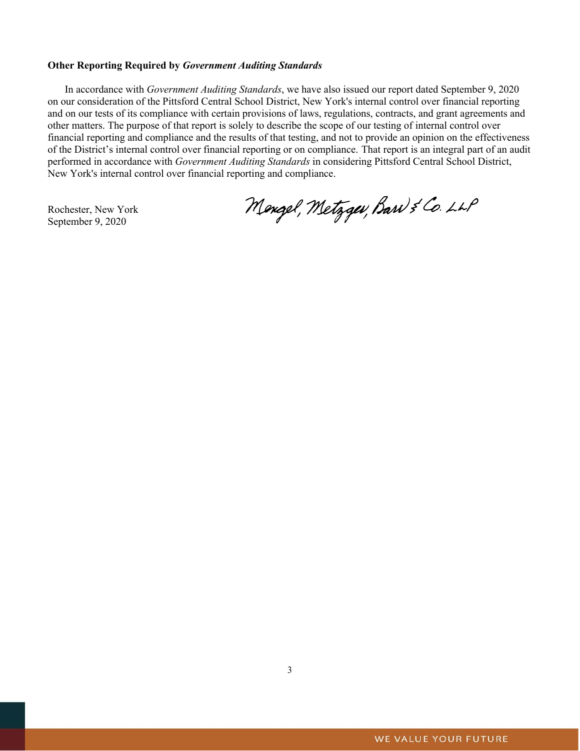**Other Reporting Required by *Government Auditing Standards***

In accordance with *Government Auditing Standards*, we have also issued our report dated September 9, 2020 on our consideration of the Pittsford Central School District, New York's internal control over financial reporting and on our tests of its compliance with certain provisions of laws, regulations, contracts, and grant agreements and other matters. The purpose of that report is solely to describe the scope of our testing of internal control over financial reporting and compliance and the results of that testing, and not to provide an opinion on the effectiveness of the District's internal control over financial reporting or on compliance. That report is an integral part of an audit performed in accordance with *Government Auditing Standards* in considering Pittsford Central School District, New York's internal control over financial reporting and compliance.

Rochester, New York
September 9, 2020

Mengel, Metzger, Barr & Co. LLP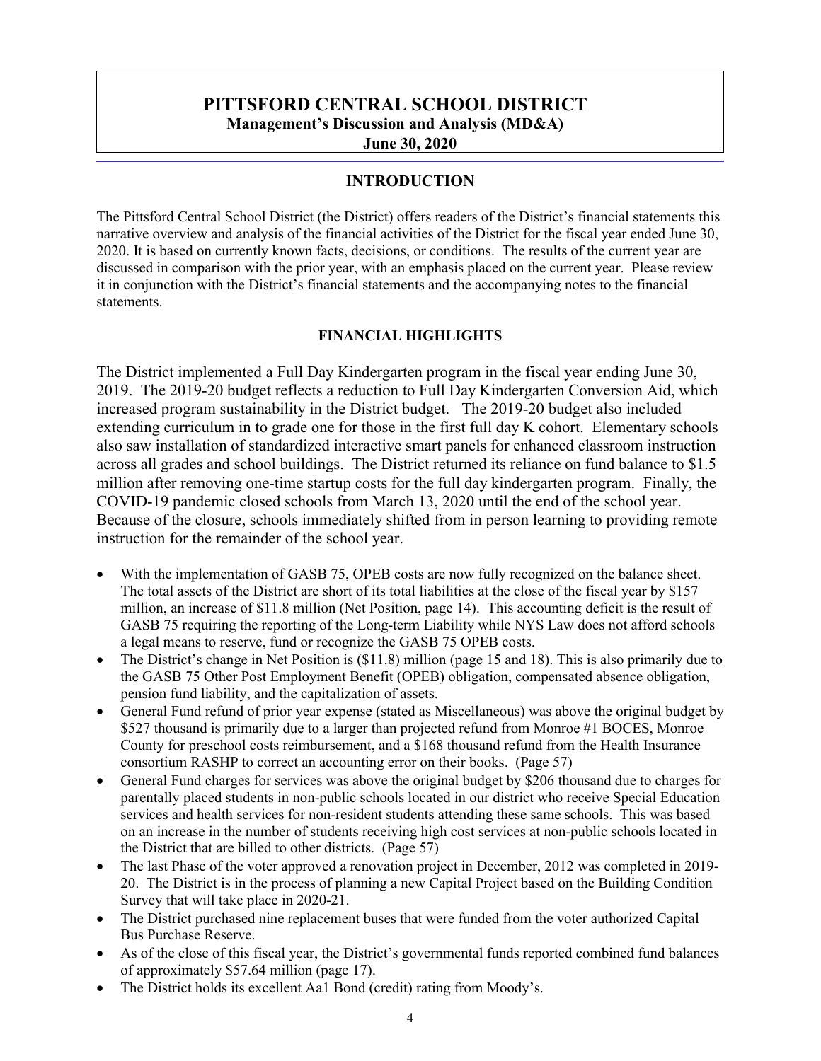# PITTSFORD CENTRAL SCHOOL DISTRICT

**Management's Discussion and Analysis (MD&A)**

**June 30, 2020**

## INTRODUCTION

The Pittsford Central School District (the District) offers readers of the District's financial statements this narrative overview and analysis of the financial activities of the District for the fiscal year ended June 30, 2020. It is based on currently known facts, decisions, or conditions. The results of the current year are discussed in comparison with the prior year, with an emphasis placed on the current year. Please review it in conjunction with the District's financial statements and the accompanying notes to the financial statements.

### FINANCIAL HIGHLIGHTS

The District implemented a Full Day Kindergarten program in the fiscal year ending June 30, 2019. The 2019-20 budget reflects a reduction to Full Day Kindergarten Conversion Aid, which increased program sustainability in the District budget. The 2019-20 budget also included extending curriculum in to grade one for those in the first full day K cohort. Elementary schools also saw installation of standardized interactive smart panels for enhanced classroom instruction across all grades and school buildings. The District returned its reliance on fund balance to $1.5 million after removing one-time startup costs for the full day kindergarten program. Finally, the COVID-19 pandemic closed schools from March 13, 2020 until the end of the school year. Because of the closure, schools immediately shifted from in person learning to providing remote instruction for the remainder of the school year.

- With the implementation of GASB 75, OPEB costs are now fully recognized on the balance sheet. The total assets of the District are short of its total liabilities at the close of the fiscal year by $157 million, an increase of $11.8 million (Net Position, page 14). This accounting deficit is the result of GASB 75 requiring the reporting of the Long-term Liability while NYS Law does not afford schools a legal means to reserve, fund or recognize the GASB 75 OPEB costs.
- The District's change in Net Position is ($11.8) million (page 15 and 18). This is also primarily due to the GASB 75 Other Post Employment Benefit (OPEB) obligation, compensated absence obligation, pension fund liability, and the capitalization of assets.
- General Fund refund of prior year expense (stated as Miscellaneous) was above the original budget by $527 thousand is primarily due to a larger than projected refund from Monroe #1 BOCES, Monroe County for preschool costs reimbursement, and a $168 thousand refund from the Health Insurance consortium RASHP to correct an accounting error on their books. (Page 57)
- General Fund charges for services was above the original budget by $206 thousand due to charges for parentally placed students in non-public schools located in our district who receive Special Education services and health services for non-resident students attending these same schools. This was based on an increase in the number of students receiving high cost services at non-public schools located in the District that are billed to other districts. (Page 57)
- The last Phase of the voter approved a renovation project in December, 2012 was completed in 2019-20. The District is in the process of planning a new Capital Project based on the Building Condition Survey that will take place in 2020-21.
- The District purchased nine replacement buses that were funded from the voter authorized Capital Bus Purchase Reserve.
- As of the close of this fiscal year, the District's governmental funds reported combined fund balances of approximately $57.64 million (page 17).
- The District holds its excellent Aa1 Bond (credit) rating from Moody's.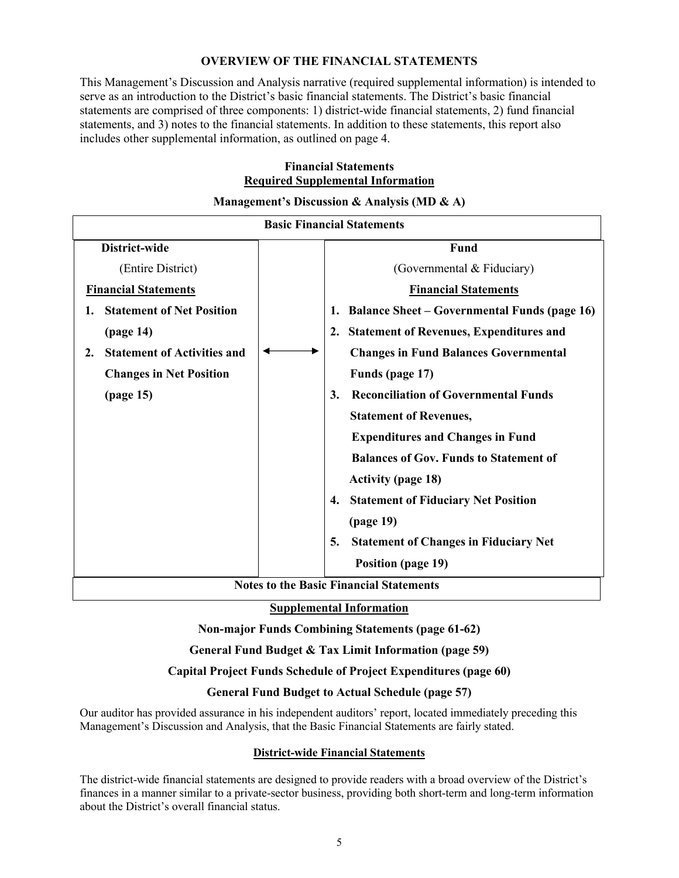## OVERVIEW OF THE FINANCIAL STATEMENTS

This Management's Discussion and Analysis narrative (required supplemental information) is intended to serve as an introduction to the District's basic financial statements. The District's basic financial statements are comprised of three components: 1) district-wide financial statements, 2) fund financial statements, and 3) notes to the financial statements. In addition to these statements, this report also includes other supplemental information, as outlined on page 4.

**Financial Statements**
**Required Supplemental Information**

**Management's Discussion & Analysis (MD & A)**

| **Basic Financial Statements** | | |
|---|---|---|
| **District-wide**<br>(Entire District)<br>**Financial Statements**<br>**1. Statement of Net Position (page 14)**<br>**2. Statement of Activities and Changes in Net Position (page 15)** | ⟷ | **Fund**<br>(Governmental & Fiduciary)<br>**Financial Statements**<br>**1. Balance Sheet – Governmental Funds (page 16)**<br>**2. Statement of Revenues, Expenditures and Changes in Fund Balances Governmental Funds (page 17)**<br>**3. Reconciliation of Governmental Funds Statement of Revenues, Expenditures and Changes in Fund Balances of Gov. Funds to Statement of Activity (page 18)**<br>**4. Statement of Fiduciary Net Position (page 19)**<br>**5. Statement of Changes in Fiduciary Net Position (page 19)** |
| **Notes to the Basic Financial Statements** | | |

**Supplemental Information**

**Non-major Funds Combining Statements (page 61-62)**

**General Fund Budget & Tax Limit Information (page 59)**

**Capital Project Funds Schedule of Project Expenditures (page 60)**

**General Fund Budget to Actual Schedule (page 57)**

Our auditor has provided assurance in his independent auditors' report, located immediately preceding this Management's Discussion and Analysis, that the Basic Financial Statements are fairly stated.

### District-wide Financial Statements

The district-wide financial statements are designed to provide readers with a broad overview of the District's finances in a manner similar to a private-sector business, providing both short-term and long-term information about the District's overall financial status.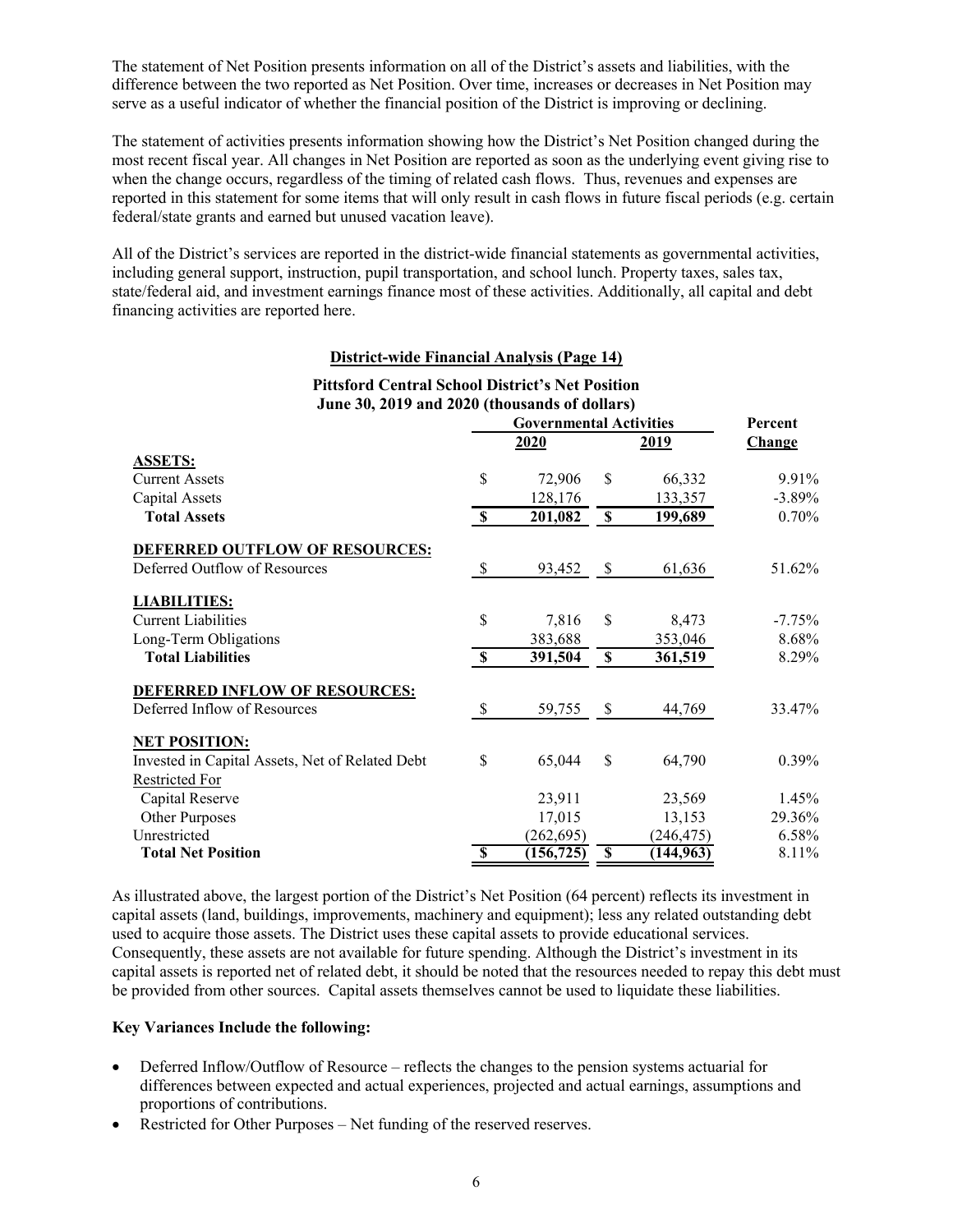The statement of Net Position presents information on all of the District's assets and liabilities, with the difference between the two reported as Net Position. Over time, increases or decreases in Net Position may serve as a useful indicator of whether the financial position of the District is improving or declining.

The statement of activities presents information showing how the District's Net Position changed during the most recent fiscal year. All changes in Net Position are reported as soon as the underlying event giving rise to when the change occurs, regardless of the timing of related cash flows. Thus, revenues and expenses are reported in this statement for some items that will only result in cash flows in future fiscal periods (e.g. certain federal/state grants and earned but unused vacation leave).

All of the District's services are reported in the district-wide financial statements as governmental activities, including general support, instruction, pupil transportation, and school lunch. Property taxes, sales tax, state/federal aid, and investment earnings finance most of these activities. Additionally, all capital and debt financing activities are reported here.

## District-wide Financial Analysis (Page 14)

**Pittsford Central School District's Net Position**
**June 30, 2019 and 2020 (thousands of dollars)**

| | Governmental Activities | | Percent |
|---|---|---|---|
| | **2020** | **2019** | **Change** |
| **ASSETS:** | | | |
| Current Assets | $ 72,906 | $ 66,332 | 9.91% |
| Capital Assets | 128,176 | 133,357 | -3.89% |
| **Total Assets** | **$ 201,082** | **$ 199,689** | 0.70% |
| **DEFERRED OUTFLOW OF RESOURCES:** | | | |
| Deferred Outflow of Resources | $ 93,452 | $ 61,636 | 51.62% |
| **LIABILITIES:** | | | |
| Current Liabilities | $ 7,816 | $ 8,473 | -7.75% |
| Long-Term Obligations | 383,688 | 353,046 | 8.68% |
| **Total Liabilities** | **$ 391,504** | **$ 361,519** | 8.29% |
| **DEFERRED INFLOW OF RESOURCES:** | | | |
| Deferred Inflow of Resources | $ 59,755 | $ 44,769 | 33.47% |
| **NET POSITION:** | | | |
| Invested in Capital Assets, Net of Related Debt | $ 65,044 | $ 64,790 | 0.39% |
| Restricted For | | | |
| Capital Reserve | 23,911 | 23,569 | 1.45% |
| Other Purposes | 17,015 | 13,153 | 29.36% |
| Unrestricted | (262,695) | (246,475) | 6.58% |
| **Total Net Position** | **$ (156,725)** | **$ (144,963)** | 8.11% |

As illustrated above, the largest portion of the District's Net Position (64 percent) reflects its investment in capital assets (land, buildings, improvements, machinery and equipment); less any related outstanding debt used to acquire those assets. The District uses these capital assets to provide educational services. Consequently, these assets are not available for future spending. Although the District's investment in its capital assets is reported net of related debt, it should be noted that the resources needed to repay this debt must be provided from other sources. Capital assets themselves cannot be used to liquidate these liabilities.

**Key Variances Include the following:**

- Deferred Inflow/Outflow of Resource – reflects the changes to the pension systems actuarial for differences between expected and actual experiences, projected and actual earnings, assumptions and proportions of contributions.
- Restricted for Other Purposes – Net funding of the reserved reserves.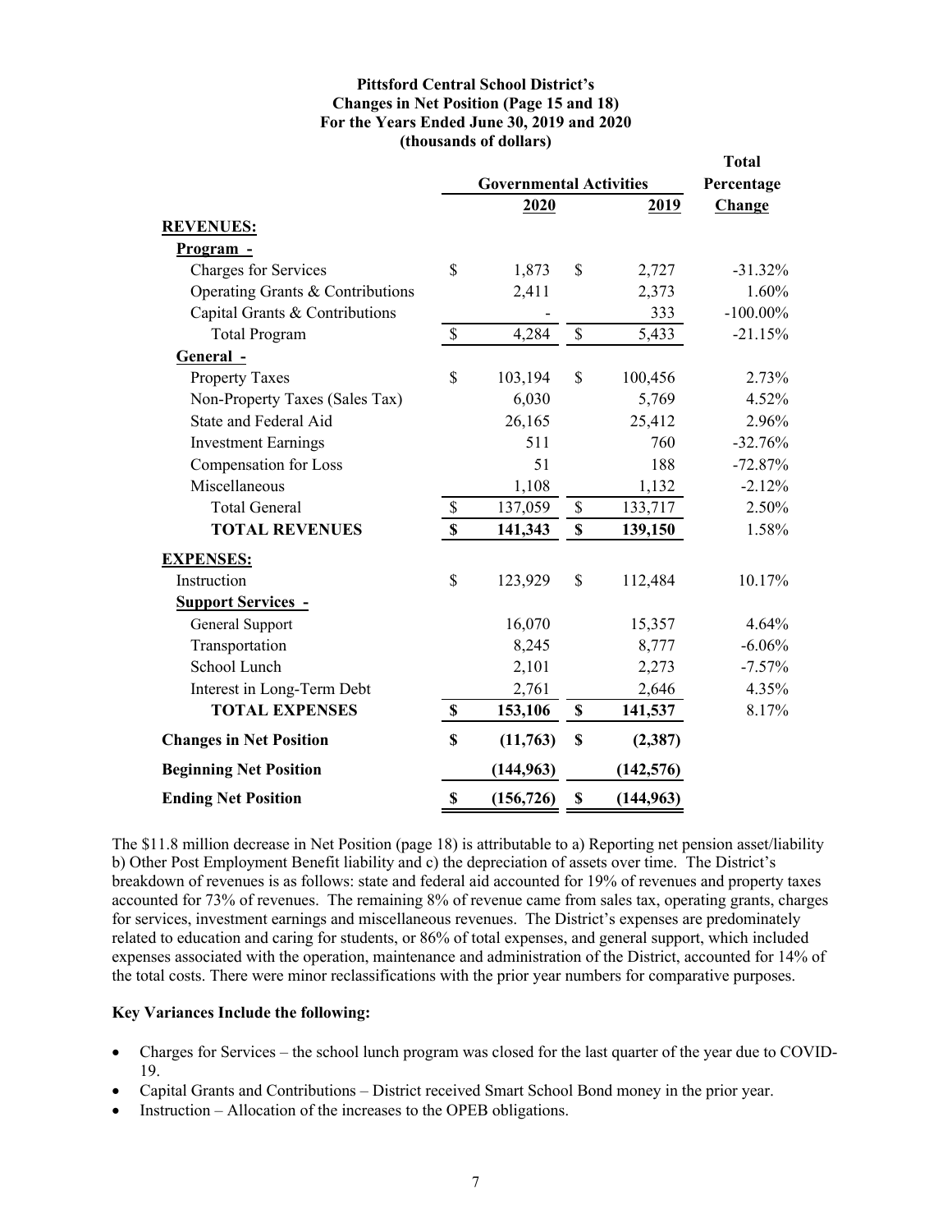**Pittsford Central School District's**
**Changes in Net Position (Page 15 and 18)**
**For the Years Ended June 30, 2019 and 2020**
**(thousands of dollars)**

| | Governmental Activities | | Total Percentage |
|---|---|---|---|
| | **2020** | **2019** | **Change** |
| **REVENUES:** | | | |
| **Program -** | | | |
| Charges for Services | $ 1,873 | $ 2,727 | -31.32% |
| Operating Grants & Contributions | 2,411 | 2,373 | 1.60% |
| Capital Grants & Contributions | - | 333 | -100.00% |
| Total Program | $ 4,284 | $ 5,433 | -21.15% |
| **General -** | | | |
| Property Taxes | $ 103,194 | $ 100,456 | 2.73% |
| Non-Property Taxes (Sales Tax) | 6,030 | 5,769 | 4.52% |
| State and Federal Aid | 26,165 | 25,412 | 2.96% |
| Investment Earnings | 511 | 760 | -32.76% |
| Compensation for Loss | 51 | 188 | -72.87% |
| Miscellaneous | 1,108 | 1,132 | -2.12% |
| Total General | $ 137,059 | $ 133,717 | 2.50% |
| **TOTAL REVENUES** | **$ 141,343** | **$ 139,150** | 1.58% |
| **EXPENSES:** | | | |
| Instruction | $ 123,929 | $ 112,484 | 10.17% |
| **Support Services -** | | | |
| General Support | 16,070 | 15,357 | 4.64% |
| Transportation | 8,245 | 8,777 | -6.06% |
| School Lunch | 2,101 | 2,273 | -7.57% |
| Interest in Long-Term Debt | 2,761 | 2,646 | 4.35% |
| **TOTAL EXPENSES** | **$ 153,106** | **$ 141,537** | 8.17% |
| **Changes in Net Position** | **$ (11,763)** | **$ (2,387)** | |
| **Beginning Net Position** | **(144,963)** | **(142,576)** | |
| **Ending Net Position** | **$ (156,726)** | **$ (144,963)** | |

The $11.8 million decrease in Net Position (page 18) is attributable to a) Reporting net pension asset/liability b) Other Post Employment Benefit liability and c) the depreciation of assets over time. The District's breakdown of revenues is as follows: state and federal aid accounted for 19% of revenues and property taxes accounted for 73% of revenues. The remaining 8% of revenue came from sales tax, operating grants, charges for services, investment earnings and miscellaneous revenues. The District's expenses are predominately related to education and caring for students, or 86% of total expenses, and general support, which included expenses associated with the operation, maintenance and administration of the District, accounted for 14% of the total costs. There were minor reclassifications with the prior year numbers for comparative purposes.

**Key Variances Include the following:**

- Charges for Services – the school lunch program was closed for the last quarter of the year due to COVID-19.
- Capital Grants and Contributions – District received Smart School Bond money in the prior year.
- Instruction – Allocation of the increases to the OPEB obligations.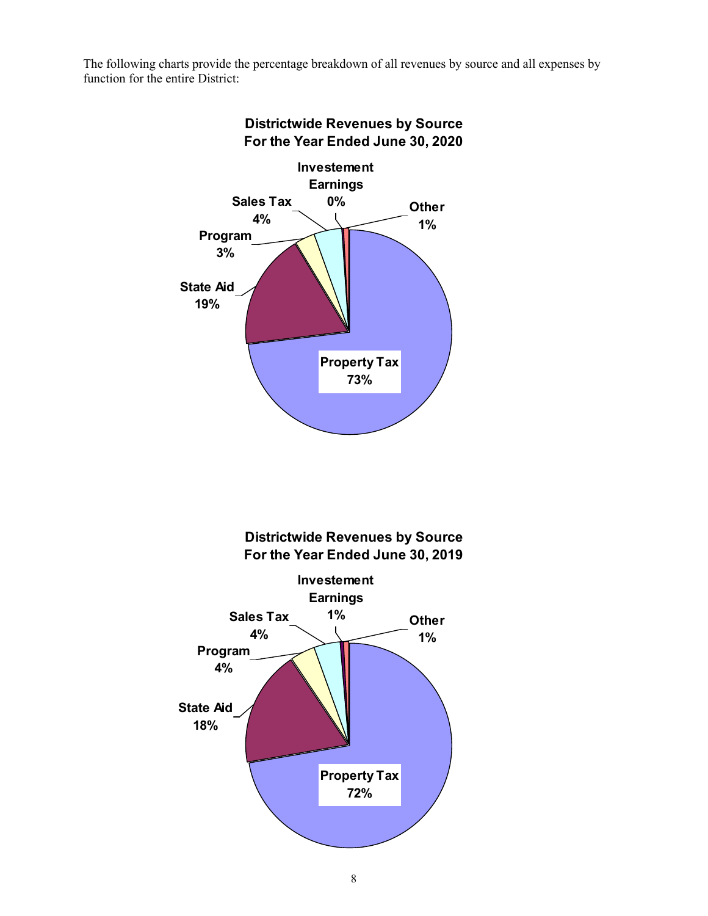The following charts provide the percentage breakdown of all revenues by source and all expenses by function for the entire District:

**Districtwide Revenues by Source**
**For the Year Ended June 30, 2020**

| Source | Percentage |
|---|---|
| Property Tax | 73% |
| State Aid | 19% |
| Program | 3% |
| Sales Tax | 4% |
| Investement Earnings | 0% |
| Other | 1% |

**Districtwide Revenues by Source**
**For the Year Ended June 30, 2019**

| Source | Percentage |
|---|---|
| Property Tax | 72% |
| State Aid | 18% |
| Program | 4% |
| Sales Tax | 4% |
| Investement Earnings | 1% |
| Other | 1% |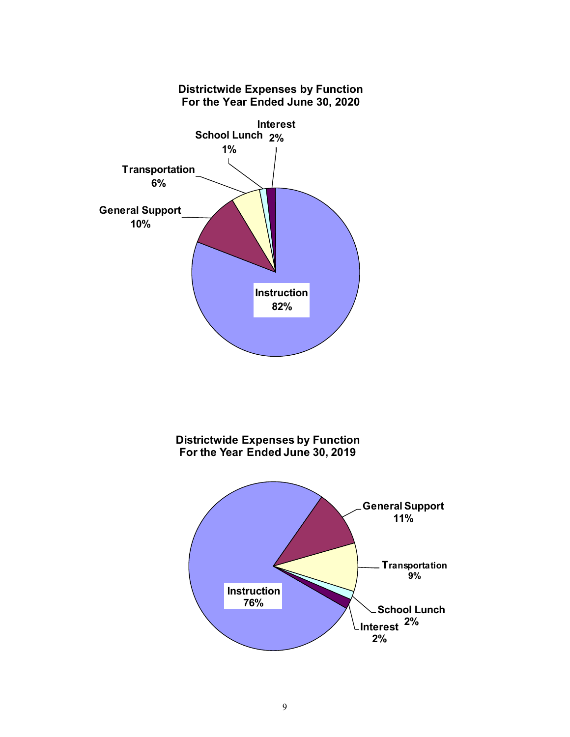## Districtwide Expenses by Function
## For the Year Ended June 30, 2020

| Function | Percentage |
| --- | --- |
| Instruction | 82% |
| General Support | 10% |
| Transportation | 6% |
| School Lunch | 1% |
| Interest | 2% |

## Districtwide Expenses by Function
## For the Year Ended June 30, 2019

| Function | Percentage |
| --- | --- |
| Instruction | 76% |
| General Support | 11% |
| Transportation | 9% |
| School Lunch | 2% |
| Interest | 2% |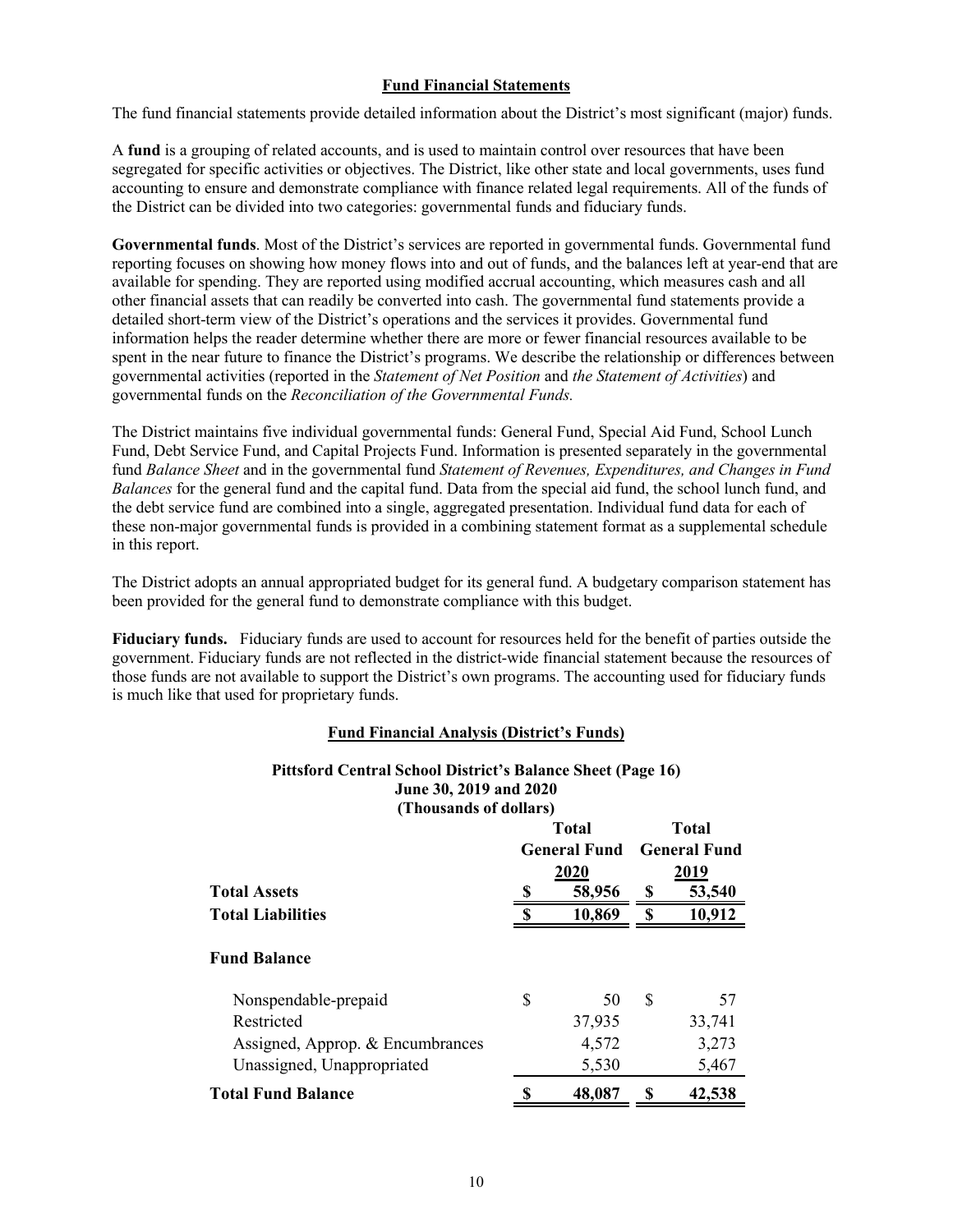## Fund Financial Statements

The fund financial statements provide detailed information about the District's most significant (major) funds.

A **fund** is a grouping of related accounts, and is used to maintain control over resources that have been segregated for specific activities or objectives. The District, like other state and local governments, uses fund accounting to ensure and demonstrate compliance with finance related legal requirements. All of the funds of the District can be divided into two categories: governmental funds and fiduciary funds.

**Governmental funds**. Most of the District's services are reported in governmental funds. Governmental fund reporting focuses on showing how money flows into and out of funds, and the balances left at year-end that are available for spending. They are reported using modified accrual accounting, which measures cash and all other financial assets that can readily be converted into cash. The governmental fund statements provide a detailed short-term view of the District's operations and the services it provides. Governmental fund information helps the reader determine whether there are more or fewer financial resources available to be spent in the near future to finance the District's programs. We describe the relationship or differences between governmental activities (reported in the *Statement of Net Position* and *the Statement of Activities*) and governmental funds on the *Reconciliation of the Governmental Funds.*

The District maintains five individual governmental funds: General Fund, Special Aid Fund, School Lunch Fund, Debt Service Fund, and Capital Projects Fund. Information is presented separately in the governmental fund *Balance Sheet* and in the governmental fund *Statement of Revenues, Expenditures, and Changes in Fund Balances* for the general fund and the capital fund. Data from the special aid fund, the school lunch fund, and the debt service fund are combined into a single, aggregated presentation. Individual fund data for each of these non-major governmental funds is provided in a combining statement format as a supplemental schedule in this report.

The District adopts an annual appropriated budget for its general fund. A budgetary comparison statement has been provided for the general fund to demonstrate compliance with this budget.

**Fiduciary funds.** Fiduciary funds are used to account for resources held for the benefit of parties outside the government. Fiduciary funds are not reflected in the district-wide financial statement because the resources of those funds are not available to support the District's own programs. The accounting used for fiduciary funds is much like that used for proprietary funds.

## Fund Financial Analysis (District's Funds)

**Pittsford Central School District's Balance Sheet (Page 16)**
**June 30, 2019 and 2020**
**(Thousands of dollars)**

| | Total General Fund 2020 | Total General Fund 2019 |
|---|---|---|
| **Total Assets** | **$ 58,956** | **$ 53,540** |
| **Total Liabilities** | **$ 10,869** | **$ 10,912** |
| **Fund Balance** | | |
| Nonspendable-prepaid | $ 50 | $ 57 |
| Restricted | 37,935 | 33,741 |
| Assigned, Approp. & Encumbrances | 4,572 | 3,273 |
| Unassigned, Unappropriated | 5,530 | 5,467 |
| **Total Fund Balance** | **$ 48,087** | **$ 42,538** |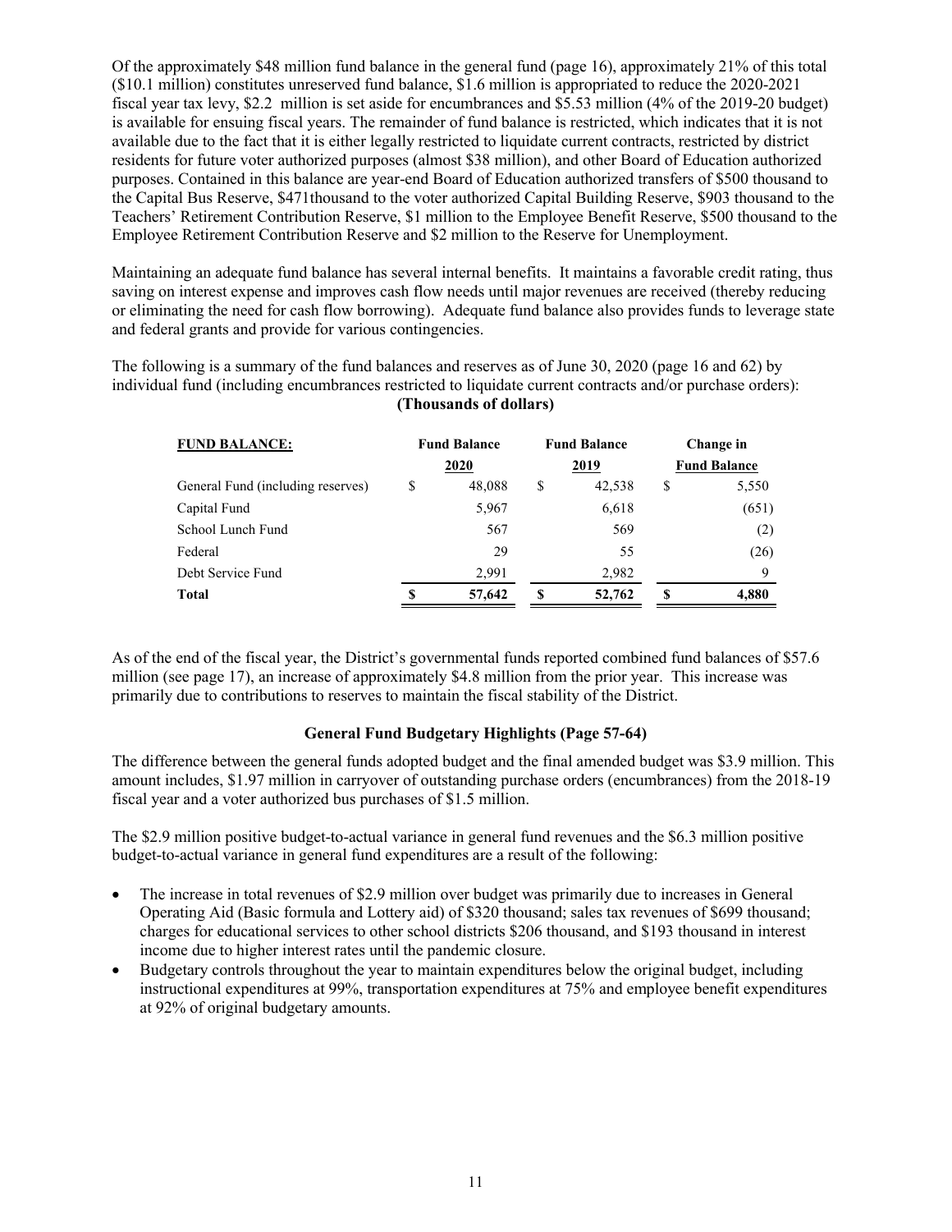Of the approximately $48 million fund balance in the general fund (page 16), approximately 21% of this total ($10.1 million) constitutes unreserved fund balance, $1.6 million is appropriated to reduce the 2020-2021 fiscal year tax levy, $2.2 million is set aside for encumbrances and $5.53 million (4% of the 2019-20 budget) is available for ensuing fiscal years. The remainder of fund balance is restricted, which indicates that it is not available due to the fact that it is either legally restricted to liquidate current contracts, restricted by district residents for future voter authorized purposes (almost $38 million), and other Board of Education authorized purposes. Contained in this balance are year-end Board of Education authorized transfers of $500 thousand to the Capital Bus Reserve, $471thousand to the voter authorized Capital Building Reserve, $903 thousand to the Teachers' Retirement Contribution Reserve, $1 million to the Employee Benefit Reserve, $500 thousand to the Employee Retirement Contribution Reserve and $2 million to the Reserve for Unemployment.

Maintaining an adequate fund balance has several internal benefits. It maintains a favorable credit rating, thus saving on interest expense and improves cash flow needs until major revenues are received (thereby reducing or eliminating the need for cash flow borrowing). Adequate fund balance also provides funds to leverage state and federal grants and provide for various contingencies.

The following is a summary of the fund balances and reserves as of June 30, 2020 (page 16 and 62) by individual fund (including encumbrances restricted to liquidate current contracts and/or purchase orders):

**(Thousands of dollars)**

| FUND BALANCE: | Fund Balance 2020 | Fund Balance 2019 | Change in Fund Balance |
|---|---|---|---|
| General Fund (including reserves) | $ 48,088 | $ 42,538 | $ 5,550 |
| Capital Fund | 5,967 | 6,618 | (651) |
| School Lunch Fund | 567 | 569 | (2) |
| Federal | 29 | 55 | (26) |
| Debt Service Fund | 2,991 | 2,982 | 9 |
| **Total** | **$ 57,642** | **$ 52,762** | **$ 4,880** |

As of the end of the fiscal year, the District's governmental funds reported combined fund balances of $57.6 million (see page 17), an increase of approximately $4.8 million from the prior year. This increase was primarily due to contributions to reserves to maintain the fiscal stability of the District.

### General Fund Budgetary Highlights (Page 57-64)

The difference between the general funds adopted budget and the final amended budget was $3.9 million. This amount includes, $1.97 million in carryover of outstanding purchase orders (encumbrances) from the 2018-19 fiscal year and a voter authorized bus purchases of $1.5 million.

The $2.9 million positive budget-to-actual variance in general fund revenues and the $6.3 million positive budget-to-actual variance in general fund expenditures are a result of the following:

- The increase in total revenues of $2.9 million over budget was primarily due to increases in General Operating Aid (Basic formula and Lottery aid) of $320 thousand; sales tax revenues of $699 thousand; charges for educational services to other school districts $206 thousand, and $193 thousand in interest income due to higher interest rates until the pandemic closure.
- Budgetary controls throughout the year to maintain expenditures below the original budget, including instructional expenditures at 99%, transportation expenditures at 75% and employee benefit expenditures at 92% of original budgetary amounts.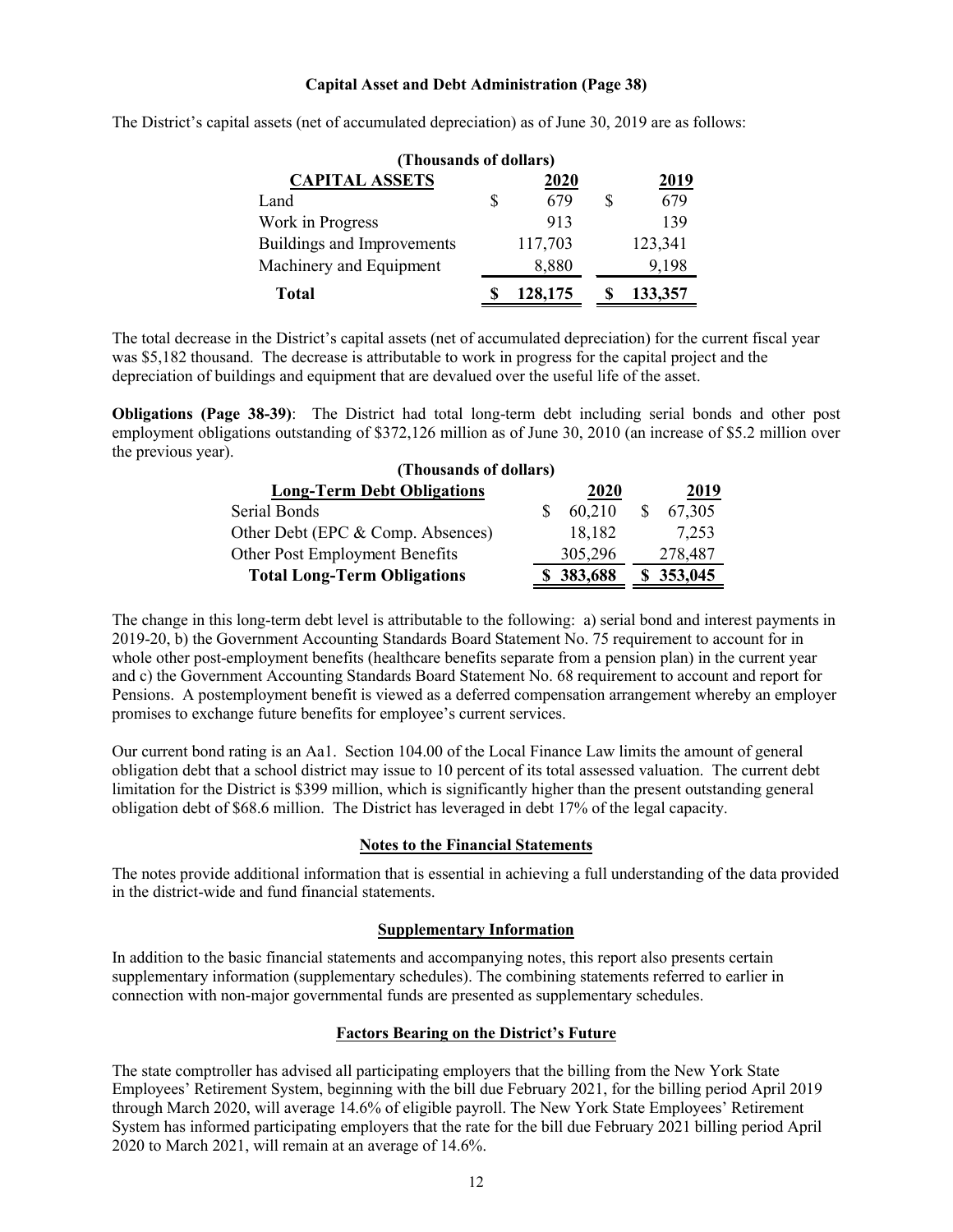**Capital Asset and Debt Administration (Page 38)**

The District's capital assets (net of accumulated depreciation) as of June 30, 2019 are as follows:

| (Thousands of dollars) | | |
|---|---|---|
| **CAPITAL ASSETS** | **2020** | **2019** |
| Land | $ 679 | $ 679 |
| Work in Progress | 913 | 139 |
| Buildings and Improvements | 117,703 | 123,341 |
| Machinery and Equipment | 8,880 | 9,198 |
| **Total** | **$ 128,175** | **$ 133,357** |

The total decrease in the District's capital assets (net of accumulated depreciation) for the current fiscal year was $5,182 thousand. The decrease is attributable to work in progress for the capital project and the depreciation of buildings and equipment that are devalued over the useful life of the asset.

**Obligations (Page 38-39)**: The District had total long-term debt including serial bonds and other post employment obligations outstanding of $372,126 million as of June 30, 2010 (an increase of $5.2 million over the previous year).

| (Thousands of dollars) | | |
|---|---|---|
| **Long-Term Debt Obligations** | **2020** | **2019** |
| Serial Bonds | $ 60,210 | $ 67,305 |
| Other Debt (EPC & Comp. Absences) | 18,182 | 7,253 |
| Other Post Employment Benefits | 305,296 | 278,487 |
| **Total Long-Term Obligations** | **$ 383,688** | **$ 353,045** |

The change in this long-term debt level is attributable to the following: a) serial bond and interest payments in 2019-20, b) the Government Accounting Standards Board Statement No. 75 requirement to account for in whole other post-employment benefits (healthcare benefits separate from a pension plan) in the current year and c) the Government Accounting Standards Board Statement No. 68 requirement to account and report for Pensions. A postemployment benefit is viewed as a deferred compensation arrangement whereby an employer promises to exchange future benefits for employee's current services.

Our current bond rating is an Aa1. Section 104.00 of the Local Finance Law limits the amount of general obligation debt that a school district may issue to 10 percent of its total assessed valuation. The current debt limitation for the District is $399 million, which is significantly higher than the present outstanding general obligation debt of $68.6 million. The District has leveraged in debt 17% of the legal capacity.

## Notes to the Financial Statements

The notes provide additional information that is essential in achieving a full understanding of the data provided in the district-wide and fund financial statements.

## Supplementary Information

In addition to the basic financial statements and accompanying notes, this report also presents certain supplementary information (supplementary schedules). The combining statements referred to earlier in connection with non-major governmental funds are presented as supplementary schedules.

## Factors Bearing on the District's Future

The state comptroller has advised all participating employers that the billing from the New York State Employees' Retirement System, beginning with the bill due February 2021, for the billing period April 2019 through March 2020, will average 14.6% of eligible payroll. The New York State Employees' Retirement System has informed participating employers that the rate for the bill due February 2021 billing period April 2020 to March 2021, will remain at an average of 14.6%.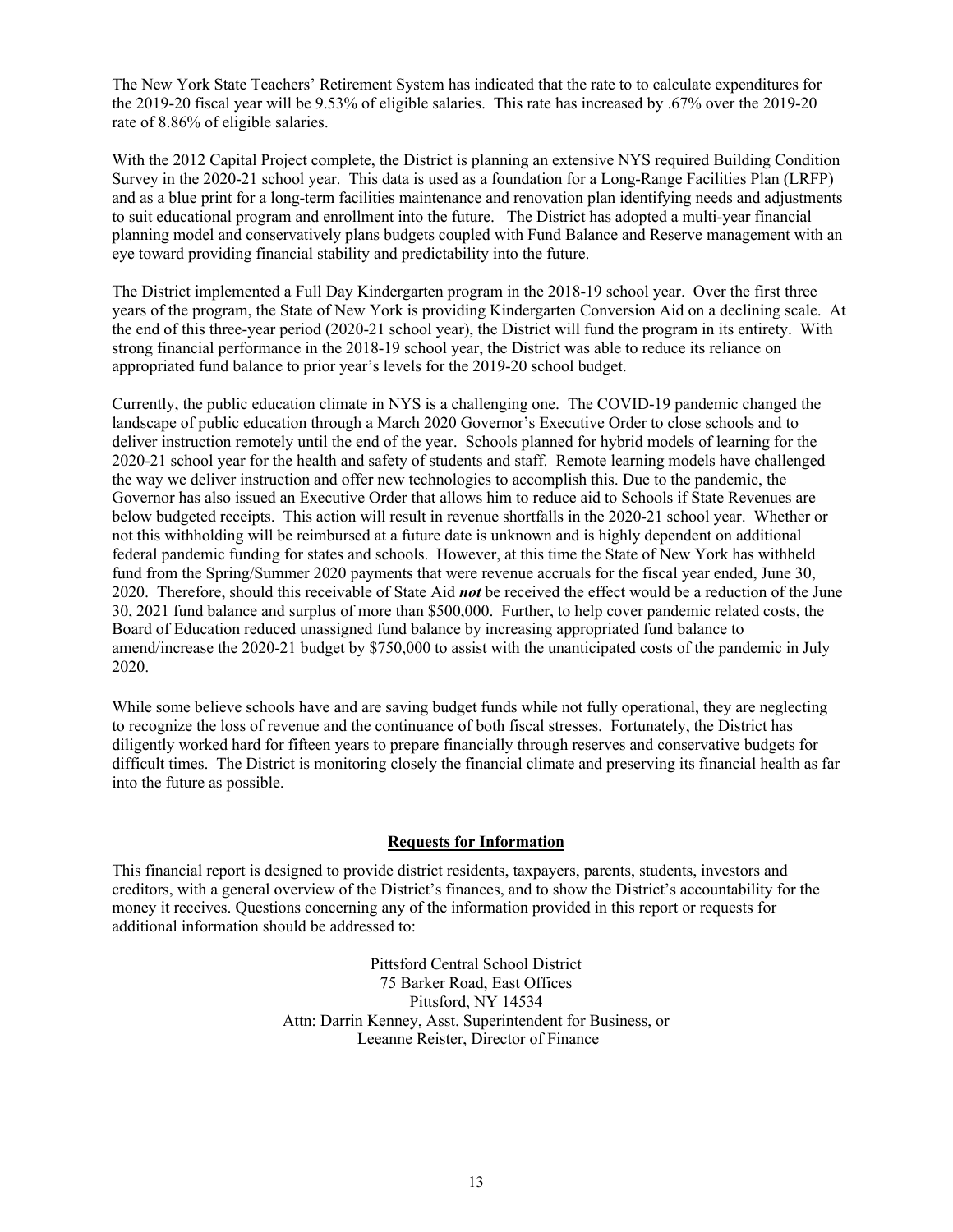The New York State Teachers' Retirement System has indicated that the rate to to calculate expenditures for the 2019-20 fiscal year will be 9.53% of eligible salaries. This rate has increased by .67% over the 2019-20 rate of 8.86% of eligible salaries.

With the 2012 Capital Project complete, the District is planning an extensive NYS required Building Condition Survey in the 2020-21 school year. This data is used as a foundation for a Long-Range Facilities Plan (LRFP) and as a blue print for a long-term facilities maintenance and renovation plan identifying needs and adjustments to suit educational program and enrollment into the future. The District has adopted a multi-year financial planning model and conservatively plans budgets coupled with Fund Balance and Reserve management with an eye toward providing financial stability and predictability into the future.

The District implemented a Full Day Kindergarten program in the 2018-19 school year. Over the first three years of the program, the State of New York is providing Kindergarten Conversion Aid on a declining scale. At the end of this three-year period (2020-21 school year), the District will fund the program in its entirety. With strong financial performance in the 2018-19 school year, the District was able to reduce its reliance on appropriated fund balance to prior year's levels for the 2019-20 school budget.

Currently, the public education climate in NYS is a challenging one. The COVID-19 pandemic changed the landscape of public education through a March 2020 Governor's Executive Order to close schools and to deliver instruction remotely until the end of the year. Schools planned for hybrid models of learning for the 2020-21 school year for the health and safety of students and staff. Remote learning models have challenged the way we deliver instruction and offer new technologies to accomplish this. Due to the pandemic, the Governor has also issued an Executive Order that allows him to reduce aid to Schools if State Revenues are below budgeted receipts. This action will result in revenue shortfalls in the 2020-21 school year. Whether or not this withholding will be reimbursed at a future date is unknown and is highly dependent on additional federal pandemic funding for states and schools. However, at this time the State of New York has withheld fund from the Spring/Summer 2020 payments that were revenue accruals for the fiscal year ended, June 30, 2020. Therefore, should this receivable of State Aid ***not*** be received the effect would be a reduction of the June 30, 2021 fund balance and surplus of more than $500,000. Further, to help cover pandemic related costs, the Board of Education reduced unassigned fund balance by increasing appropriated fund balance to amend/increase the 2020-21 budget by $750,000 to assist with the unanticipated costs of the pandemic in July 2020.

While some believe schools have and are saving budget funds while not fully operational, they are neglecting to recognize the loss of revenue and the continuance of both fiscal stresses. Fortunately, the District has diligently worked hard for fifteen years to prepare financially through reserves and conservative budgets for difficult times. The District is monitoring closely the financial climate and preserving its financial health as far into the future as possible.

## Requests for Information

This financial report is designed to provide district residents, taxpayers, parents, students, investors and creditors, with a general overview of the District's finances, and to show the District's accountability for the money it receives. Questions concerning any of the information provided in this report or requests for additional information should be addressed to:

Pittsford Central School District
75 Barker Road, East Offices
Pittsford, NY 14534
Attn: Darrin Kenney, Asst. Superintendent for Business, or
Leeanne Reister, Director of Finance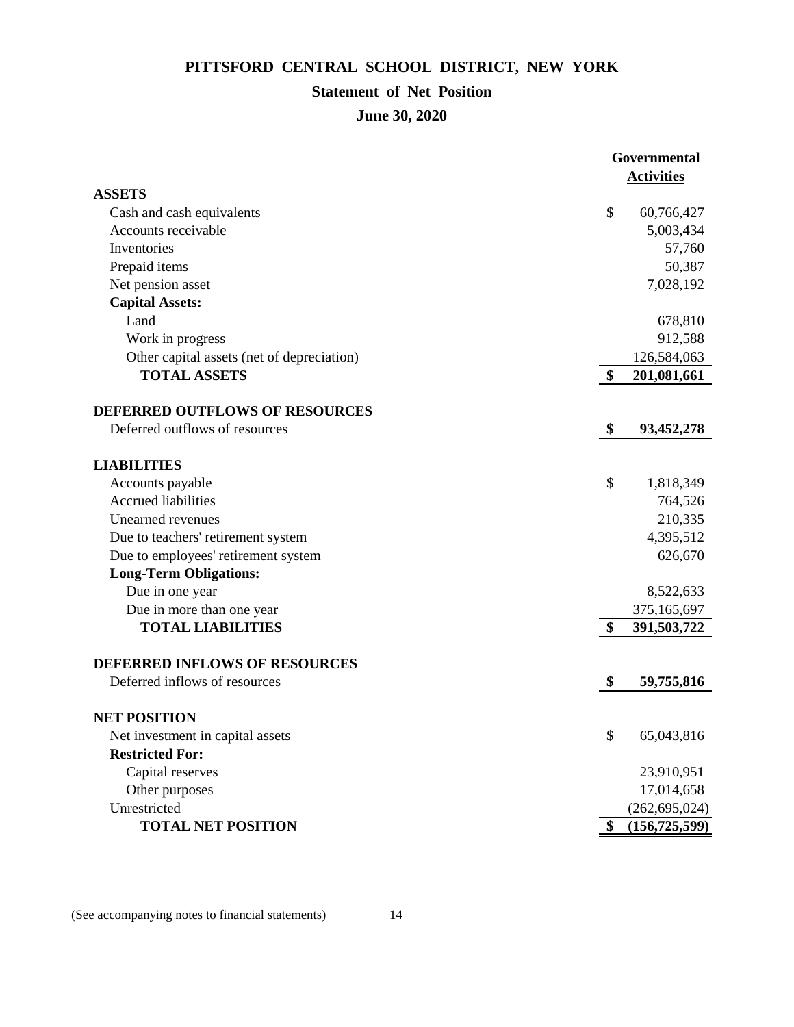# PITTSFORD CENTRAL SCHOOL DISTRICT, NEW YORK

## Statement of Net Position

## June 30, 2020

| | Governmental Activities |
|---|---|
| **ASSETS** | |
| Cash and cash equivalents | $ 60,766,427 |
| Accounts receivable | 5,003,434 |
| Inventories | 57,760 |
| Prepaid items | 50,387 |
| Net pension asset | 7,028,192 |
| **Capital Assets:** | |
| Land | 678,810 |
| Work in progress | 912,588 |
| Other capital assets (net of depreciation) | 126,584,063 |
| **TOTAL ASSETS** | **$ 201,081,661** |
| **DEFERRED OUTFLOWS OF RESOURCES** | |
| Deferred outflows of resources | **$ 93,452,278** |
| **LIABILITIES** | |
| Accounts payable | $ 1,818,349 |
| Accrued liabilities | 764,526 |
| Unearned revenues | 210,335 |
| Due to teachers' retirement system | 4,395,512 |
| Due to employees' retirement system | 626,670 |
| **Long-Term Obligations:** | |
| Due in one year | 8,522,633 |
| Due in more than one year | 375,165,697 |
| **TOTAL LIABILITIES** | **$ 391,503,722** |
| **DEFERRED INFLOWS OF RESOURCES** | |
| Deferred inflows of resources | **$ 59,755,816** |
| **NET POSITION** | |
| Net investment in capital assets | $ 65,043,816 |
| **Restricted For:** | |
| Capital reserves | 23,910,951 |
| Other purposes | 17,014,658 |
| Unrestricted | (262,695,024) |
| **TOTAL NET POSITION** | **$ (156,725,599)** |

(See accompanying notes to financial statements)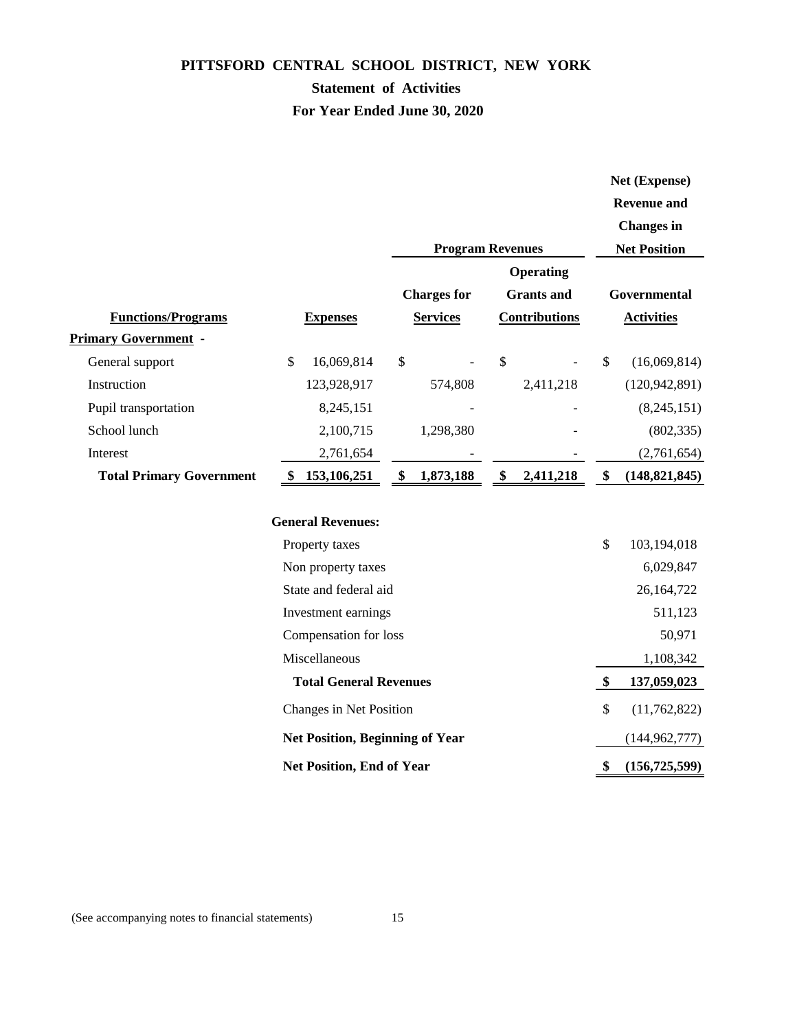# PITTSFORD CENTRAL SCHOOL DISTRICT, NEW YORK

## Statement of Activities

### For Year Ended June 30, 2020

| Functions/Programs | Expenses | Program Revenues: Charges for Services | Program Revenues: Operating Grants and Contributions | Net (Expense) Revenue and Changes in Net Position: Governmental Activities |
|---|---|---|---|---|
| **Primary Government -** | | | | |
| General support | $ 16,069,814 | $ - | $ - | $ (16,069,814) |
| Instruction | 123,928,917 | 574,808 | 2,411,218 | (120,942,891) |
| Pupil transportation | 8,245,151 | - | - | (8,245,151) |
| School lunch | 2,100,715 | 1,298,380 | - | (802,335) |
| Interest | 2,761,654 | - | - | (2,761,654) |
| **Total Primary Government** | **$ 153,106,251** | **$ 1,873,188** | **$ 2,411,218** | **$ (148,821,845)** |
| | | | | |
| **General Revenues:** | | | | |
| Property taxes | | | | $ 103,194,018 |
| Non property taxes | | | | 6,029,847 |
| State and federal aid | | | | 26,164,722 |
| Investment earnings | | | | 511,123 |
| Compensation for loss | | | | 50,971 |
| Miscellaneous | | | | 1,108,342 |
| **Total General Revenues** | | | | **$ 137,059,023** |
| Changes in Net Position | | | | $ (11,762,822) |
| **Net Position, Beginning of Year** | | | | (144,962,777) |
| **Net Position, End of Year** | | | | **$ (156,725,599)** |

(See accompanying notes to financial statements)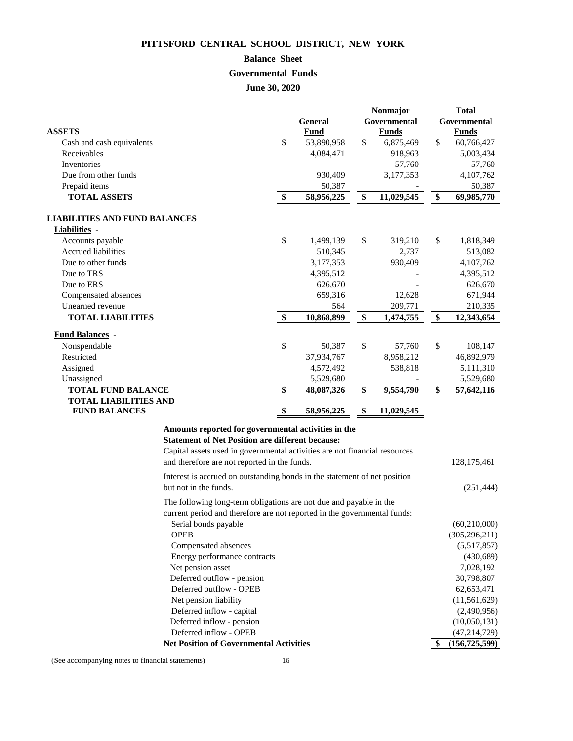# PITTSFORD CENTRAL SCHOOL DISTRICT, NEW YORK

## Balance Sheet

## Governmental Funds

## June 30, 2020

| ASSETS | General Fund | Nonmajor Governmental Funds | Total Governmental Funds |
|---|---|---|---|
| Cash and cash equivalents | $ 53,890,958 | $ 6,875,469 | $ 60,766,427 |
| Receivables | 4,084,471 | 918,963 | 5,003,434 |
| Inventories | - | 57,760 | 57,760 |
| Due from other funds | 930,409 | 3,177,353 | 4,107,762 |
| Prepaid items | 50,387 | - | 50,387 |
| **TOTAL ASSETS** | **$ 58,956,225** | **$ 11,029,545** | **$ 69,985,770** |
| **LIABILITIES AND FUND BALANCES** | | | |
| **Liabilities -** | | | |
| Accounts payable | $ 1,499,139 | $ 319,210 | $ 1,818,349 |
| Accrued liabilities | 510,345 | 2,737 | 513,082 |
| Due to other funds | 3,177,353 | 930,409 | 4,107,762 |
| Due to TRS | 4,395,512 | - | 4,395,512 |
| Due to ERS | 626,670 | - | 626,670 |
| Compensated absences | 659,316 | 12,628 | 671,944 |
| Unearned revenue | 564 | 209,771 | 210,335 |
| **TOTAL LIABILITIES** | **$ 10,868,899** | **$ 1,474,755** | **$ 12,343,654** |
| **Fund Balances -** | | | |
| Nonspendable | $ 50,387 | $ 57,760 | $ 108,147 |
| Restricted | 37,934,767 | 8,958,212 | 46,892,979 |
| Assigned | 4,572,492 | 538,818 | 5,111,310 |
| Unassigned | 5,529,680 | - | 5,529,680 |
| **TOTAL FUND BALANCE** | **$ 48,087,326** | **$ 9,554,790** | **$ 57,642,116** |
| **TOTAL LIABILITIES AND FUND BALANCES** | **$ 58,956,225** | **$ 11,029,545** | |

**Amounts reported for governmental activities in the Statement of Net Position are different because:**

| | |
|---|---|
| Capital assets used in governmental activities are not financial resources and therefore are not reported in the funds. | 128,175,461 |
| Interest is accrued on outstanding bonds in the statement of net position but not in the funds. | (251,444) |
| The following long-term obligations are not due and payable in the current period and therefore are not reported in the governmental funds: | |
| Serial bonds payable | (60,210,000) |
| OPEB | (305,296,211) |
| Compensated absences | (5,517,857) |
| Energy performance contracts | (430,689) |
| Net pension asset | 7,028,192 |
| Deferred outflow - pension | 30,798,807 |
| Deferred outflow - OPEB | 62,653,471 |
| Net pension liability | (11,561,629) |
| Deferred inflow - capital | (2,490,956) |
| Deferred inflow - pension | (10,050,131) |
| Deferred inflow - OPEB | (47,214,729) |
| **Net Position of Governmental Activities** | **$ (156,725,599)** |

(See accompanying notes to financial statements)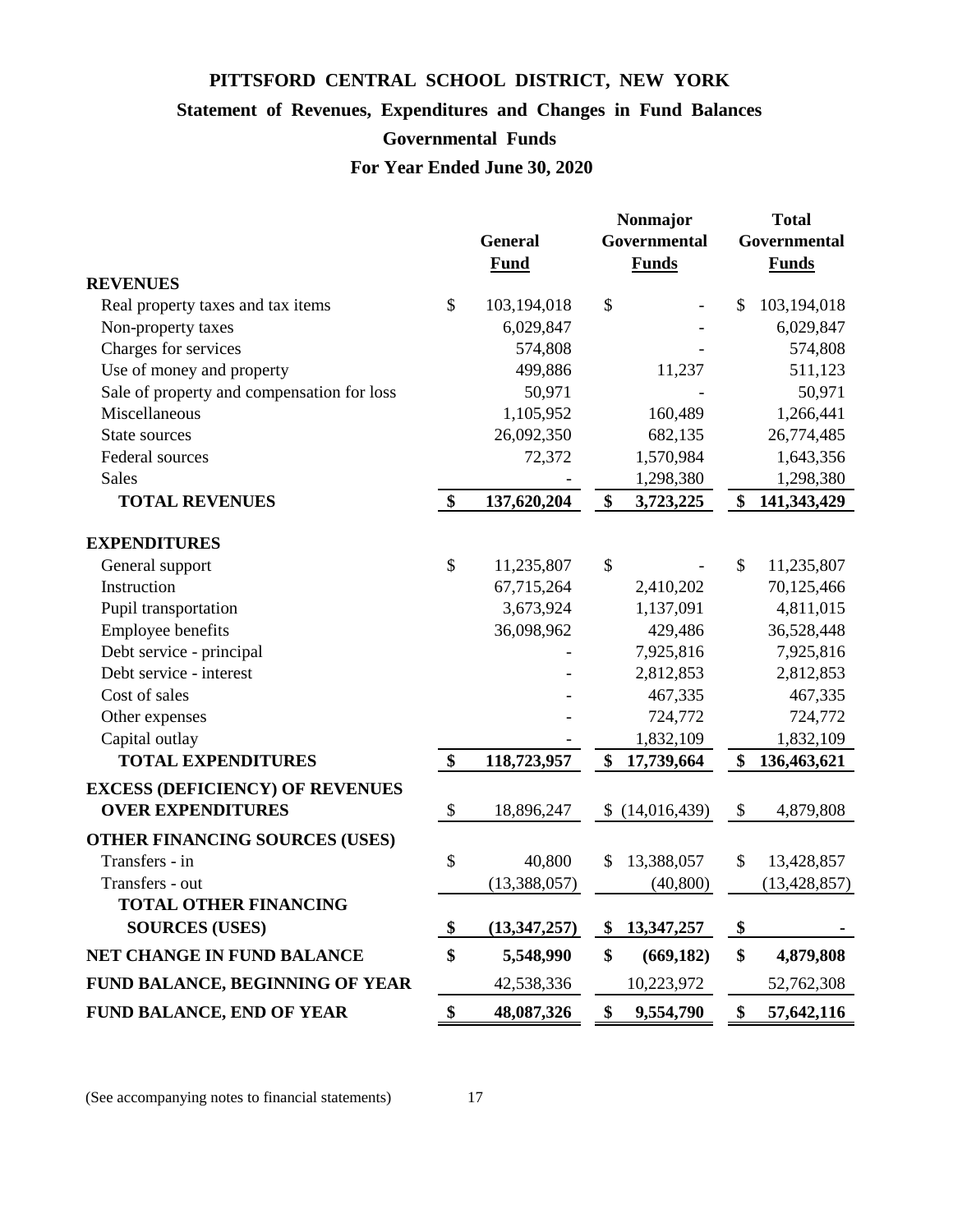# PITTSFORD CENTRAL SCHOOL DISTRICT, NEW YORK

## Statement of Revenues, Expenditures and Changes in Fund Balances

## Governmental Funds

## For Year Ended June 30, 2020

| | General Fund | Nonmajor Governmental Funds | Total Governmental Funds |
|---|---|---|---|
| **REVENUES** | | | |
| Real property taxes and tax items | $ 103,194,018 | $ - | $ 103,194,018 |
| Non-property taxes | 6,029,847 | - | 6,029,847 |
| Charges for services | 574,808 | - | 574,808 |
| Use of money and property | 499,886 | 11,237 | 511,123 |
| Sale of property and compensation for loss | 50,971 | - | 50,971 |
| Miscellaneous | 1,105,952 | 160,489 | 1,266,441 |
| State sources | 26,092,350 | 682,135 | 26,774,485 |
| Federal sources | 72,372 | 1,570,984 | 1,643,356 |
| Sales | - | 1,298,380 | 1,298,380 |
| **TOTAL REVENUES** | **$ 137,620,204** | **$ 3,723,225** | **$ 141,343,429** |
| **EXPENDITURES** | | | |
| General support | $ 11,235,807 | $ - | $ 11,235,807 |
| Instruction | 67,715,264 | 2,410,202 | 70,125,466 |
| Pupil transportation | 3,673,924 | 1,137,091 | 4,811,015 |
| Employee benefits | 36,098,962 | 429,486 | 36,528,448 |
| Debt service - principal | - | 7,925,816 | 7,925,816 |
| Debt service - interest | - | 2,812,853 | 2,812,853 |
| Cost of sales | - | 467,335 | 467,335 |
| Other expenses | - | 724,772 | 724,772 |
| Capital outlay | - | 1,832,109 | 1,832,109 |
| **TOTAL EXPENDITURES** | **$ 118,723,957** | **$ 17,739,664** | **$ 136,463,621** |
| **EXCESS (DEFICIENCY) OF REVENUES OVER EXPENDITURES** | $ 18,896,247 | $ (14,016,439) | $ 4,879,808 |
| **OTHER FINANCING SOURCES (USES)** | | | |
| Transfers - in | $ 40,800 | $ 13,388,057 | $ 13,428,857 |
| Transfers - out | (13,388,057) | (40,800) | (13,428,857) |
| **TOTAL OTHER FINANCING SOURCES (USES)** | **$ (13,347,257)** | **$ 13,347,257** | **$ -** |
| **NET CHANGE IN FUND BALANCE** | **$ 5,548,990** | **$ (669,182)** | **$ 4,879,808** |
| **FUND BALANCE, BEGINNING OF YEAR** | 42,538,336 | 10,223,972 | 52,762,308 |
| **FUND BALANCE, END OF YEAR** | **$ 48,087,326** | **$ 9,554,790** | **$ 57,642,116** |

(See accompanying notes to financial statements)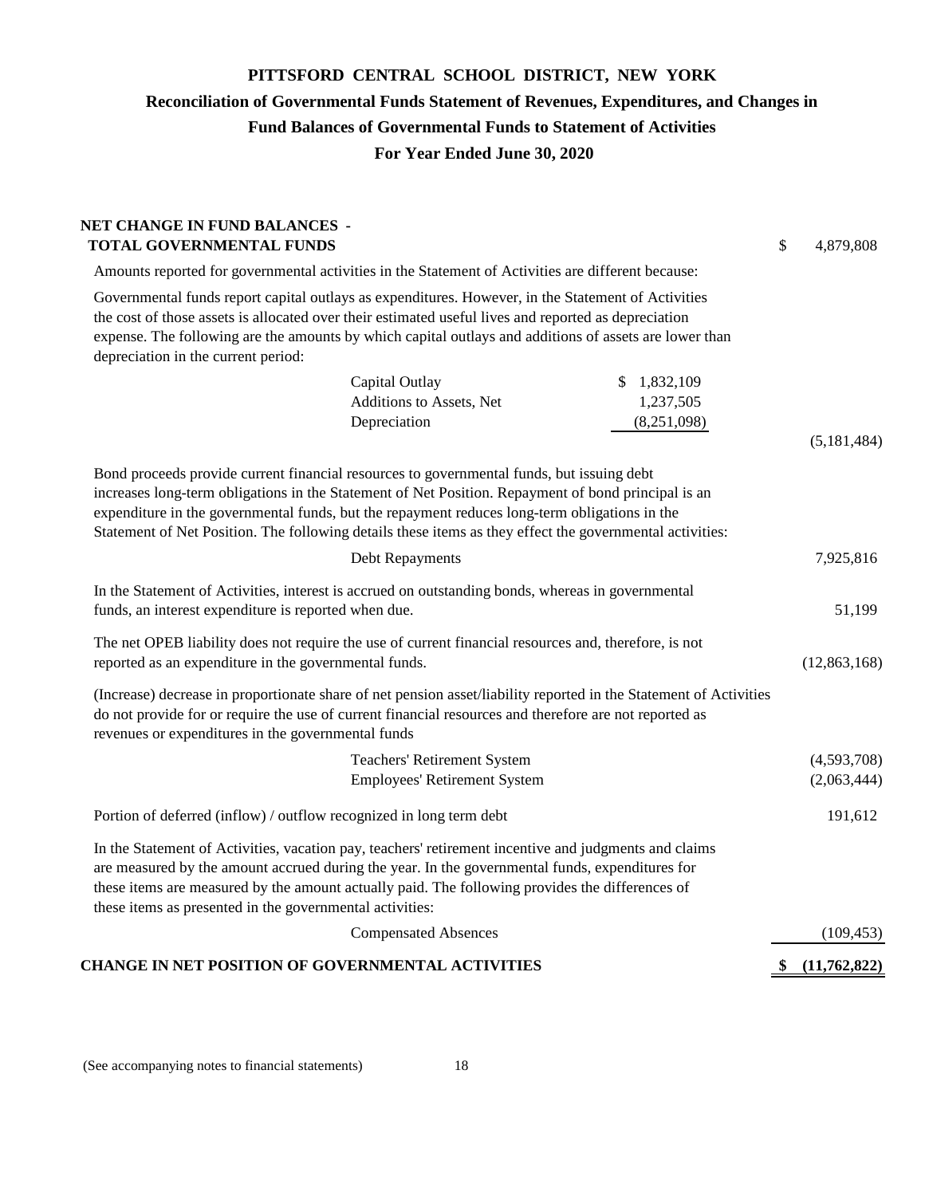# PITTSFORD CENTRAL SCHOOL DISTRICT, NEW YORK

## Reconciliation of Governmental Funds Statement of Revenues, Expenditures, and Changes in Fund Balances of Governmental Funds to Statement of Activities

## For Year Ended June 30, 2020

| | | |
|---|---|---|
| **NET CHANGE IN FUND BALANCES - TOTAL GOVERNMENTAL FUNDS** | | $ 4,879,808 |
| Amounts reported for governmental activities in the Statement of Activities are different because: | | |
| Governmental funds report capital outlays as expenditures. However, in the Statement of Activities the cost of those assets is allocated over their estimated useful lives and reported as depreciation expense. The following are the amounts by which capital outlays and additions of assets are lower than depreciation in the current period: | | |
| Capital Outlay | $ 1,832,109 | |
| Additions to Assets, Net | 1,237,505 | |
| Depreciation | (8,251,098) | |
| | | (5,181,484) |
| Bond proceeds provide current financial resources to governmental funds, but issuing debt increases long-term obligations in the Statement of Net Position. Repayment of bond principal is an expenditure in the governmental funds, but the repayment reduces long-term obligations in the Statement of Net Position. The following details these items as they effect the governmental activities: | | |
| Debt Repayments | | 7,925,816 |
| In the Statement of Activities, interest is accrued on outstanding bonds, whereas in governmental funds, an interest expenditure is reported when due. | | 51,199 |
| The net OPEB liability does not require the use of current financial resources and, therefore, is not reported as an expenditure in the governmental funds. | | (12,863,168) |
| (Increase) decrease in proportionate share of net pension asset/liability reported in the Statement of Activities do not provide for or require the use of current financial resources and therefore are not reported as revenues or expenditures in the governmental funds | | |
| Teachers' Retirement System | | (4,593,708) |
| Employees' Retirement System | | (2,063,444) |
| Portion of deferred (inflow) / outflow recognized in long term debt | | 191,612 |
| In the Statement of Activities, vacation pay, teachers' retirement incentive and judgments and claims are measured by the amount accrued during the year. In the governmental funds, expenditures for these items are measured by the amount actually paid. The following provides the differences of these items as presented in the governmental activities: | | |
| Compensated Absences | | (109,453) |
| **CHANGE IN NET POSITION OF GOVERNMENTAL ACTIVITIES** | | **$ (11,762,822)** |

(See accompanying notes to financial statements)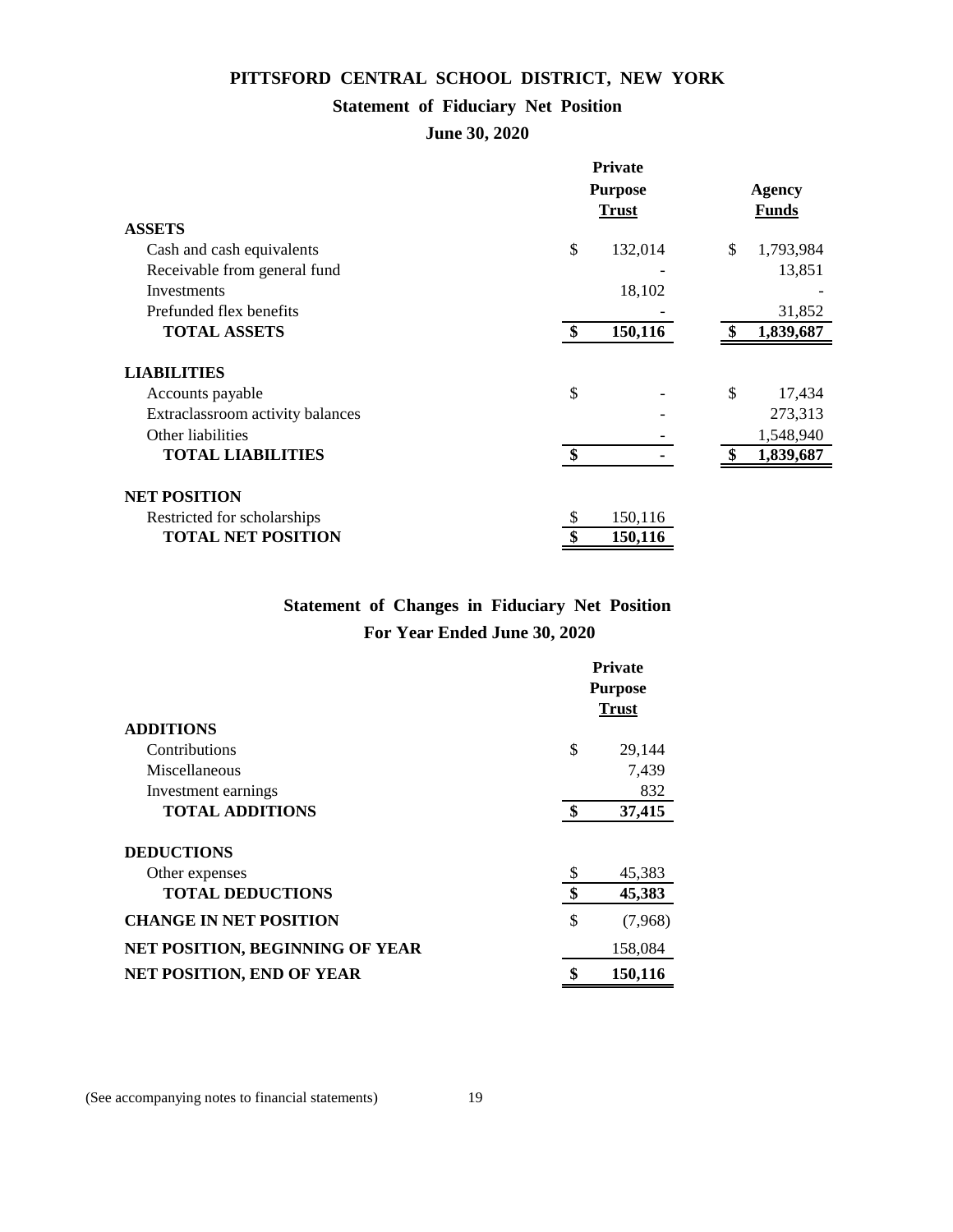# PITTSFORD CENTRAL SCHOOL DISTRICT, NEW YORK

## Statement of Fiduciary Net Position

### June 30, 2020

| | Private Purpose Trust | Agency Funds |
|---|---|---|
| **ASSETS** | | |
| Cash and cash equivalents | $ 132,014 | $ 1,793,984 |
| Receivable from general fund | - | 13,851 |
| Investments | 18,102 | - |
| Prefunded flex benefits | - | 31,852 |
| **TOTAL ASSETS** | **$ 150,116** | **$ 1,839,687** |
| **LIABILITIES** | | |
| Accounts payable | $ - | $ 17,434 |
| Extraclassroom activity balances | - | 273,313 |
| Other liabilities | - | 1,548,940 |
| **TOTAL LIABILITIES** | **$ -** | **$ 1,839,687** |
| **NET POSITION** | | |
| Restricted for scholarships | $ 150,116 | |
| **TOTAL NET POSITION** | **$ 150,116** | |

## Statement of Changes in Fiduciary Net Position

### For Year Ended June 30, 2020

| | Private Purpose Trust |
|---|---|
| **ADDITIONS** | |
| Contributions | $ 29,144 |
| Miscellaneous | 7,439 |
| Investment earnings | 832 |
| **TOTAL ADDITIONS** | **$ 37,415** |
| **DEDUCTIONS** | |
| Other expenses | $ 45,383 |
| **TOTAL DEDUCTIONS** | **$ 45,383** |
| **CHANGE IN NET POSITION** | $ (7,968) |
| **NET POSITION, BEGINNING OF YEAR** | 158,084 |
| **NET POSITION, END OF YEAR** | **$ 150,116** |

(See accompanying notes to financial statements)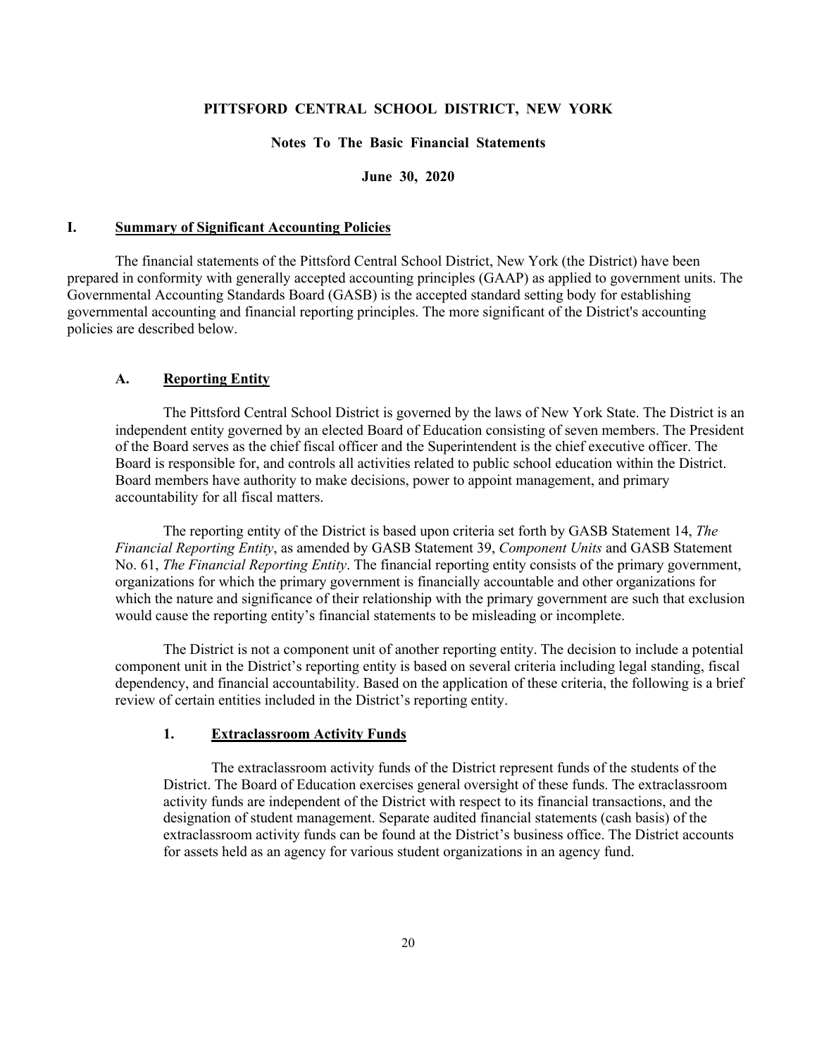**PITTSFORD CENTRAL SCHOOL DISTRICT, NEW YORK**

**Notes To The Basic Financial Statements**

**June 30, 2020**

## I. Summary of Significant Accounting Policies

The financial statements of the Pittsford Central School District, New York (the District) have been prepared in conformity with generally accepted accounting principles (GAAP) as applied to government units. The Governmental Accounting Standards Board (GASB) is the accepted standard setting body for establishing governmental accounting and financial reporting principles. The more significant of the District's accounting policies are described below.

### A. Reporting Entity

The Pittsford Central School District is governed by the laws of New York State. The District is an independent entity governed by an elected Board of Education consisting of seven members. The President of the Board serves as the chief fiscal officer and the Superintendent is the chief executive officer. The Board is responsible for, and controls all activities related to public school education within the District. Board members have authority to make decisions, power to appoint management, and primary accountability for all fiscal matters.

The reporting entity of the District is based upon criteria set forth by GASB Statement 14, *The Financial Reporting Entity*, as amended by GASB Statement 39, *Component Units* and GASB Statement No. 61, *The Financial Reporting Entity*. The financial reporting entity consists of the primary government, organizations for which the primary government is financially accountable and other organizations for which the nature and significance of their relationship with the primary government are such that exclusion would cause the reporting entity's financial statements to be misleading or incomplete.

The District is not a component unit of another reporting entity. The decision to include a potential component unit in the District's reporting entity is based on several criteria including legal standing, fiscal dependency, and financial accountability. Based on the application of these criteria, the following is a brief review of certain entities included in the District's reporting entity.

#### 1. Extraclassroom Activity Funds

The extraclassroom activity funds of the District represent funds of the students of the District. The Board of Education exercises general oversight of these funds. The extraclassroom activity funds are independent of the District with respect to its financial transactions, and the designation of student management. Separate audited financial statements (cash basis) of the extraclassroom activity funds can be found at the District's business office. The District accounts for assets held as an agency for various student organizations in an agency fund.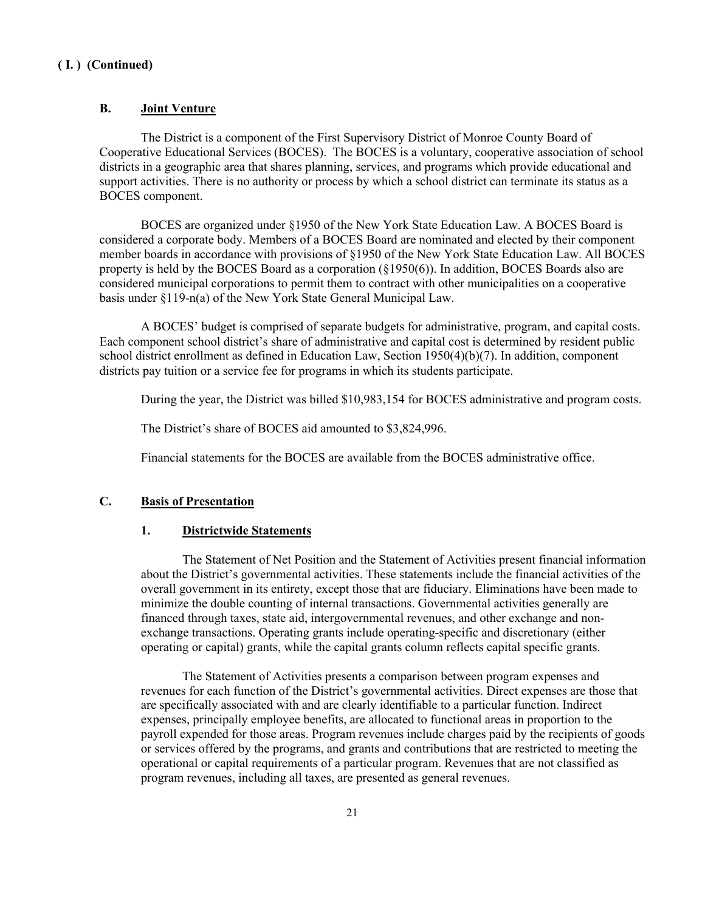**( I. ) (Continued)**

### B. Joint Venture

The District is a component of the First Supervisory District of Monroe County Board of Cooperative Educational Services (BOCES). The BOCES is a voluntary, cooperative association of school districts in a geographic area that shares planning, services, and programs which provide educational and support activities. There is no authority or process by which a school district can terminate its status as a BOCES component.

BOCES are organized under §1950 of the New York State Education Law. A BOCES Board is considered a corporate body. Members of a BOCES Board are nominated and elected by their component member boards in accordance with provisions of §1950 of the New York State Education Law. All BOCES property is held by the BOCES Board as a corporation (§1950(6)). In addition, BOCES Boards also are considered municipal corporations to permit them to contract with other municipalities on a cooperative basis under §119-n(a) of the New York State General Municipal Law.

A BOCES' budget is comprised of separate budgets for administrative, program, and capital costs. Each component school district's share of administrative and capital cost is determined by resident public school district enrollment as defined in Education Law, Section 1950(4)(b)(7). In addition, component districts pay tuition or a service fee for programs in which its students participate.

During the year, the District was billed $10,983,154 for BOCES administrative and program costs.

The District's share of BOCES aid amounted to $3,824,996.

Financial statements for the BOCES are available from the BOCES administrative office.

### C. Basis of Presentation

#### 1. Districtwide Statements

The Statement of Net Position and the Statement of Activities present financial information about the District's governmental activities. These statements include the financial activities of the overall government in its entirety, except those that are fiduciary. Eliminations have been made to minimize the double counting of internal transactions. Governmental activities generally are financed through taxes, state aid, intergovernmental revenues, and other exchange and non-exchange transactions. Operating grants include operating-specific and discretionary (either operating or capital) grants, while the capital grants column reflects capital specific grants.

The Statement of Activities presents a comparison between program expenses and revenues for each function of the District's governmental activities. Direct expenses are those that are specifically associated with and are clearly identifiable to a particular function. Indirect expenses, principally employee benefits, are allocated to functional areas in proportion to the payroll expended for those areas. Program revenues include charges paid by the recipients of goods or services offered by the programs, and grants and contributions that are restricted to meeting the operational or capital requirements of a particular program. Revenues that are not classified as program revenues, including all taxes, are presented as general revenues.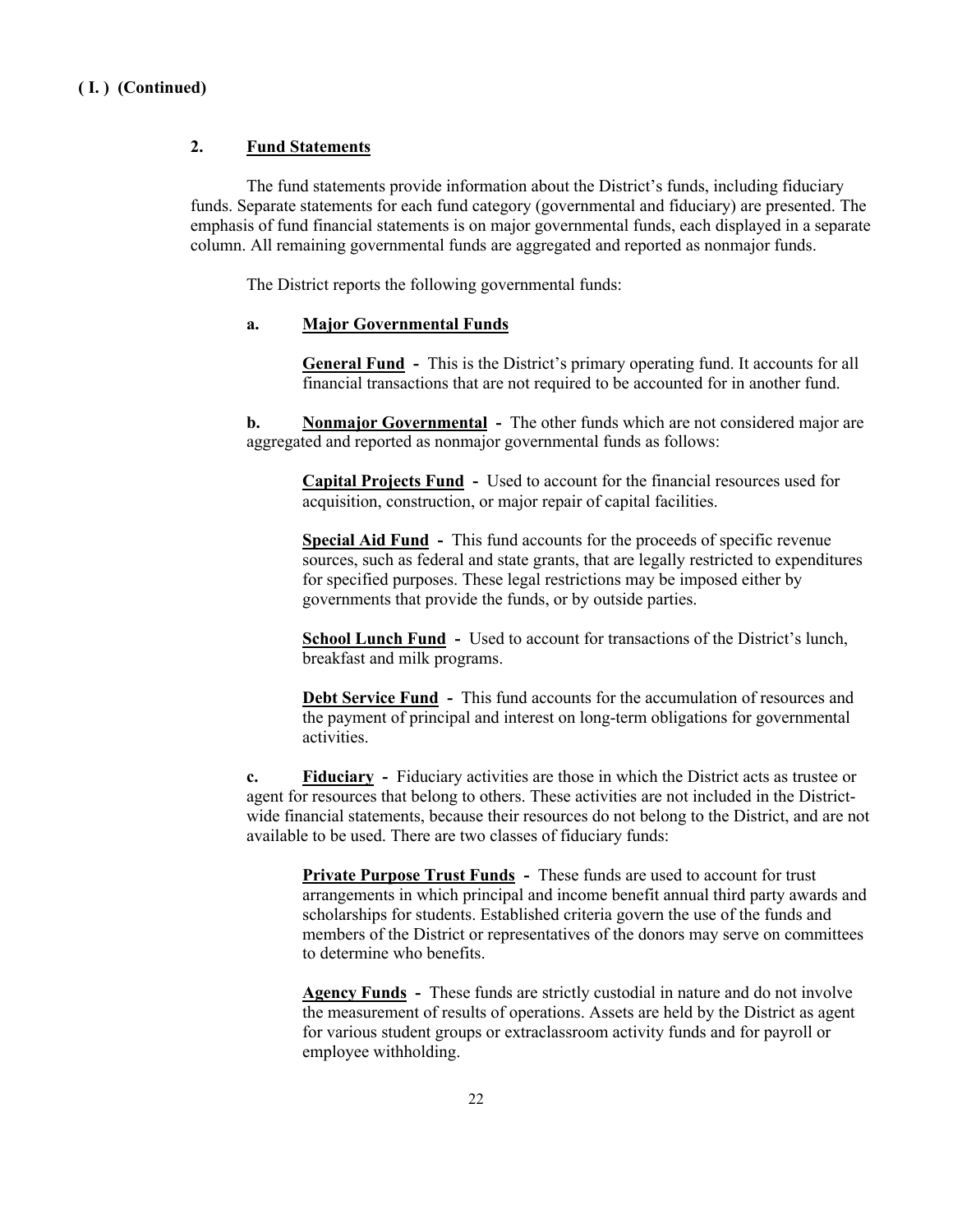**( I. ) (Continued)**

**2. Fund Statements**

The fund statements provide information about the District's funds, including fiduciary funds. Separate statements for each fund category (governmental and fiduciary) are presented. The emphasis of fund financial statements is on major governmental funds, each displayed in a separate column. All remaining governmental funds are aggregated and reported as nonmajor funds.

The District reports the following governmental funds:

**a. Major Governmental Funds**

**General Fund** - This is the District's primary operating fund. It accounts for all financial transactions that are not required to be accounted for in another fund.

**b. Nonmajor Governmental** - The other funds which are not considered major are aggregated and reported as nonmajor governmental funds as follows:

**Capital Projects Fund** - Used to account for the financial resources used for acquisition, construction, or major repair of capital facilities.

**Special Aid Fund** - This fund accounts for the proceeds of specific revenue sources, such as federal and state grants, that are legally restricted to expenditures for specified purposes. These legal restrictions may be imposed either by governments that provide the funds, or by outside parties.

**School Lunch Fund** - Used to account for transactions of the District's lunch, breakfast and milk programs.

**Debt Service Fund** - This fund accounts for the accumulation of resources and the payment of principal and interest on long-term obligations for governmental activities.

**c. Fiduciary** - Fiduciary activities are those in which the District acts as trustee or agent for resources that belong to others. These activities are not included in the District-wide financial statements, because their resources do not belong to the District, and are not available to be used. There are two classes of fiduciary funds:

**Private Purpose Trust Funds** - These funds are used to account for trust arrangements in which principal and income benefit annual third party awards and scholarships for students. Established criteria govern the use of the funds and members of the District or representatives of the donors may serve on committees to determine who benefits.

**Agency Funds** - These funds are strictly custodial in nature and do not involve the measurement of results of operations. Assets are held by the District as agent for various student groups or extraclassroom activity funds and for payroll or employee withholding.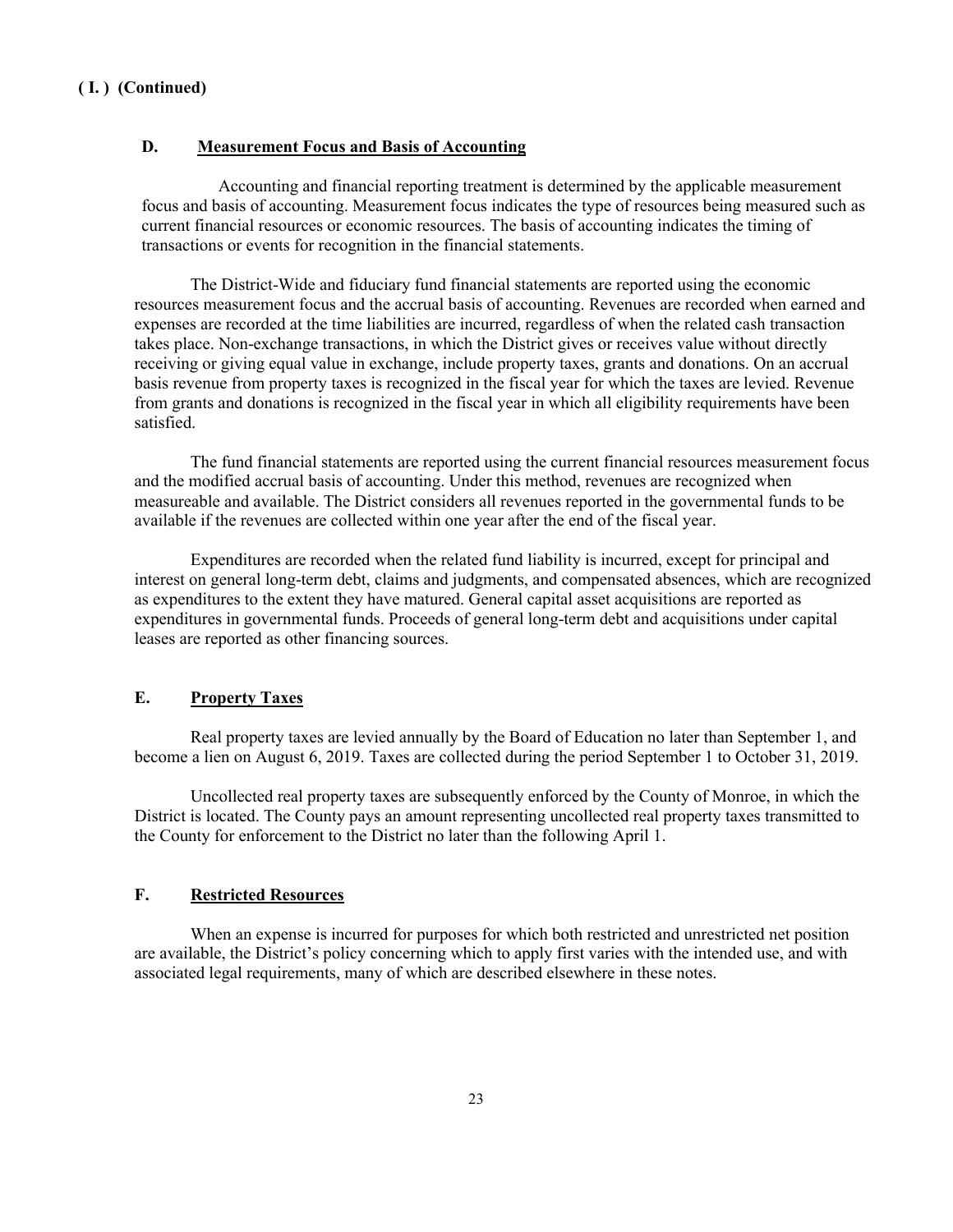**( I. ) (Continued)**

### D. Measurement Focus and Basis of Accounting

Accounting and financial reporting treatment is determined by the applicable measurement focus and basis of accounting. Measurement focus indicates the type of resources being measured such as current financial resources or economic resources. The basis of accounting indicates the timing of transactions or events for recognition in the financial statements.

The District-Wide and fiduciary fund financial statements are reported using the economic resources measurement focus and the accrual basis of accounting. Revenues are recorded when earned and expenses are recorded at the time liabilities are incurred, regardless of when the related cash transaction takes place. Non-exchange transactions, in which the District gives or receives value without directly receiving or giving equal value in exchange, include property taxes, grants and donations. On an accrual basis revenue from property taxes is recognized in the fiscal year for which the taxes are levied. Revenue from grants and donations is recognized in the fiscal year in which all eligibility requirements have been satisfied.

The fund financial statements are reported using the current financial resources measurement focus and the modified accrual basis of accounting. Under this method, revenues are recognized when measureable and available. The District considers all revenues reported in the governmental funds to be available if the revenues are collected within one year after the end of the fiscal year.

Expenditures are recorded when the related fund liability is incurred, except for principal and interest on general long-term debt, claims and judgments, and compensated absences, which are recognized as expenditures to the extent they have matured. General capital asset acquisitions are reported as expenditures in governmental funds. Proceeds of general long-term debt and acquisitions under capital leases are reported as other financing sources.

### E. Property Taxes

Real property taxes are levied annually by the Board of Education no later than September 1, and become a lien on August 6, 2019. Taxes are collected during the period September 1 to October 31, 2019.

Uncollected real property taxes are subsequently enforced by the County of Monroe, in which the District is located. The County pays an amount representing uncollected real property taxes transmitted to the County for enforcement to the District no later than the following April 1.

### F. Restricted Resources

When an expense is incurred for purposes for which both restricted and unrestricted net position are available, the District's policy concerning which to apply first varies with the intended use, and with associated legal requirements, many of which are described elsewhere in these notes.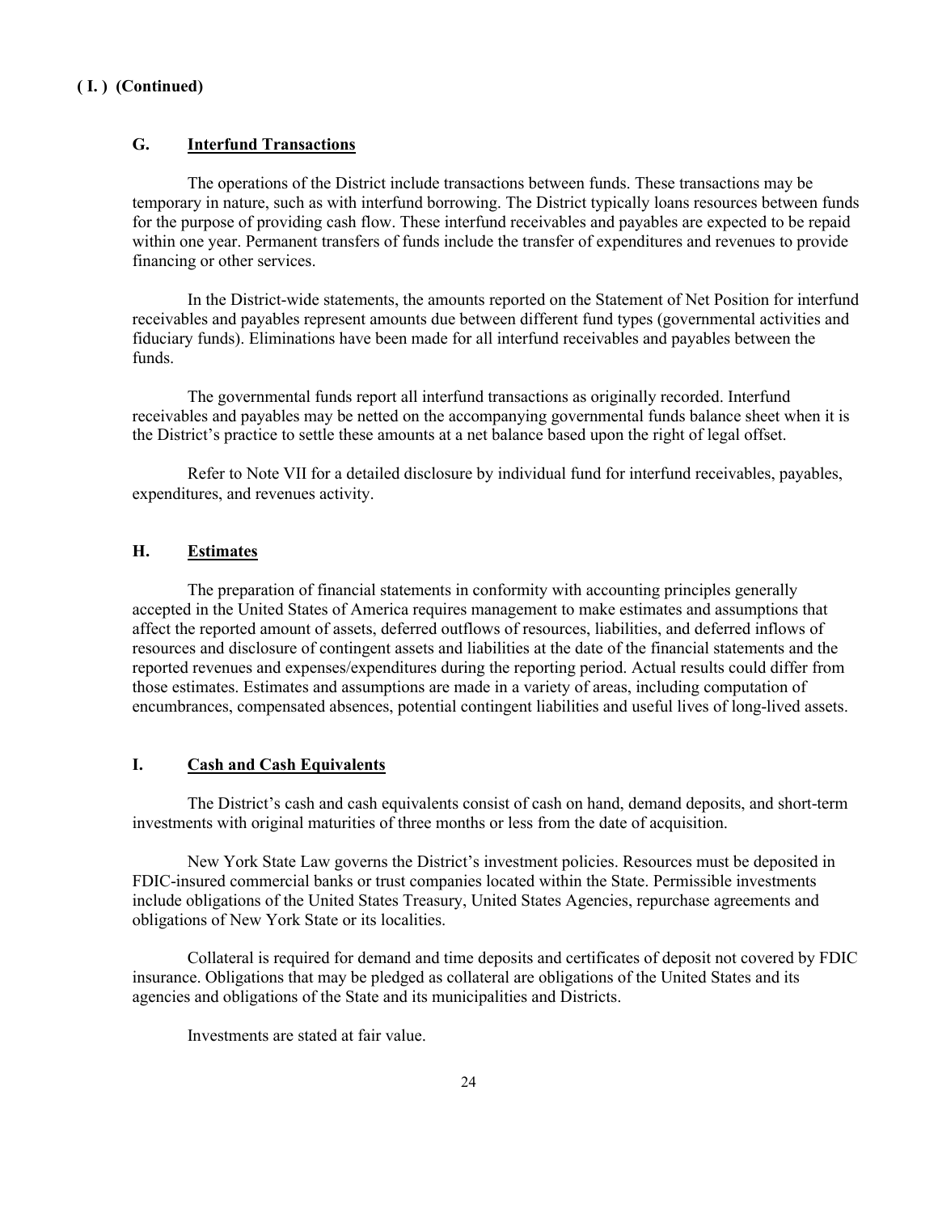**( I. ) (Continued)**

### G. Interfund Transactions

The operations of the District include transactions between funds. These transactions may be temporary in nature, such as with interfund borrowing. The District typically loans resources between funds for the purpose of providing cash flow. These interfund receivables and payables are expected to be repaid within one year. Permanent transfers of funds include the transfer of expenditures and revenues to provide financing or other services.

In the District-wide statements, the amounts reported on the Statement of Net Position for interfund receivables and payables represent amounts due between different fund types (governmental activities and fiduciary funds). Eliminations have been made for all interfund receivables and payables between the funds.

The governmental funds report all interfund transactions as originally recorded. Interfund receivables and payables may be netted on the accompanying governmental funds balance sheet when it is the District's practice to settle these amounts at a net balance based upon the right of legal offset.

Refer to Note VII for a detailed disclosure by individual fund for interfund receivables, payables, expenditures, and revenues activity.

### H. Estimates

The preparation of financial statements in conformity with accounting principles generally accepted in the United States of America requires management to make estimates and assumptions that affect the reported amount of assets, deferred outflows of resources, liabilities, and deferred inflows of resources and disclosure of contingent assets and liabilities at the date of the financial statements and the reported revenues and expenses/expenditures during the reporting period. Actual results could differ from those estimates. Estimates and assumptions are made in a variety of areas, including computation of encumbrances, compensated absences, potential contingent liabilities and useful lives of long-lived assets.

### I. Cash and Cash Equivalents

The District's cash and cash equivalents consist of cash on hand, demand deposits, and short-term investments with original maturities of three months or less from the date of acquisition.

New York State Law governs the District's investment policies. Resources must be deposited in FDIC-insured commercial banks or trust companies located within the State. Permissible investments include obligations of the United States Treasury, United States Agencies, repurchase agreements and obligations of New York State or its localities.

Collateral is required for demand and time deposits and certificates of deposit not covered by FDIC insurance. Obligations that may be pledged as collateral are obligations of the United States and its agencies and obligations of the State and its municipalities and Districts.

Investments are stated at fair value.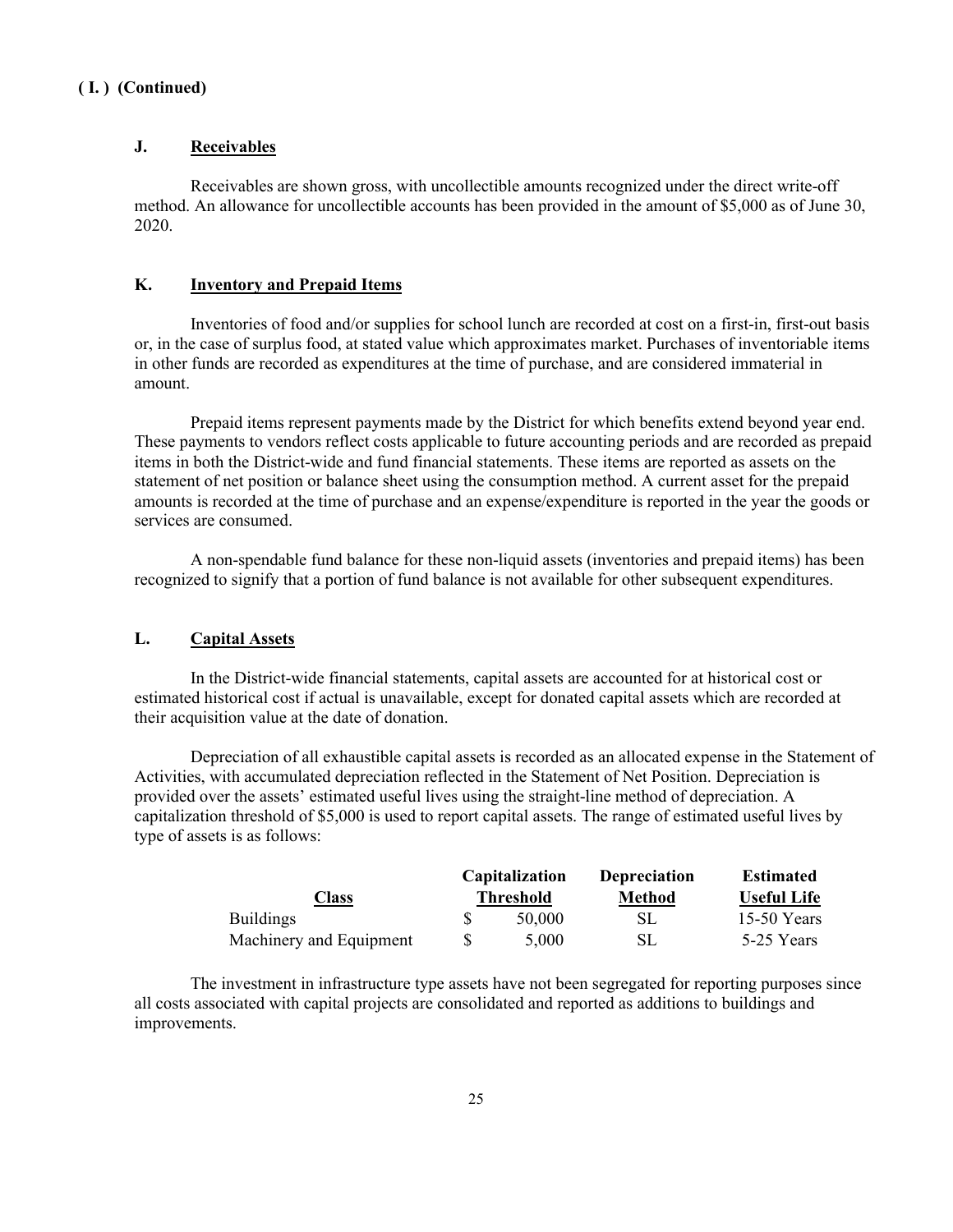**( I. ) (Continued)**

**J. Receivables**

Receivables are shown gross, with uncollectible amounts recognized under the direct write-off method. An allowance for uncollectible accounts has been provided in the amount of $5,000 as of June 30, 2020.

**K. Inventory and Prepaid Items**

Inventories of food and/or supplies for school lunch are recorded at cost on a first-in, first-out basis or, in the case of surplus food, at stated value which approximates market. Purchases of inventoriable items in other funds are recorded as expenditures at the time of purchase, and are considered immaterial in amount.

Prepaid items represent payments made by the District for which benefits extend beyond year end. These payments to vendors reflect costs applicable to future accounting periods and are recorded as prepaid items in both the District-wide and fund financial statements. These items are reported as assets on the statement of net position or balance sheet using the consumption method. A current asset for the prepaid amounts is recorded at the time of purchase and an expense/expenditure is reported in the year the goods or services are consumed.

A non-spendable fund balance for these non-liquid assets (inventories and prepaid items) has been recognized to signify that a portion of fund balance is not available for other subsequent expenditures.

**L. Capital Assets**

In the District-wide financial statements, capital assets are accounted for at historical cost or estimated historical cost if actual is unavailable, except for donated capital assets which are recorded at their acquisition value at the date of donation.

Depreciation of all exhaustible capital assets is recorded as an allocated expense in the Statement of Activities, with accumulated depreciation reflected in the Statement of Net Position. Depreciation is provided over the assets' estimated useful lives using the straight-line method of depreciation. A capitalization threshold of $5,000 is used to report capital assets. The range of estimated useful lives by type of assets is as follows:

| Class | Capitalization Threshold | Depreciation Method | Estimated Useful Life |
|---|---|---|---|
| Buildings | $ 50,000 | SL | 15-50 Years |
| Machinery and Equipment | $ 5,000 | SL | 5-25 Years |

The investment in infrastructure type assets have not been segregated for reporting purposes since all costs associated with capital projects are consolidated and reported as additions to buildings and improvements.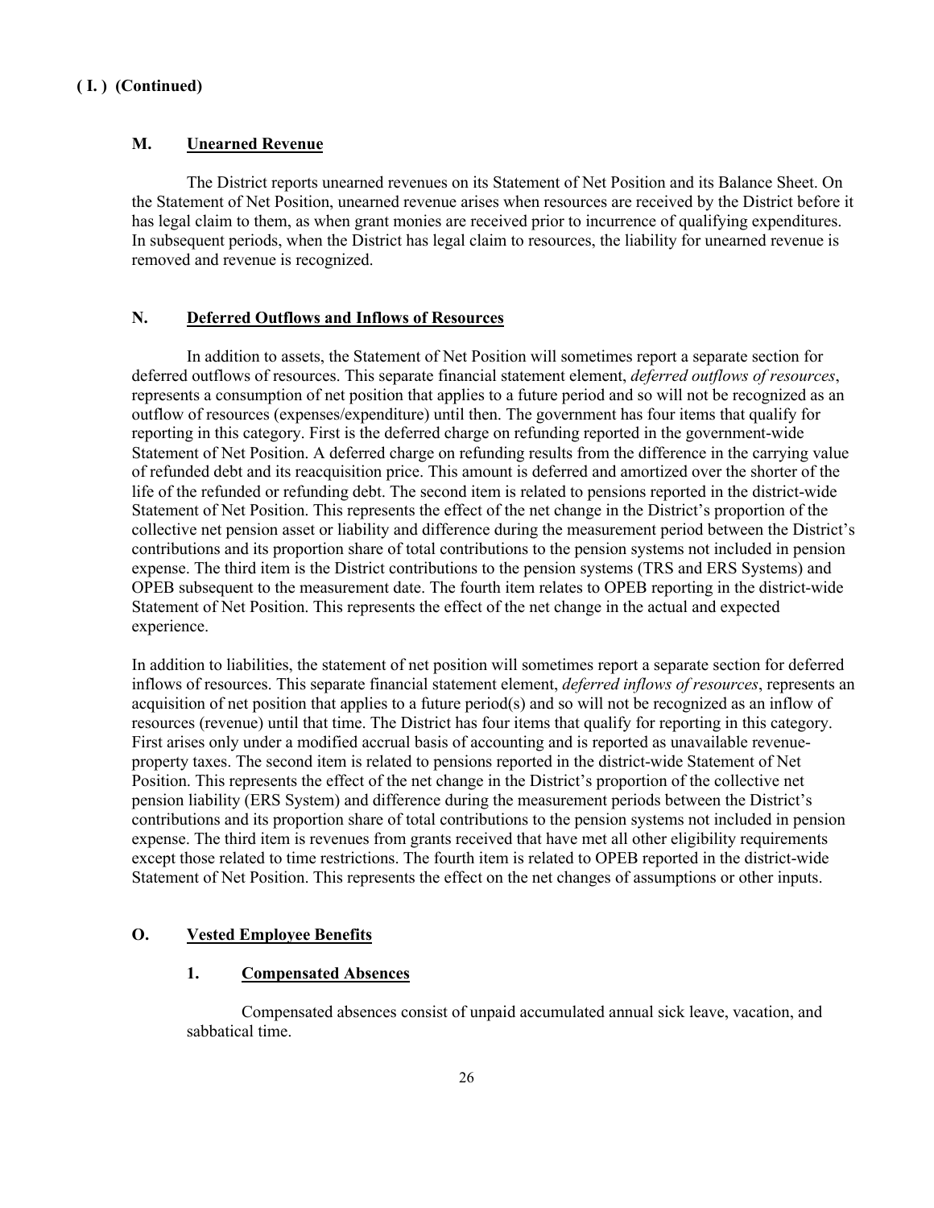**( I. ) (Continued)**

## M. Unearned Revenue

The District reports unearned revenues on its Statement of Net Position and its Balance Sheet. On the Statement of Net Position, unearned revenue arises when resources are received by the District before it has legal claim to them, as when grant monies are received prior to incurrence of qualifying expenditures. In subsequent periods, when the District has legal claim to resources, the liability for unearned revenue is removed and revenue is recognized.

## N. Deferred Outflows and Inflows of Resources

In addition to assets, the Statement of Net Position will sometimes report a separate section for deferred outflows of resources. This separate financial statement element, *deferred outflows of resources*, represents a consumption of net position that applies to a future period and so will not be recognized as an outflow of resources (expenses/expenditure) until then. The government has four items that qualify for reporting in this category. First is the deferred charge on refunding reported in the government-wide Statement of Net Position. A deferred charge on refunding results from the difference in the carrying value of refunded debt and its reacquisition price. This amount is deferred and amortized over the shorter of the life of the refunded or refunding debt. The second item is related to pensions reported in the district-wide Statement of Net Position. This represents the effect of the net change in the District's proportion of the collective net pension asset or liability and difference during the measurement period between the District's contributions and its proportion share of total contributions to the pension systems not included in pension expense. The third item is the District contributions to the pension systems (TRS and ERS Systems) and OPEB subsequent to the measurement date. The fourth item relates to OPEB reporting in the district-wide Statement of Net Position. This represents the effect of the net change in the actual and expected experience.

In addition to liabilities, the statement of net position will sometimes report a separate section for deferred inflows of resources. This separate financial statement element, *deferred inflows of resources*, represents an acquisition of net position that applies to a future period(s) and so will not be recognized as an inflow of resources (revenue) until that time. The District has four items that qualify for reporting in this category. First arises only under a modified accrual basis of accounting and is reported as unavailable revenue-property taxes. The second item is related to pensions reported in the district-wide Statement of Net Position. This represents the effect of the net change in the District's proportion of the collective net pension liability (ERS System) and difference during the measurement periods between the District's contributions and its proportion share of total contributions to the pension systems not included in pension expense. The third item is revenues from grants received that have met all other eligibility requirements except those related to time restrictions. The fourth item is related to OPEB reported in the district-wide Statement of Net Position. This represents the effect on the net changes of assumptions or other inputs.

## O. Vested Employee Benefits

### 1. Compensated Absences

Compensated absences consist of unpaid accumulated annual sick leave, vacation, and sabbatical time.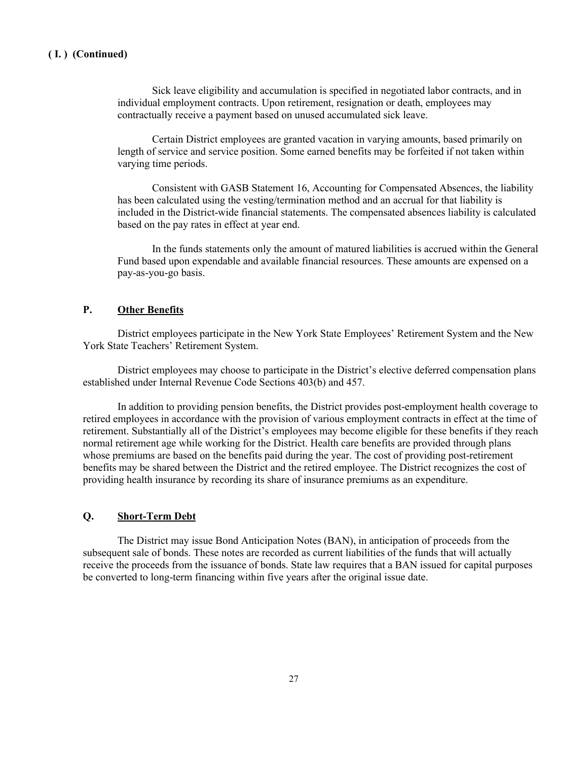**( I. ) (Continued)**

Sick leave eligibility and accumulation is specified in negotiated labor contracts, and in individual employment contracts. Upon retirement, resignation or death, employees may contractually receive a payment based on unused accumulated sick leave.

Certain District employees are granted vacation in varying amounts, based primarily on length of service and service position. Some earned benefits may be forfeited if not taken within varying time periods.

Consistent with GASB Statement 16, Accounting for Compensated Absences, the liability has been calculated using the vesting/termination method and an accrual for that liability is included in the District-wide financial statements. The compensated absences liability is calculated based on the pay rates in effect at year end.

In the funds statements only the amount of matured liabilities is accrued within the General Fund based upon expendable and available financial resources. These amounts are expensed on a pay-as-you-go basis.

### P. Other Benefits

District employees participate in the New York State Employees' Retirement System and the New York State Teachers' Retirement System.

District employees may choose to participate in the District's elective deferred compensation plans established under Internal Revenue Code Sections 403(b) and 457.

In addition to providing pension benefits, the District provides post-employment health coverage to retired employees in accordance with the provision of various employment contracts in effect at the time of retirement. Substantially all of the District's employees may become eligible for these benefits if they reach normal retirement age while working for the District. Health care benefits are provided through plans whose premiums are based on the benefits paid during the year. The cost of providing post-retirement benefits may be shared between the District and the retired employee. The District recognizes the cost of providing health insurance by recording its share of insurance premiums as an expenditure.

### Q. Short-Term Debt

The District may issue Bond Anticipation Notes (BAN), in anticipation of proceeds from the subsequent sale of bonds. These notes are recorded as current liabilities of the funds that will actually receive the proceeds from the issuance of bonds. State law requires that a BAN issued for capital purposes be converted to long-term financing within five years after the original issue date.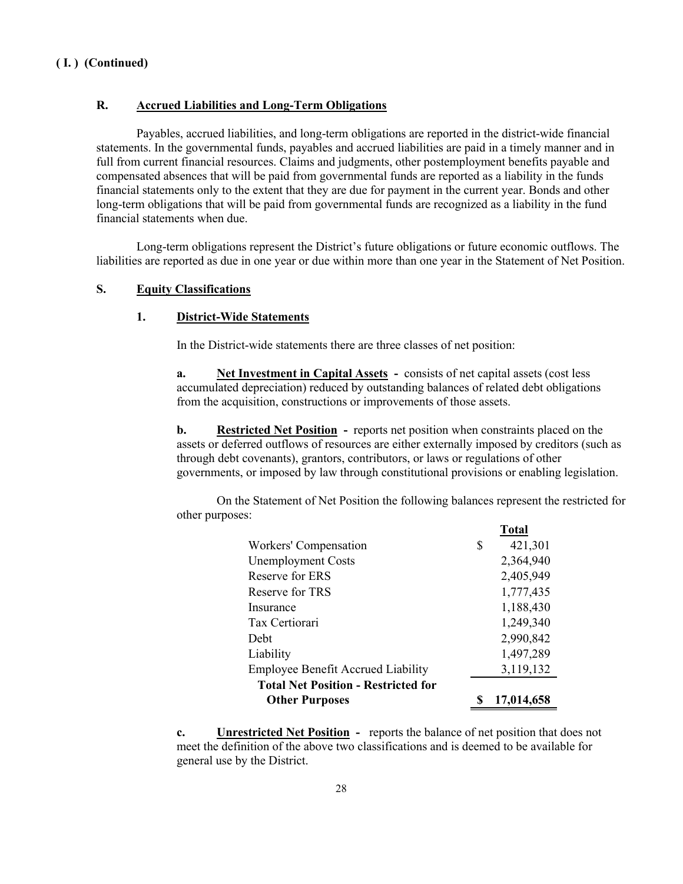**( I. ) (Continued)**

## R. Accrued Liabilities and Long-Term Obligations

Payables, accrued liabilities, and long-term obligations are reported in the district-wide financial statements. In the governmental funds, payables and accrued liabilities are paid in a timely manner and in full from current financial resources. Claims and judgments, other postemployment benefits payable and compensated absences that will be paid from governmental funds are reported as a liability in the funds financial statements only to the extent that they are due for payment in the current year. Bonds and other long-term obligations that will be paid from governmental funds are recognized as a liability in the fund financial statements when due.

Long-term obligations represent the District's future obligations or future economic outflows. The liabilities are reported as due in one year or due within more than one year in the Statement of Net Position.

## S. Equity Classifications

### 1. District-Wide Statements

In the District-wide statements there are three classes of net position:

**a. Net Investment in Capital Assets -** consists of net capital assets (cost less accumulated depreciation) reduced by outstanding balances of related debt obligations from the acquisition, constructions or improvements of those assets.

**b. Restricted Net Position -** reports net position when constraints placed on the assets or deferred outflows of resources are either externally imposed by creditors (such as through debt covenants), grantors, contributors, or laws or regulations of other governments, or imposed by law through constitutional provisions or enabling legislation.

On the Statement of Net Position the following balances represent the restricted for other purposes:

| | Total |
|---|---|
| Workers' Compensation | $ 421,301 |
| Unemployment Costs | 2,364,940 |
| Reserve for ERS | 2,405,949 |
| Reserve for TRS | 1,777,435 |
| Insurance | 1,188,430 |
| Tax Certiorari | 1,249,340 |
| Debt | 2,990,842 |
| Liability | 1,497,289 |
| Employee Benefit Accrued Liability | 3,119,132 |
| **Total Net Position - Restricted for Other Purposes** | **$ 17,014,658** |

**c. Unrestricted Net Position -** reports the balance of net position that does not meet the definition of the above two classifications and is deemed to be available for general use by the District.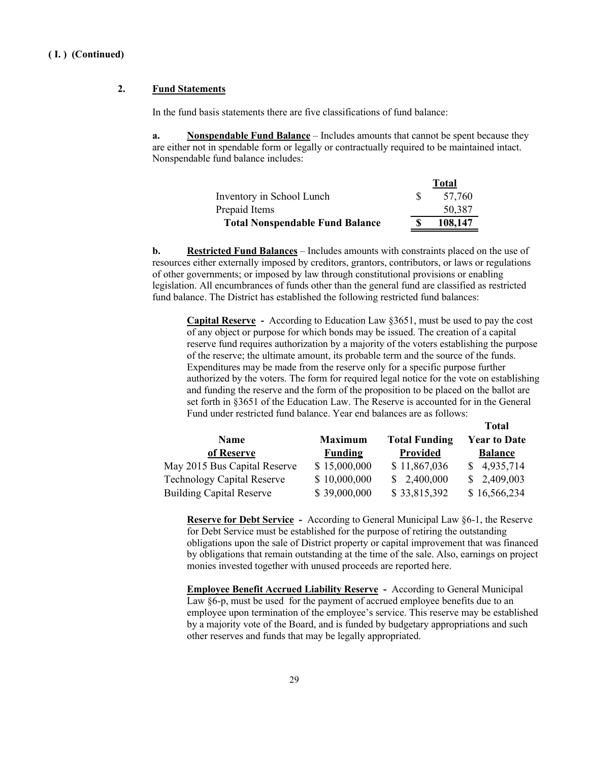**( I. ) (Continued)**

**2. Fund Statements**

In the fund basis statements there are five classifications of fund balance:

**a. Nonspendable Fund Balance** – Includes amounts that cannot be spent because they are either not in spendable form or legally or contractually required to be maintained intact. Nonspendable fund balance includes:

| | Total |
|---|---|
| Inventory in School Lunch | $ 57,760 |
| Prepaid Items | 50,387 |
| **Total Nonspendable Fund Balance** | **$ 108,147** |

**b. Restricted Fund Balances** – Includes amounts with constraints placed on the use of resources either externally imposed by creditors, grantors, contributors, or laws or regulations of other governments; or imposed by law through constitutional provisions or enabling legislation. All encumbrances of funds other than the general fund are classified as restricted fund balance. The District has established the following restricted fund balances:

**Capital Reserve -** According to Education Law §3651, must be used to pay the cost of any object or purpose for which bonds may be issued. The creation of a capital reserve fund requires authorization by a majority of the voters establishing the purpose of the reserve; the ultimate amount, its probable term and the source of the funds. Expenditures may be made from the reserve only for a specific purpose further authorized by the voters. The form for required legal notice for the vote on establishing and funding the reserve and the form of the proposition to be placed on the ballot are set forth in §3651 of the Education Law. The Reserve is accounted for in the General Fund under restricted fund balance. Year end balances are as follows:

| Name of Reserve | Maximum Funding | Total Funding Provided | Total Year to Date Balance |
|---|---|---|---|
| May 2015 Bus Capital Reserve | $ 15,000,000 | $ 11,867,036 | $ 4,935,714 |
| Technology Capital Reserve | $ 10,000,000 | $ 2,400,000 | $ 2,409,003 |
| Building Capital Reserve | $ 39,000,000 | $ 33,815,392 | $ 16,566,234 |

**Reserve for Debt Service -** According to General Municipal Law §6-1, the Reserve for Debt Service must be established for the purpose of retiring the outstanding obligations upon the sale of District property or capital improvement that was financed by obligations that remain outstanding at the time of the sale. Also, earnings on project monies invested together with unused proceeds are reported here.

**Employee Benefit Accrued Liability Reserve -** According to General Municipal Law §6-p, must be used for the payment of accrued employee benefits due to an employee upon termination of the employee's service. This reserve may be established by a majority vote of the Board, and is funded by budgetary appropriations and such other reserves and funds that may be legally appropriated.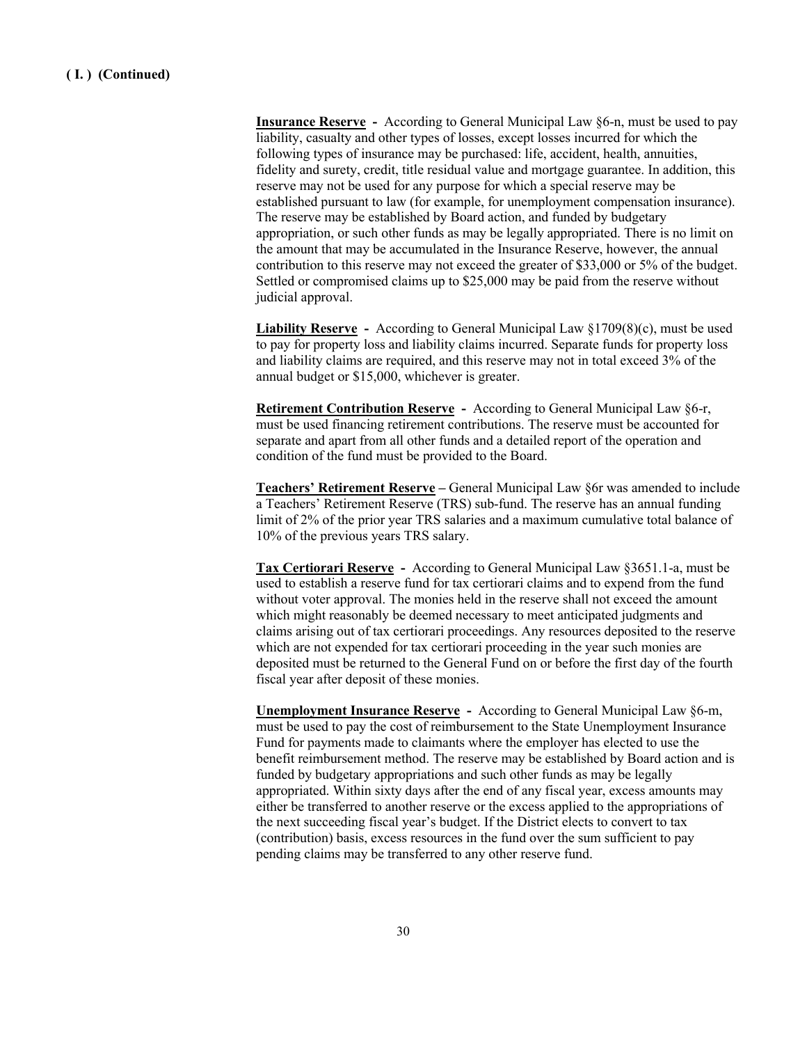**( I. ) (Continued)**

**Insurance Reserve** - According to General Municipal Law §6-n, must be used to pay liability, casualty and other types of losses, except losses incurred for which the following types of insurance may be purchased: life, accident, health, annuities, fidelity and surety, credit, title residual value and mortgage guarantee. In addition, this reserve may not be used for any purpose for which a special reserve may be established pursuant to law (for example, for unemployment compensation insurance). The reserve may be established by Board action, and funded by budgetary appropriation, or such other funds as may be legally appropriated. There is no limit on the amount that may be accumulated in the Insurance Reserve, however, the annual contribution to this reserve may not exceed the greater of $33,000 or 5% of the budget. Settled or compromised claims up to $25,000 may be paid from the reserve without judicial approval.

**Liability Reserve** - According to General Municipal Law §1709(8)(c), must be used to pay for property loss and liability claims incurred. Separate funds for property loss and liability claims are required, and this reserve may not in total exceed 3% of the annual budget or $15,000, whichever is greater.

**Retirement Contribution Reserve** - According to General Municipal Law §6-r, must be used financing retirement contributions. The reserve must be accounted for separate and apart from all other funds and a detailed report of the operation and condition of the fund must be provided to the Board.

**Teachers' Retirement Reserve** – General Municipal Law §6r was amended to include a Teachers' Retirement Reserve (TRS) sub-fund. The reserve has an annual funding limit of 2% of the prior year TRS salaries and a maximum cumulative total balance of 10% of the previous years TRS salary.

**Tax Certiorari Reserve** - According to General Municipal Law §3651.1-a, must be used to establish a reserve fund for tax certiorari claims and to expend from the fund without voter approval. The monies held in the reserve shall not exceed the amount which might reasonably be deemed necessary to meet anticipated judgments and claims arising out of tax certiorari proceedings. Any resources deposited to the reserve which are not expended for tax certiorari proceeding in the year such monies are deposited must be returned to the General Fund on or before the first day of the fourth fiscal year after deposit of these monies.

**Unemployment Insurance Reserve** - According to General Municipal Law §6-m, must be used to pay the cost of reimbursement to the State Unemployment Insurance Fund for payments made to claimants where the employer has elected to use the benefit reimbursement method. The reserve may be established by Board action and is funded by budgetary appropriations and such other funds as may be legally appropriated. Within sixty days after the end of any fiscal year, excess amounts may either be transferred to another reserve or the excess applied to the appropriations of the next succeeding fiscal year's budget. If the District elects to convert to tax (contribution) basis, excess resources in the fund over the sum sufficient to pay pending claims may be transferred to any other reserve fund.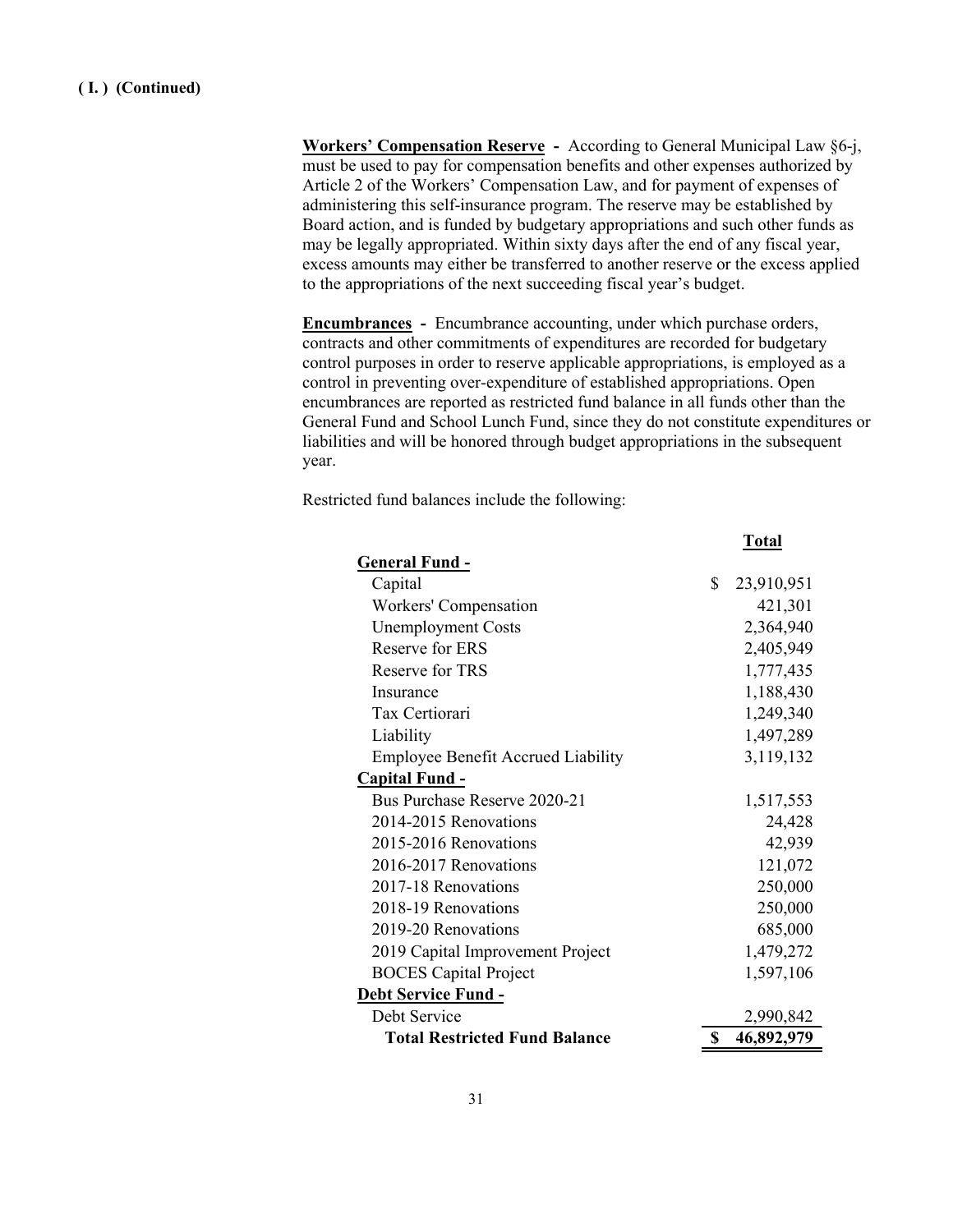**( I. ) (Continued)**

**Workers' Compensation Reserve** - According to General Municipal Law §6-j, must be used to pay for compensation benefits and other expenses authorized by Article 2 of the Workers' Compensation Law, and for payment of expenses of administering this self-insurance program. The reserve may be established by Board action, and is funded by budgetary appropriations and such other funds as may be legally appropriated. Within sixty days after the end of any fiscal year, excess amounts may either be transferred to another reserve or the excess applied to the appropriations of the next succeeding fiscal year's budget.

**Encumbrances** - Encumbrance accounting, under which purchase orders, contracts and other commitments of expenditures are recorded for budgetary control purposes in order to reserve applicable appropriations, is employed as a control in preventing over-expenditure of established appropriations. Open encumbrances are reported as restricted fund balance in all funds other than the General Fund and School Lunch Fund, since they do not constitute expenditures or liabilities and will be honored through budget appropriations in the subsequent year.

Restricted fund balances include the following:

| | Total |
|---|---|
| **General Fund -** | |
| Capital | $ 23,910,951 |
| Workers' Compensation | 421,301 |
| Unemployment Costs | 2,364,940 |
| Reserve for ERS | 2,405,949 |
| Reserve for TRS | 1,777,435 |
| Insurance | 1,188,430 |
| Tax Certiorari | 1,249,340 |
| Liability | 1,497,289 |
| Employee Benefit Accrued Liability | 3,119,132 |
| **Capital Fund -** | |
| Bus Purchase Reserve 2020-21 | 1,517,553 |
| 2014-2015 Renovations | 24,428 |
| 2015-2016 Renovations | 42,939 |
| 2016-2017 Renovations | 121,072 |
| 2017-18 Renovations | 250,000 |
| 2018-19 Renovations | 250,000 |
| 2019-20 Renovations | 685,000 |
| 2019 Capital Improvement Project | 1,479,272 |
| BOCES Capital Project | 1,597,106 |
| **Debt Service Fund -** | |
| Debt Service | 2,990,842 |
| **Total Restricted Fund Balance** | **$ 46,892,979** |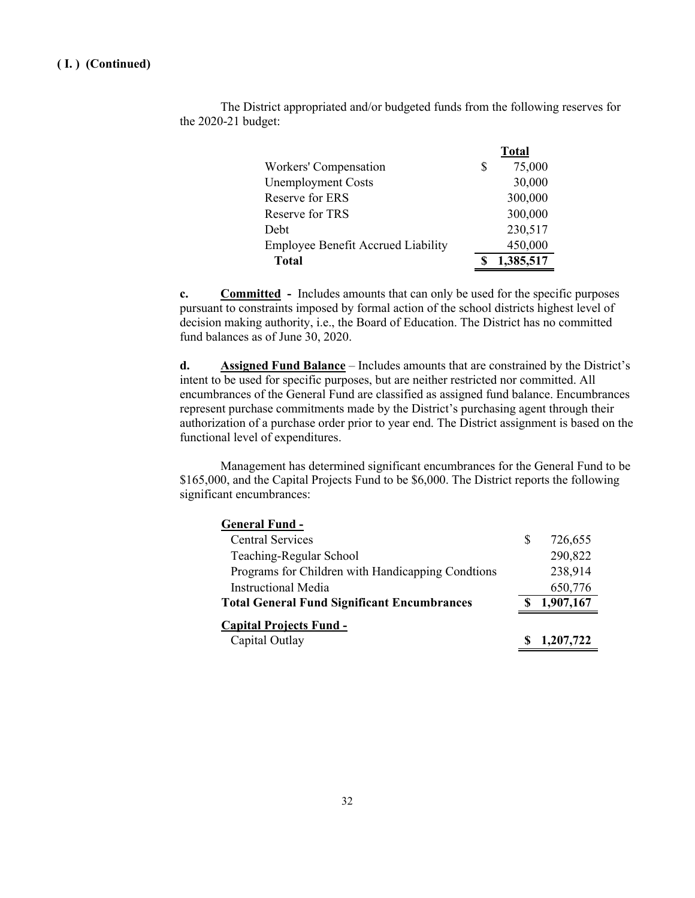**( I. ) (Continued)**

The District appropriated and/or budgeted funds from the following reserves for the 2020-21 budget:

| | Total |
|---|---|
| Workers' Compensation | $ 75,000 |
| Unemployment Costs | 30,000 |
| Reserve for ERS | 300,000 |
| Reserve for TRS | 300,000 |
| Debt | 230,517 |
| Employee Benefit Accrued Liability | 450,000 |
| **Total** | **$ 1,385,517** |

**c.** **Committed -** Includes amounts that can only be used for the specific purposes pursuant to constraints imposed by formal action of the school districts highest level of decision making authority, i.e., the Board of Education. The District has no committed fund balances as of June 30, 2020.

**d.** **Assigned Fund Balance** – Includes amounts that are constrained by the District's intent to be used for specific purposes, but are neither restricted nor committed. All encumbrances of the General Fund are classified as assigned fund balance. Encumbrances represent purchase commitments made by the District's purchasing agent through their authorization of a purchase order prior to year end. The District assignment is based on the functional level of expenditures.

Management has determined significant encumbrances for the General Fund to be $165,000, and the Capital Projects Fund to be $6,000. The District reports the following significant encumbrances:

| | |
|---|---|
| **General Fund -** | |
| Central Services | $ 726,655 |
| Teaching-Regular School | 290,822 |
| Programs for Children with Handicapping Condtions | 238,914 |
| Instructional Media | 650,776 |
| **Total General Fund Significant Encumbrances** | **$ 1,907,167** |
| **Capital Projects Fund -** | |
| Capital Outlay | **$ 1,207,722** |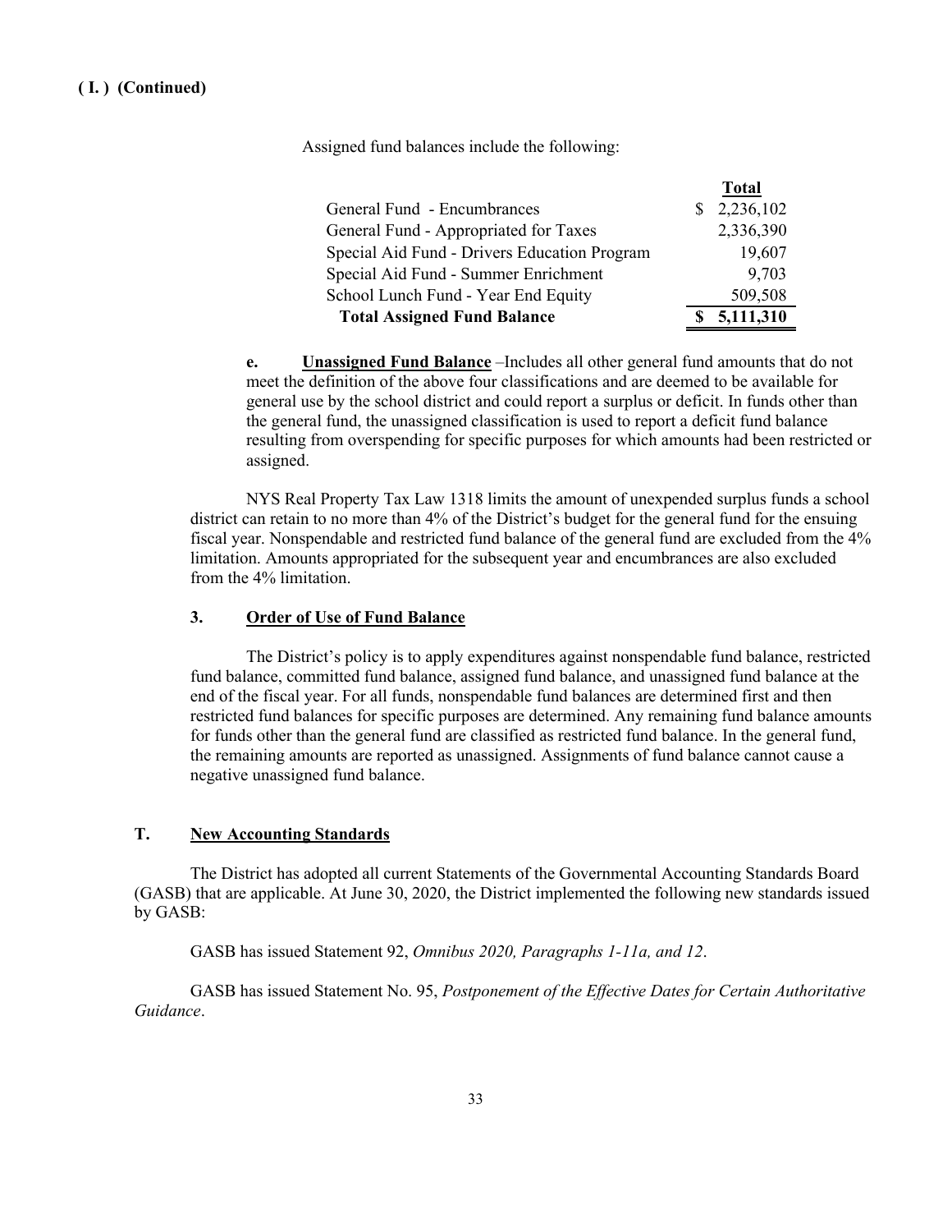**( I. ) (Continued)**

Assigned fund balances include the following:

| | Total |
|---|---|
| General Fund - Encumbrances | $ 2,236,102 |
| General Fund - Appropriated for Taxes | 2,336,390 |
| Special Aid Fund - Drivers Education Program | 19,607 |
| Special Aid Fund - Summer Enrichment | 9,703 |
| School Lunch Fund - Year End Equity | 509,508 |
| **Total Assigned Fund Balance** | **$ 5,111,310** |

**e. Unassigned Fund Balance** –Includes all other general fund amounts that do not meet the definition of the above four classifications and are deemed to be available for general use by the school district and could report a surplus or deficit. In funds other than the general fund, the unassigned classification is used to report a deficit fund balance resulting from overspending for specific purposes for which amounts had been restricted or assigned.

NYS Real Property Tax Law 1318 limits the amount of unexpended surplus funds a school district can retain to no more than 4% of the District's budget for the general fund for the ensuing fiscal year. Nonspendable and restricted fund balance of the general fund are excluded from the 4% limitation. Amounts appropriated for the subsequent year and encumbrances are also excluded from the 4% limitation.

### 3. Order of Use of Fund Balance

The District's policy is to apply expenditures against nonspendable fund balance, restricted fund balance, committed fund balance, assigned fund balance, and unassigned fund balance at the end of the fiscal year. For all funds, nonspendable fund balances are determined first and then restricted fund balances for specific purposes are determined. Any remaining fund balance amounts for funds other than the general fund are classified as restricted fund balance. In the general fund, the remaining amounts are reported as unassigned. Assignments of fund balance cannot cause a negative unassigned fund balance.

## T. New Accounting Standards

The District has adopted all current Statements of the Governmental Accounting Standards Board (GASB) that are applicable. At June 30, 2020, the District implemented the following new standards issued by GASB:

GASB has issued Statement 92, *Omnibus 2020, Paragraphs 1-11a, and 12*.

GASB has issued Statement No. 95, *Postponement of the Effective Dates for Certain Authoritative Guidance*.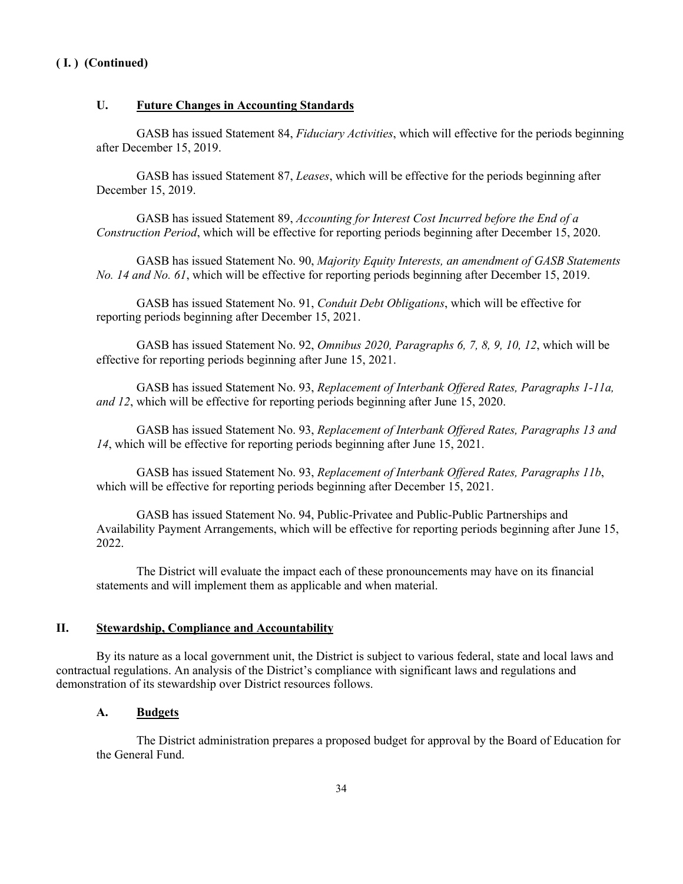**( I. ) (Continued)**

### U. Future Changes in Accounting Standards

GASB has issued Statement 84, *Fiduciary Activities*, which will effective for the periods beginning after December 15, 2019.

GASB has issued Statement 87, *Leases*, which will be effective for the periods beginning after December 15, 2019.

GASB has issued Statement 89, *Accounting for Interest Cost Incurred before the End of a Construction Period*, which will be effective for reporting periods beginning after December 15, 2020.

GASB has issued Statement No. 90, *Majority Equity Interests, an amendment of GASB Statements No. 14 and No. 61*, which will be effective for reporting periods beginning after December 15, 2019.

GASB has issued Statement No. 91, *Conduit Debt Obligations*, which will be effective for reporting periods beginning after December 15, 2021.

GASB has issued Statement No. 92, *Omnibus 2020, Paragraphs 6, 7, 8, 9, 10, 12*, which will be effective for reporting periods beginning after June 15, 2021.

GASB has issued Statement No. 93, *Replacement of Interbank Offered Rates, Paragraphs 1-11a, and 12*, which will be effective for reporting periods beginning after June 15, 2020.

GASB has issued Statement No. 93, *Replacement of Interbank Offered Rates, Paragraphs 13 and 14*, which will be effective for reporting periods beginning after June 15, 2021.

GASB has issued Statement No. 93, *Replacement of Interbank Offered Rates, Paragraphs 11b*, which will be effective for reporting periods beginning after December 15, 2021.

GASB has issued Statement No. 94, Public-Privatee and Public-Public Partnerships and Availability Payment Arrangements, which will be effective for reporting periods beginning after June 15, 2022.

The District will evaluate the impact each of these pronouncements may have on its financial statements and will implement them as applicable and when material.

## II. Stewardship, Compliance and Accountability

By its nature as a local government unit, the District is subject to various federal, state and local laws and contractual regulations. An analysis of the District's compliance with significant laws and regulations and demonstration of its stewardship over District resources follows.

### A. Budgets

The District administration prepares a proposed budget for approval by the Board of Education for the General Fund.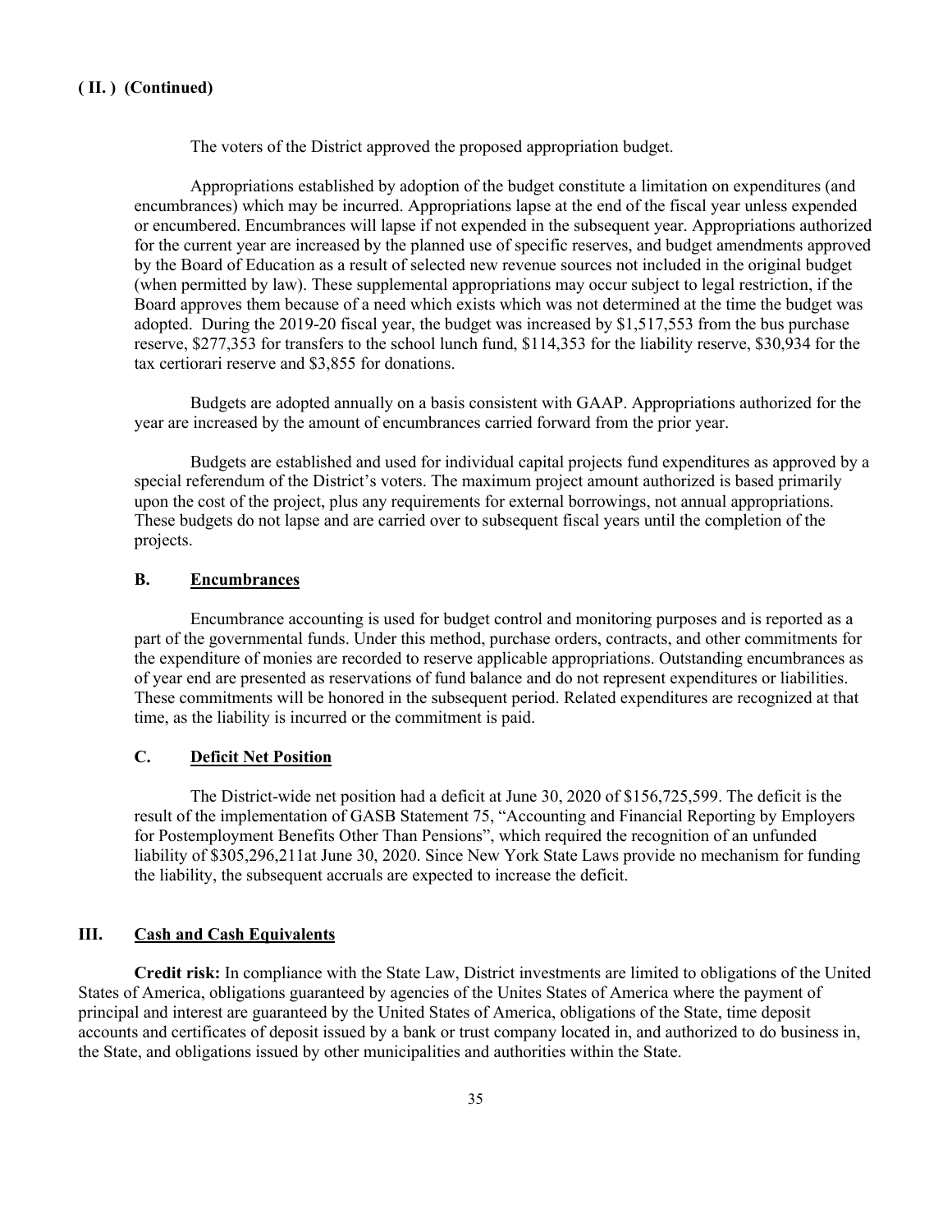**( II. ) (Continued)**

The voters of the District approved the proposed appropriation budget.

Appropriations established by adoption of the budget constitute a limitation on expenditures (and encumbrances) which may be incurred. Appropriations lapse at the end of the fiscal year unless expended or encumbered. Encumbrances will lapse if not expended in the subsequent year. Appropriations authorized for the current year are increased by the planned use of specific reserves, and budget amendments approved by the Board of Education as a result of selected new revenue sources not included in the original budget (when permitted by law). These supplemental appropriations may occur subject to legal restriction, if the Board approves them because of a need which exists which was not determined at the time the budget was adopted. During the 2019-20 fiscal year, the budget was increased by $1,517,553 from the bus purchase reserve, $277,353 for transfers to the school lunch fund, $114,353 for the liability reserve, $30,934 for the tax certiorari reserve and $3,855 for donations.

Budgets are adopted annually on a basis consistent with GAAP. Appropriations authorized for the year are increased by the amount of encumbrances carried forward from the prior year.

Budgets are established and used for individual capital projects fund expenditures as approved by a special referendum of the District's voters. The maximum project amount authorized is based primarily upon the cost of the project, plus any requirements for external borrowings, not annual appropriations. These budgets do not lapse and are carried over to subsequent fiscal years until the completion of the projects.

### B. Encumbrances

Encumbrance accounting is used for budget control and monitoring purposes and is reported as a part of the governmental funds. Under this method, purchase orders, contracts, and other commitments for the expenditure of monies are recorded to reserve applicable appropriations. Outstanding encumbrances as of year end are presented as reservations of fund balance and do not represent expenditures or liabilities. These commitments will be honored in the subsequent period. Related expenditures are recognized at that time, as the liability is incurred or the commitment is paid.

### C. Deficit Net Position

The District-wide net position had a deficit at June 30, 2020 of $156,725,599. The deficit is the result of the implementation of GASB Statement 75, "Accounting and Financial Reporting by Employers for Postemployment Benefits Other Than Pensions", which required the recognition of an unfunded liability of $305,296,211at June 30, 2020. Since New York State Laws provide no mechanism for funding the liability, the subsequent accruals are expected to increase the deficit.

## III. Cash and Cash Equivalents

**Credit risk:** In compliance with the State Law, District investments are limited to obligations of the United States of America, obligations guaranteed by agencies of the Unites States of America where the payment of principal and interest are guaranteed by the United States of America, obligations of the State, time deposit accounts and certificates of deposit issued by a bank or trust company located in, and authorized to do business in, the State, and obligations issued by other municipalities and authorities within the State.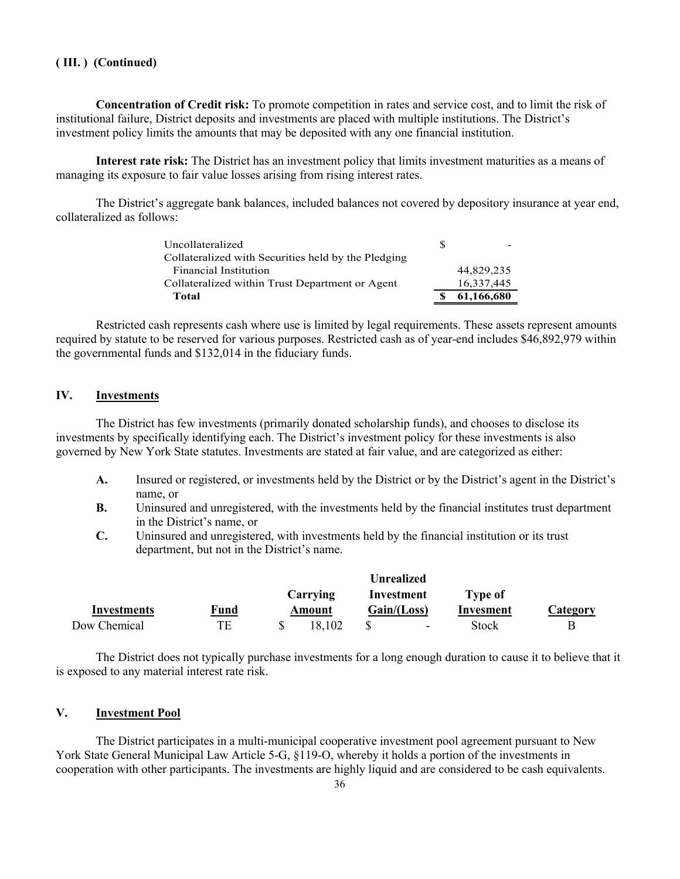**( III. ) (Continued)**

**Concentration of Credit risk:** To promote competition in rates and service cost, and to limit the risk of institutional failure, District deposits and investments are placed with multiple institutions. The District's investment policy limits the amounts that may be deposited with any one financial institution.

**Interest rate risk:** The District has an investment policy that limits investment maturities as a means of managing its exposure to fair value losses arising from rising interest rates.

The District's aggregate bank balances, included balances not covered by depository insurance at year end, collateralized as follows:

| | |
|---|---|
| Uncollateralized | $ - |
| Collateralized with Securities held by the Pledging Financial Institution | 44,829,235 |
| Collateralized within Trust Department or Agent | 16,337,445 |
| **Total** | **$ 61,166,680** |

Restricted cash represents cash where use is limited by legal requirements. These assets represent amounts required by statute to be reserved for various purposes. Restricted cash as of year-end includes $46,892,979 within the governmental funds and $132,014 in the fiduciary funds.

## IV. Investments

The District has few investments (primarily donated scholarship funds), and chooses to disclose its investments by specifically identifying each. The District's investment policy for these investments is also governed by New York State statutes. Investments are stated at fair value, and are categorized as either:

- **A.** Insured or registered, or investments held by the District or by the District's agent in the District's name, or
- **B.** Uninsured and unregistered, with the investments held by the financial institutes trust department in the District's name, or
- **C.** Uninsured and unregistered, with investments held by the financial institution or its trust department, but not in the District's name.

| Investments | Fund | Carrying Amount | Unrealized Investment Gain/(Loss) | Type of Invesment | Category |
|---|---|---|---|---|---|
| Dow Chemical | TE | $ 18,102 | $ - | Stock | B |

The District does not typically purchase investments for a long enough duration to cause it to believe that it is exposed to any material interest rate risk.

## V. Investment Pool

The District participates in a multi-municipal cooperative investment pool agreement pursuant to New York State General Municipal Law Article 5-G, §119-O, whereby it holds a portion of the investments in cooperation with other participants. The investments are highly liquid and are considered to be cash equivalents.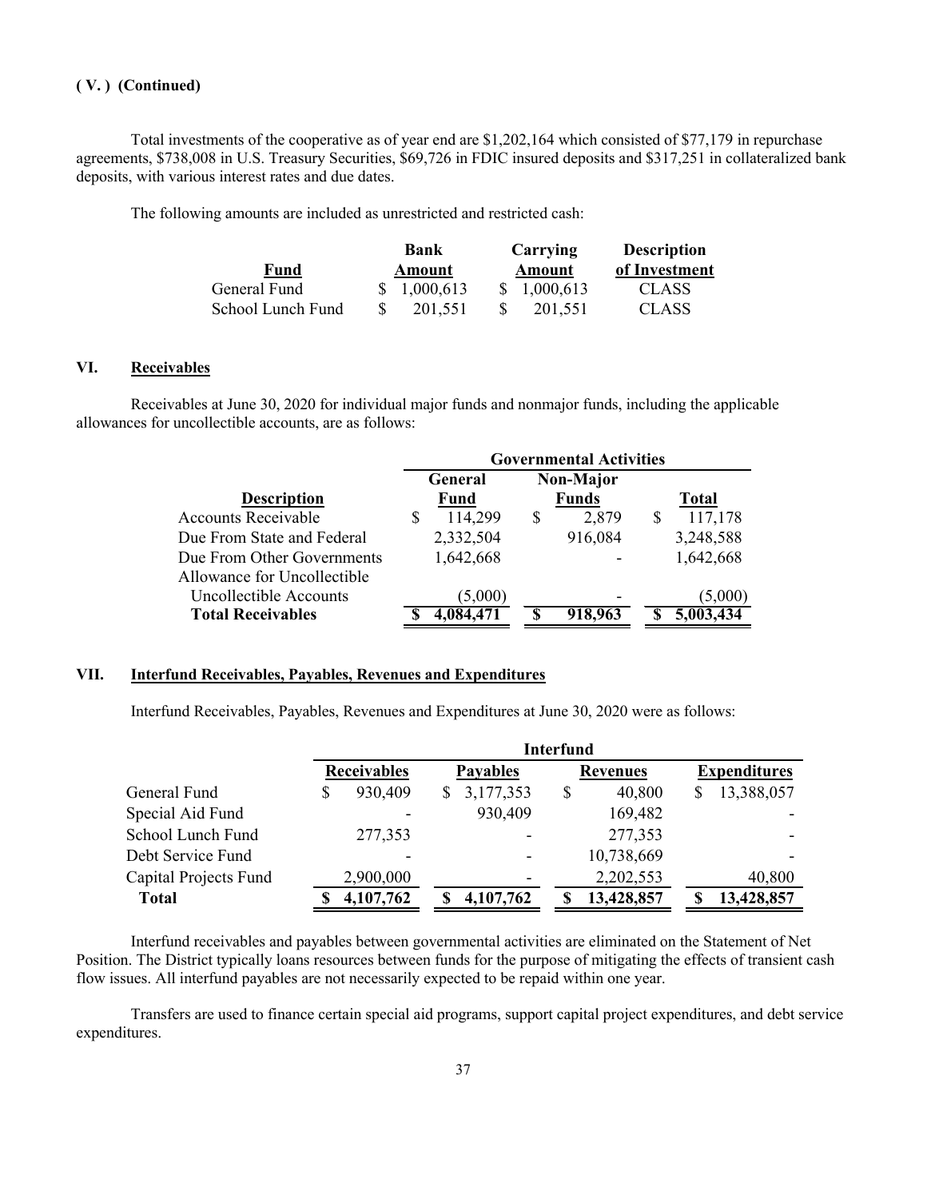**( V. ) (Continued)**

Total investments of the cooperative as of year end are $1,202,164 which consisted of $77,179 in repurchase agreements, $738,008 in U.S. Treasury Securities, $69,726 in FDIC insured deposits and $317,251 in collateralized bank deposits, with various interest rates and due dates.

The following amounts are included as unrestricted and restricted cash:

| Fund | Bank Amount | Carrying Amount | Description of Investment |
|---|---|---|---|
| General Fund | $ 1,000,613 | $ 1,000,613 | CLASS |
| School Lunch Fund | $ 201,551 | $ 201,551 | CLASS |

## VI. Receivables

Receivables at June 30, 2020 for individual major funds and nonmajor funds, including the applicable allowances for uncollectible accounts, are as follows:

| | Governmental Activities | | |
|---|---|---|---|
| **Description** | **General Fund** | **Non-Major Funds** | **Total** |
| Accounts Receivable | $ 114,299 | $ 2,879 | $ 117,178 |
| Due From State and Federal | 2,332,504 | 916,084 | 3,248,588 |
| Due From Other Governments | 1,642,668 | - | 1,642,668 |
| Allowance for Uncollectible Uncollectible Accounts | (5,000) | - | (5,000) |
| **Total Receivables** | **$ 4,084,471** | **$ 918,963** | **$ 5,003,434** |

## VII. Interfund Receivables, Payables, Revenues and Expenditures

Interfund Receivables, Payables, Revenues and Expenditures at June 30, 2020 were as follows:

| | Interfund | | | |
|---|---|---|---|---|
| | **Receivables** | **Payables** | **Revenues** | **Expenditures** |
| General Fund | $ 930,409 | $ 3,177,353 | $ 40,800 | $ 13,388,057 |
| Special Aid Fund | - | 930,409 | 169,482 | - |
| School Lunch Fund | 277,353 | - | 277,353 | - |
| Debt Service Fund | - | - | 10,738,669 | - |
| Capital Projects Fund | 2,900,000 | - | 2,202,553 | 40,800 |
| **Total** | **$ 4,107,762** | **$ 4,107,762** | **$ 13,428,857** | **$ 13,428,857** |

Interfund receivables and payables between governmental activities are eliminated on the Statement of Net Position. The District typically loans resources between funds for the purpose of mitigating the effects of transient cash flow issues. All interfund payables are not necessarily expected to be repaid within one year.

Transfers are used to finance certain special aid programs, support capital project expenditures, and debt service expenditures.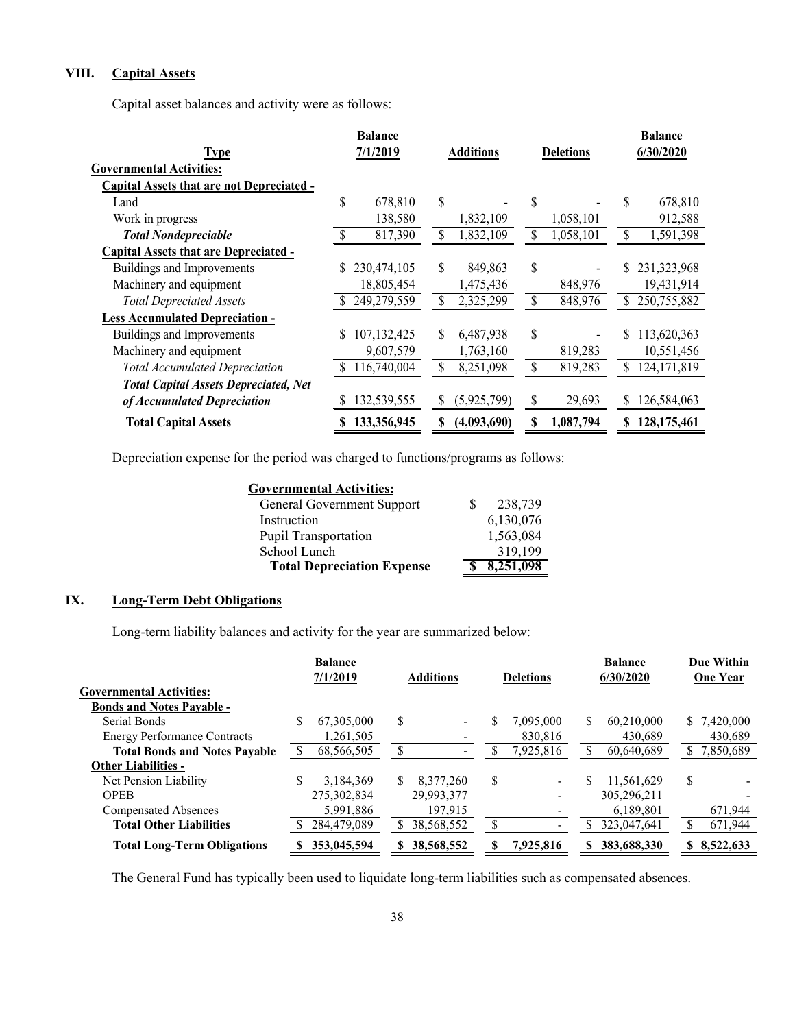## VIII. Capital Assets

Capital asset balances and activity were as follows:

| Type | Balance 7/1/2019 | Additions | Deletions | Balance 6/30/2020 |
|---|---|---|---|---|
| **Governmental Activities:** | | | | |
| **Capital Assets that are not Depreciated -** | | | | |
| Land | $ 678,810 | $ - | $ - | $ 678,810 |
| Work in progress | 138,580 | 1,832,109 | 1,058,101 | 912,588 |
| ***Total Nondepreciable*** | $ 817,390 | $ 1,832,109 | $ 1,058,101 | $ 1,591,398 |
| **Capital Assets that are Depreciated -** | | | | |
| Buildings and Improvements | $ 230,474,105 | $ 849,863 | $ - | $ 231,323,968 |
| Machinery and equipment | 18,805,454 | 1,475,436 | 848,976 | 19,431,914 |
| *Total Depreciated Assets* | $ 249,279,559 | $ 2,325,299 | $ 848,976 | $ 250,755,882 |
| **Less Accumulated Depreciation -** | | | | |
| Buildings and Improvements | $ 107,132,425 | $ 6,487,938 | $ - | $ 113,620,363 |
| Machinery and equipment | 9,607,579 | 1,763,160 | 819,283 | 10,551,456 |
| *Total Accumulated Depreciation* | $ 116,740,004 | $ 8,251,098 | $ 819,283 | $ 124,171,819 |
| ***Total Capital Assets Depreciated, Net of Accumulated Depreciation*** | $ 132,539,555 | $ (5,925,799) | $ 29,693 | $ 126,584,063 |
| **Total Capital Assets** | **$ 133,356,945** | **$ (4,093,690)** | **$ 1,087,794** | **$ 128,175,461** |

Depreciation expense for the period was charged to functions/programs as follows:

| Governmental Activities: | |
|---|---|
| General Government Support | $ 238,739 |
| Instruction | 6,130,076 |
| Pupil Transportation | 1,563,084 |
| School Lunch | 319,199 |
| **Total Depreciation Expense** | **$ 8,251,098** |

## IX. Long-Term Debt Obligations

Long-term liability balances and activity for the year are summarized below:

| | Balance 7/1/2019 | Additions | Deletions | Balance 6/30/2020 | Due Within One Year |
|---|---|---|---|---|---|
| **Governmental Activities:** | | | | | |
| **Bonds and Notes Payable -** | | | | | |
| Serial Bonds | $ 67,305,000 | $ - | $ 7,095,000 | $ 60,210,000 | $ 7,420,000 |
| Energy Performance Contracts | 1,261,505 | - | 830,816 | 430,689 | 430,689 |
| **Total Bonds and Notes Payable** | $ 68,566,505 | $ - | $ 7,925,816 | $ 60,640,689 | $ 7,850,689 |
| **Other Liabilities -** | | | | | |
| Net Pension Liability | $ 3,184,369 | $ 8,377,260 | $ - | $ 11,561,629 | $ - |
| OPEB | 275,302,834 | 29,993,377 | - | 305,296,211 | - |
| Compensated Absences | 5,991,886 | 197,915 | - | 6,189,801 | 671,944 |
| **Total Other Liabilities** | $ 284,479,089 | $ 38,568,552 | $ - | $ 323,047,641 | $ 671,944 |
| **Total Long-Term Obligations** | **$ 353,045,594** | **$ 38,568,552** | **$ 7,925,816** | **$ 383,688,330** | **$ 8,522,633** |

The General Fund has typically been used to liquidate long-term liabilities such as compensated absences.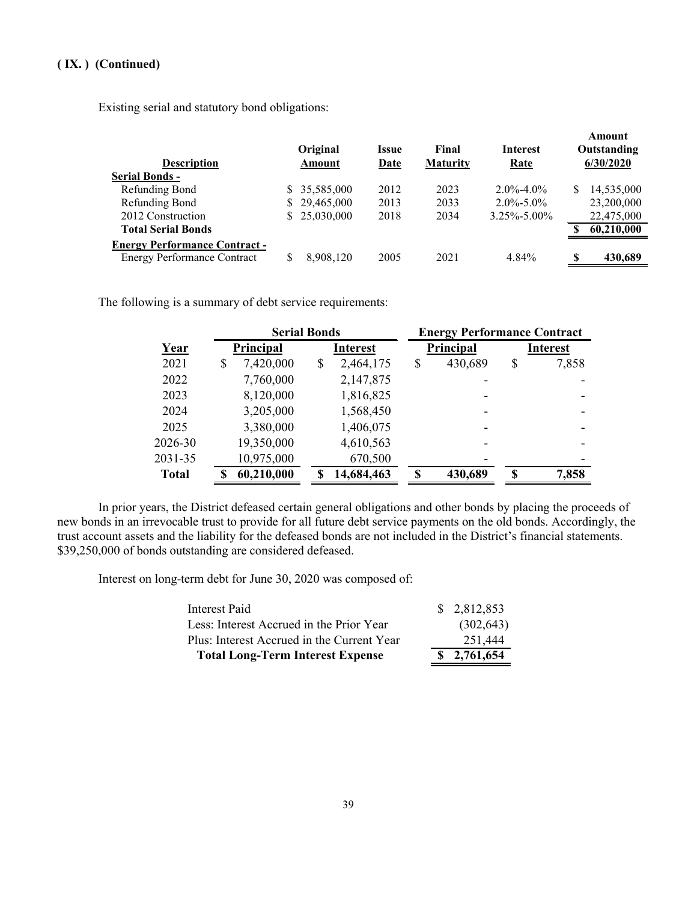**( IX. ) (Continued)**

Existing serial and statutory bond obligations:

| Description | Original Amount | Issue Date | Final Maturity | Interest Rate | Amount Outstanding 6/30/2020 |
|---|---|---|---|---|---|
| **Serial Bonds -** | | | | | |
| Refunding Bond | $ 35,585,000 | 2012 | 2023 | 2.0%-4.0% | $ 14,535,000 |
| Refunding Bond | $ 29,465,000 | 2013 | 2033 | 2.0%-5.0% | 23,200,000 |
| 2012 Construction | $ 25,030,000 | 2018 | 2034 | 3.25%-5.00% | 22,475,000 |
| **Total Serial Bonds** | | | | | **$ 60,210,000** |
| **Energy Performance Contract -** | | | | | |
| Energy Performance Contract | $ 8,908,120 | 2005 | 2021 | 4.84% | **$ 430,689** |

The following is a summary of debt service requirements:

| | Serial Bonds | | Energy Performance Contract | |
|---|---|---|---|---|
| **Year** | **Principal** | **Interest** | **Principal** | **Interest** |
| 2021 | $ 7,420,000 | $ 2,464,175 | $ 430,689 | $ 7,858 |
| 2022 | 7,760,000 | 2,147,875 | - | - |
| 2023 | 8,120,000 | 1,816,825 | - | - |
| 2024 | 3,205,000 | 1,568,450 | - | - |
| 2025 | 3,380,000 | 1,406,075 | - | - |
| 2026-30 | 19,350,000 | 4,610,563 | - | - |
| 2031-35 | 10,975,000 | 670,500 | - | - |
| **Total** | **$ 60,210,000** | **$ 14,684,463** | **$ 430,689** | **$ 7,858** |

In prior years, the District defeased certain general obligations and other bonds by placing the proceeds of new bonds in an irrevocable trust to provide for all future debt service payments on the old bonds. Accordingly, the trust account assets and the liability for the defeased bonds are not included in the District's financial statements. $39,250,000 of bonds outstanding are considered defeased.

Interest on long-term debt for June 30, 2020 was composed of:

| | |
|---|---|
| Interest Paid | $ 2,812,853 |
| Less: Interest Accrued in the Prior Year | (302,643) |
| Plus: Interest Accrued in the Current Year | 251,444 |
| **Total Long-Term Interest Expense** | **$ 2,761,654** |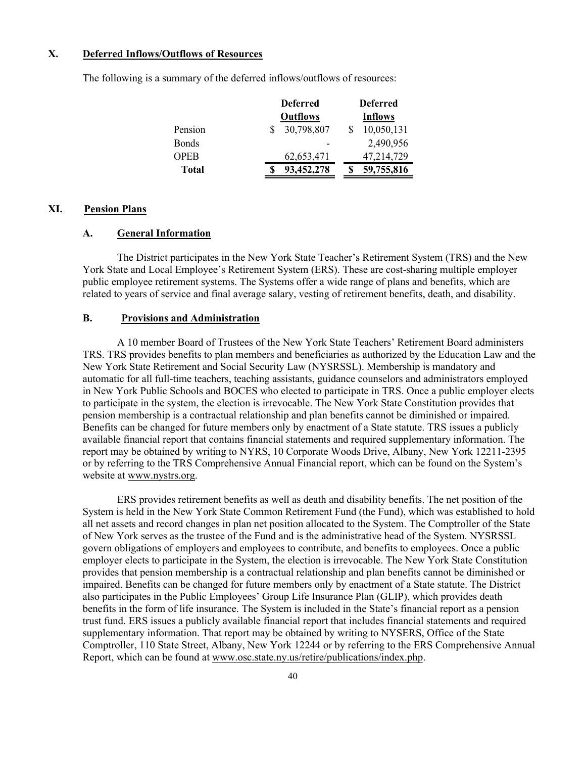## X. Deferred Inflows/Outflows of Resources

The following is a summary of the deferred inflows/outflows of resources:

| | Deferred Outflows | Deferred Inflows |
|---|---|---|
| Pension | $ 30,798,807 | $ 10,050,131 |
| Bonds | - | 2,490,956 |
| OPEB | 62,653,471 | 47,214,729 |
| **Total** | **$ 93,452,278** | **$ 59,755,816** |

## XI. Pension Plans

### A. General Information

The District participates in the New York State Teacher's Retirement System (TRS) and the New York State and Local Employee's Retirement System (ERS). These are cost-sharing multiple employer public employee retirement systems. The Systems offer a wide range of plans and benefits, which are related to years of service and final average salary, vesting of retirement benefits, death, and disability.

### B. Provisions and Administration

A 10 member Board of Trustees of the New York State Teachers' Retirement Board administers TRS. TRS provides benefits to plan members and beneficiaries as authorized by the Education Law and the New York State Retirement and Social Security Law (NYSRSSL). Membership is mandatory and automatic for all full-time teachers, teaching assistants, guidance counselors and administrators employed in New York Public Schools and BOCES who elected to participate in TRS. Once a public employer elects to participate in the system, the election is irrevocable. The New York State Constitution provides that pension membership is a contractual relationship and plan benefits cannot be diminished or impaired. Benefits can be changed for future members only by enactment of a State statute. TRS issues a publicly available financial report that contains financial statements and required supplementary information. The report may be obtained by writing to NYRS, 10 Corporate Woods Drive, Albany, New York 12211-2395 or by referring to the TRS Comprehensive Annual Financial report, which can be found on the System's website at www.nystrs.org.

ERS provides retirement benefits as well as death and disability benefits. The net position of the System is held in the New York State Common Retirement Fund (the Fund), which was established to hold all net assets and record changes in plan net position allocated to the System. The Comptroller of the State of New York serves as the trustee of the Fund and is the administrative head of the System. NYSRSSL govern obligations of employers and employees to contribute, and benefits to employees. Once a public employer elects to participate in the System, the election is irrevocable. The New York State Constitution provides that pension membership is a contractual relationship and plan benefits cannot be diminished or impaired. Benefits can be changed for future members only by enactment of a State statute. The District also participates in the Public Employees' Group Life Insurance Plan (GLIP), which provides death benefits in the form of life insurance. The System is included in the State's financial report as a pension trust fund. ERS issues a publicly available financial report that includes financial statements and required supplementary information. That report may be obtained by writing to NYSERS, Office of the State Comptroller, 110 State Street, Albany, New York 12244 or by referring to the ERS Comprehensive Annual Report, which can be found at www.osc.state.ny.us/retire/publications/index.php.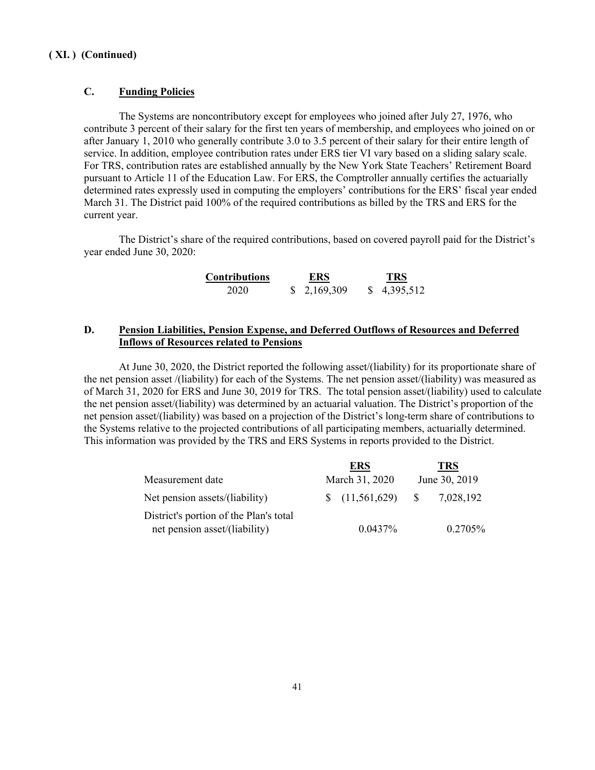**( XI. ) (Continued)**

### C. Funding Policies

The Systems are noncontributory except for employees who joined after July 27, 1976, who contribute 3 percent of their salary for the first ten years of membership, and employees who joined on or after January 1, 2010 who generally contribute 3.0 to 3.5 percent of their salary for their entire length of service. In addition, employee contribution rates under ERS tier VI vary based on a sliding salary scale. For TRS, contribution rates are established annually by the New York State Teachers' Retirement Board pursuant to Article 11 of the Education Law. For ERS, the Comptroller annually certifies the actuarially determined rates expressly used in computing the employers' contributions for the ERS' fiscal year ended March 31. The District paid 100% of the required contributions as billed by the TRS and ERS for the current year.

The District's share of the required contributions, based on covered payroll paid for the District's year ended June 30, 2020:

| Contributions | ERS | TRS |
|---|---|---|
| 2020 | $ 2,169,309 | $ 4,395,512 |

### D. Pension Liabilities, Pension Expense, and Deferred Outflows of Resources and Deferred Inflows of Resources related to Pensions

At June 30, 2020, the District reported the following asset/(liability) for its proportionate share of the net pension asset /(liability) for each of the Systems. The net pension asset/(liability) was measured as of March 31, 2020 for ERS and June 30, 2019 for TRS. The total pension asset/(liability) used to calculate the net pension asset/(liability) was determined by an actuarial valuation. The District's proportion of the net pension asset/(liability) was based on a projection of the District's long-term share of contributions to the Systems relative to the projected contributions of all participating members, actuarially determined. This information was provided by the TRS and ERS Systems in reports provided to the District.

| | ERS | TRS |
|---|---|---|
| Measurement date | March 31, 2020 | June 30, 2019 |
| Net pension assets/(liability) | $ (11,561,629) | $ 7,028,192 |
| District's portion of the Plan's total net pension asset/(liability) | 0.0437% | 0.2705% |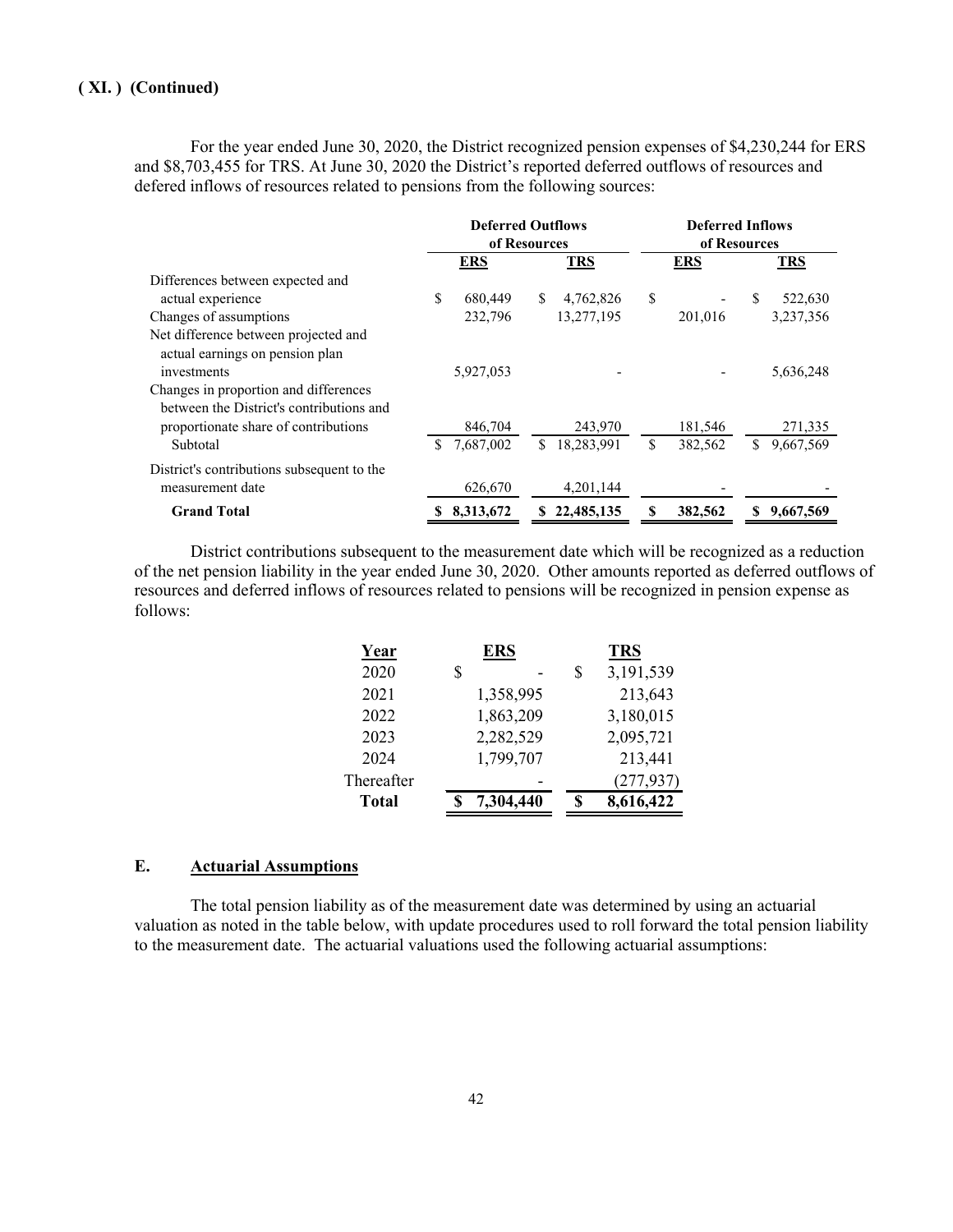**( XI. ) (Continued)**

For the year ended June 30, 2020, the District recognized pension expenses of $4,230,244 for ERS and $8,703,455 for TRS. At June 30, 2020 the District's reported deferred outflows of resources and defered inflows of resources related to pensions from the following sources:

| | Deferred Outflows of Resources | | Deferred Inflows of Resources | |
|---|---|---|---|---|
| | **ERS** | **TRS** | **ERS** | **TRS** |
| Differences between expected and actual experience | $ 680,449 | $ 4,762,826 | $ - | $ 522,630 |
| Changes of assumptions | 232,796 | 13,277,195 | 201,016 | 3,237,356 |
| Net difference between projected and actual earnings on pension plan investments | 5,927,053 | - | - | 5,636,248 |
| Changes in proportion and differences between the District's contributions and proportionate share of contributions | 846,704 | 243,970 | 181,546 | 271,335 |
| Subtotal | $ 7,687,002 | $ 18,283,991 | $ 382,562 | $ 9,667,569 |
| District's contributions subsequent to the measurement date | 626,670 | 4,201,144 | - | - |
| **Grand Total** | **$ 8,313,672** | **$ 22,485,135** | **$ 382,562** | **$ 9,667,569** |

District contributions subsequent to the measurement date which will be recognized as a reduction of the net pension liability in the year ended June 30, 2020. Other amounts reported as deferred outflows of resources and deferred inflows of resources related to pensions will be recognized in pension expense as follows:

| Year | ERS | TRS |
|---|---|---|
| 2020 | $ - | $ 3,191,539 |
| 2021 | 1,358,995 | 213,643 |
| 2022 | 1,863,209 | 3,180,015 |
| 2023 | 2,282,529 | 2,095,721 |
| 2024 | 1,799,707 | 213,441 |
| Thereafter | - | (277,937) |
| **Total** | **$ 7,304,440** | **$ 8,616,422** |

## E. Actuarial Assumptions

The total pension liability as of the measurement date was determined by using an actuarial valuation as noted in the table below, with update procedures used to roll forward the total pension liability to the measurement date. The actuarial valuations used the following actuarial assumptions: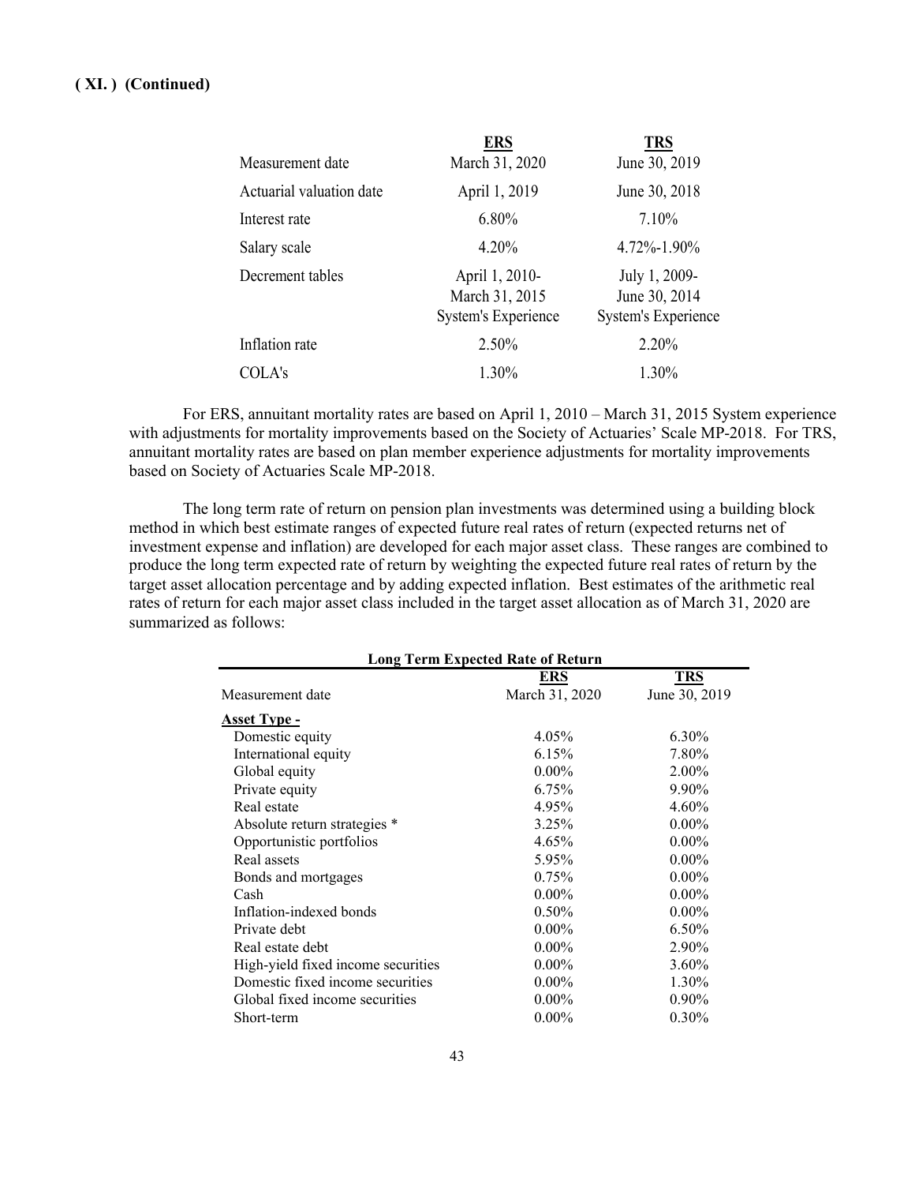**( XI. ) (Continued)**

| | ERS | TRS |
|---|---|---|
| Measurement date | March 31, 2020 | June 30, 2019 |
| Actuarial valuation date | April 1, 2019 | June 30, 2018 |
| Interest rate | 6.80% | 7.10% |
| Salary scale | 4.20% | 4.72%-1.90% |
| Decrement tables | April 1, 2010- March 31, 2015 System's Experience | July 1, 2009- June 30, 2014 System's Experience |
| Inflation rate | 2.50% | 2.20% |
| COLA's | 1.30% | 1.30% |

For ERS, annuitant mortality rates are based on April 1, 2010 – March 31, 2015 System experience with adjustments for mortality improvements based on the Society of Actuaries' Scale MP-2018. For TRS, annuitant mortality rates are based on plan member experience adjustments for mortality improvements based on Society of Actuaries Scale MP-2018.

The long term rate of return on pension plan investments was determined using a building block method in which best estimate ranges of expected future real rates of return (expected returns net of investment expense and inflation) are developed for each major asset class. These ranges are combined to produce the long term expected rate of return by weighting the expected future real rates of return by the target asset allocation percentage and by adding expected inflation. Best estimates of the arithmetic real rates of return for each major asset class included in the target asset allocation as of March 31, 2020 are summarized as follows:

| Long Term Expected Rate of Return | | |
|---|---|---|
| | ERS | TRS |
| Measurement date | March 31, 2020 | June 30, 2019 |
| **Asset Type -** | | |
| Domestic equity | 4.05% | 6.30% |
| International equity | 6.15% | 7.80% |
| Global equity | 0.00% | 2.00% |
| Private equity | 6.75% | 9.90% |
| Real estate | 4.95% | 4.60% |
| Absolute return strategies * | 3.25% | 0.00% |
| Opportunistic portfolios | 4.65% | 0.00% |
| Real assets | 5.95% | 0.00% |
| Bonds and mortgages | 0.75% | 0.00% |
| Cash | 0.00% | 0.00% |
| Inflation-indexed bonds | 0.50% | 0.00% |
| Private debt | 0.00% | 6.50% |
| Real estate debt | 0.00% | 2.90% |
| High-yield fixed income securities | 0.00% | 3.60% |
| Domestic fixed income securities | 0.00% | 1.30% |
| Global fixed income securities | 0.00% | 0.90% |
| Short-term | 0.00% | 0.30% |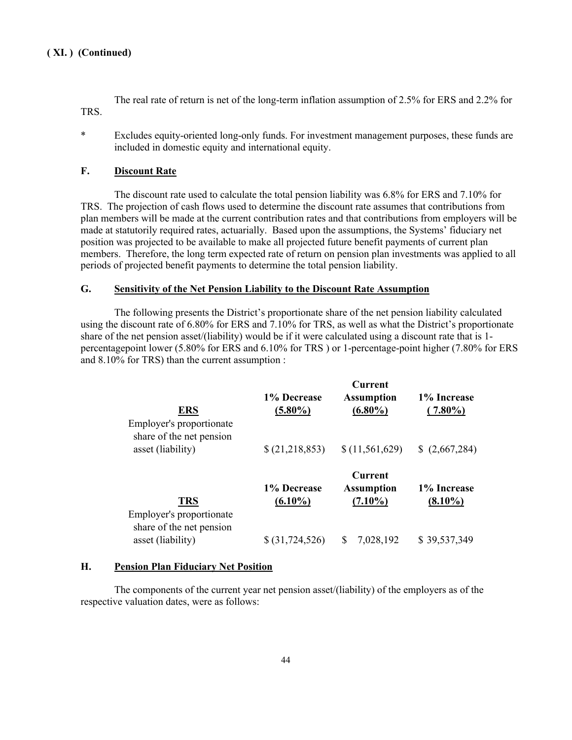**( XI. ) (Continued)**

The real rate of return is net of the long-term inflation assumption of 2.5% for ERS and 2.2% for TRS.

\* Excludes equity-oriented long-only funds. For investment management purposes, these funds are included in domestic equity and international equity.

### F. Discount Rate

The discount rate used to calculate the total pension liability was 6.8% for ERS and 7.10% for TRS. The projection of cash flows used to determine the discount rate assumes that contributions from plan members will be made at the current contribution rates and that contributions from employers will be made at statutorily required rates, actuarially. Based upon the assumptions, the Systems' fiduciary net position was projected to be available to make all projected future benefit payments of current plan members. Therefore, the long term expected rate of return on pension plan investments was applied to all periods of projected benefit payments to determine the total pension liability.

### G. Sensitivity of the Net Pension Liability to the Discount Rate Assumption

The following presents the District's proportionate share of the net pension liability calculated using the discount rate of 6.80% for ERS and 7.10% for TRS, as well as what the District's proportionate share of the net pension asset/(liability) would be if it were calculated using a discount rate that is 1-percentagepoint lower (5.80% for ERS and 6.10% for TRS ) or 1-percentage-point higher (7.80% for ERS and 8.10% for TRS) than the current assumption :

| ERS | 1% Decrease (5.80%) | Current Assumption (6.80%) | 1% Increase ( 7.80%) |
|---|---|---|---|
| Employer's proportionate share of the net pension asset (liability) | $ (21,218,853) | $ (11,561,629) | $ (2,667,284) |

| TRS | 1% Decrease (6.10%) | Current Assumption (7.10%) | 1% Increase (8.10%) |
|---|---|---|---|
| Employer's proportionate share of the net pension asset (liability) | $ (31,724,526) | $ 7,028,192 | $ 39,537,349 |

### H. Pension Plan Fiduciary Net Position

The components of the current year net pension asset/(liability) of the employers as of the respective valuation dates, were as follows: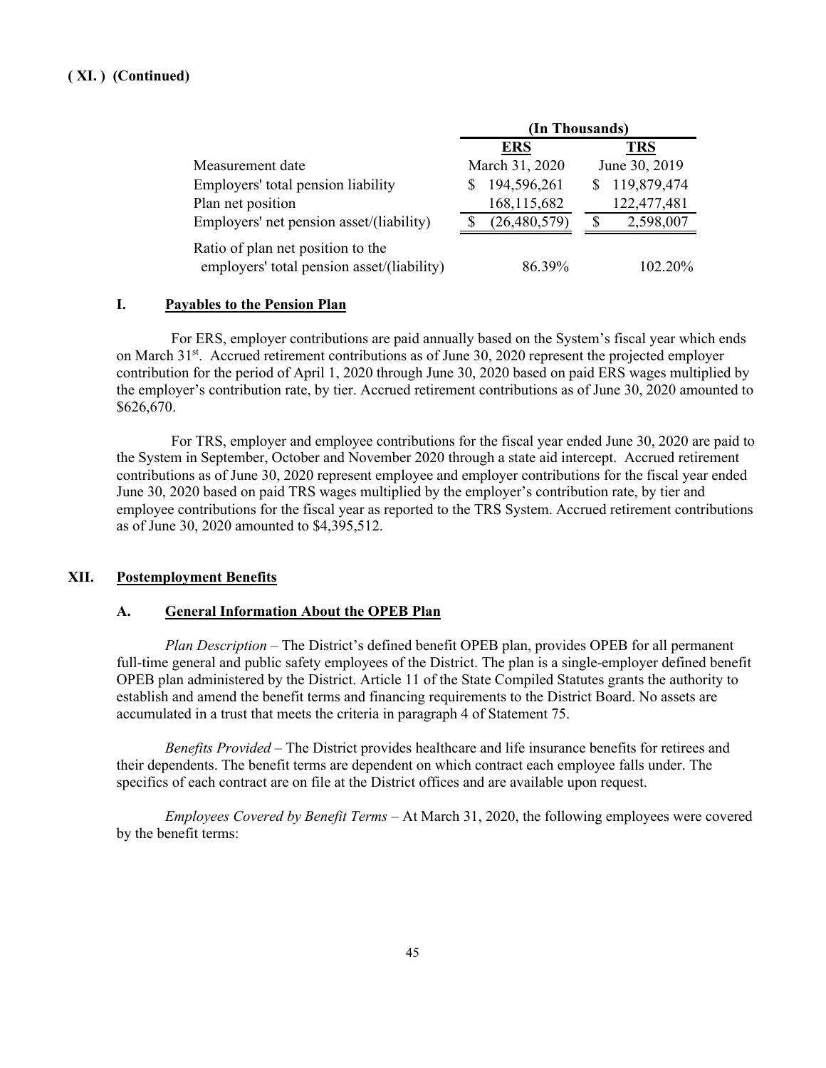**( XI. ) (Continued)**

| | (In Thousands) | |
|---|---|---|
| | **ERS** | **TRS** |
| Measurement date | March 31, 2020 | June 30, 2019 |
| Employers' total pension liability | $ 194,596,261 | $ 119,879,474 |
| Plan net position | 168,115,682 | 122,477,481 |
| Employers' net pension asset/(liability) | $ (26,480,579) | $ 2,598,007 |
| Ratio of plan net position to the employers' total pension asset/(liability) | 86.39% | 102.20% |

### I. Payables to the Pension Plan

For ERS, employer contributions are paid annually based on the System's fiscal year which ends on March 31st. Accrued retirement contributions as of June 30, 2020 represent the projected employer contribution for the period of April 1, 2020 through June 30, 2020 based on paid ERS wages multiplied by the employer's contribution rate, by tier. Accrued retirement contributions as of June 30, 2020 amounted to $626,670.

For TRS, employer and employee contributions for the fiscal year ended June 30, 2020 are paid to the System in September, October and November 2020 through a state aid intercept. Accrued retirement contributions as of June 30, 2020 represent employee and employer contributions for the fiscal year ended June 30, 2020 based on paid TRS wages multiplied by the employer's contribution rate, by tier and employee contributions for the fiscal year as reported to the TRS System. Accrued retirement contributions as of June 30, 2020 amounted to $4,395,512.

## XII. Postemployment Benefits

### A. General Information About the OPEB Plan

*Plan Description* – The District's defined benefit OPEB plan, provides OPEB for all permanent full-time general and public safety employees of the District. The plan is a single-employer defined benefit OPEB plan administered by the District. Article 11 of the State Compiled Statutes grants the authority to establish and amend the benefit terms and financing requirements to the District Board. No assets are accumulated in a trust that meets the criteria in paragraph 4 of Statement 75.

*Benefits Provided* – The District provides healthcare and life insurance benefits for retirees and their dependents. The benefit terms are dependent on which contract each employee falls under. The specifics of each contract are on file at the District offices and are available upon request.

*Employees Covered by Benefit Terms* – At March 31, 2020, the following employees were covered by the benefit terms: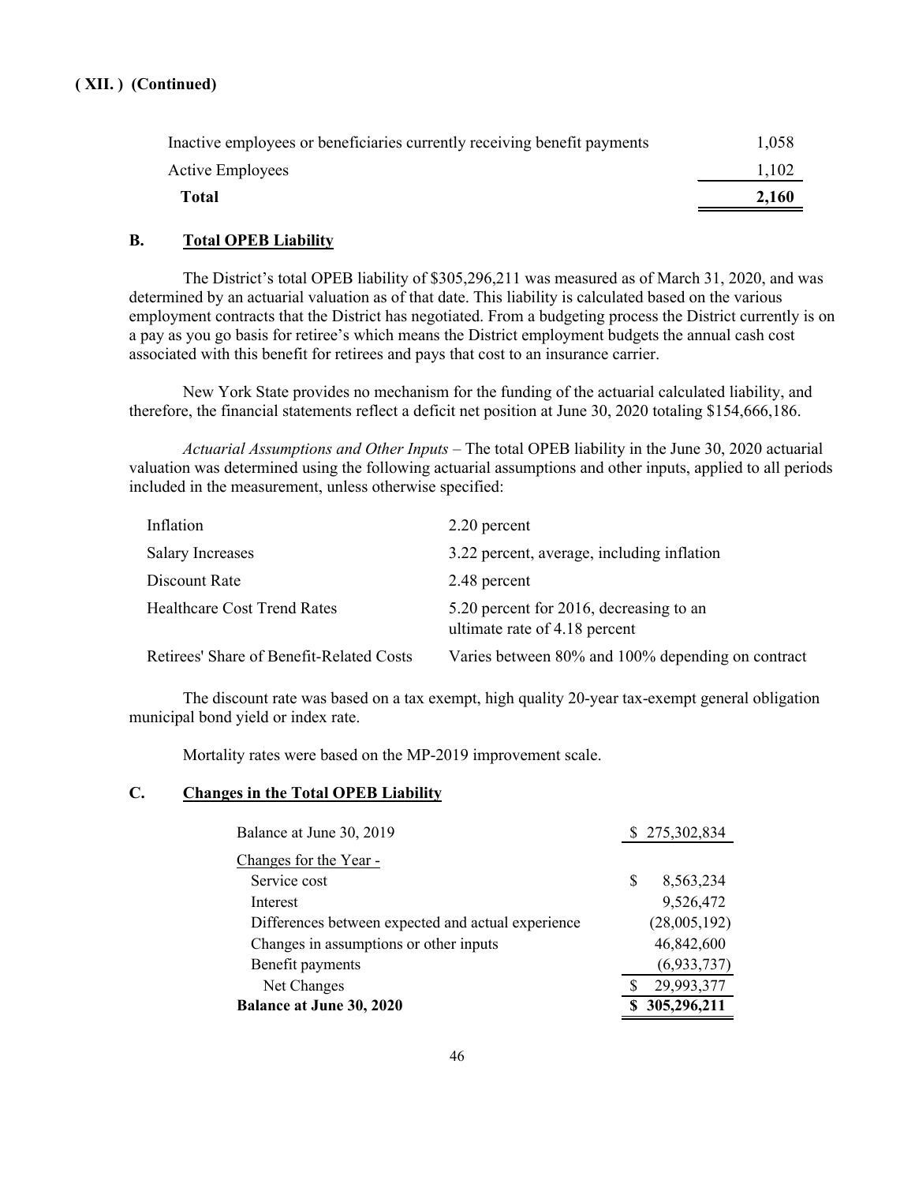**( XII. ) (Continued)**

| | |
|---|---|
| Inactive employees or beneficiaries currently receiving benefit payments | 1,058 |
| Active Employees | 1,102 |
| **Total** | **2,160** |

**B. Total OPEB Liability**

The District's total OPEB liability of $305,296,211 was measured as of March 31, 2020, and was determined by an actuarial valuation as of that date. This liability is calculated based on the various employment contracts that the District has negotiated. From a budgeting process the District currently is on a pay as you go basis for retiree's which means the District employment budgets the annual cash cost associated with this benefit for retirees and pays that cost to an insurance carrier.

New York State provides no mechanism for the funding of the actuarial calculated liability, and therefore, the financial statements reflect a deficit net position at June 30, 2020 totaling $154,666,186.

*Actuarial Assumptions and Other Inputs* – The total OPEB liability in the June 30, 2020 actuarial valuation was determined using the following actuarial assumptions and other inputs, applied to all periods included in the measurement, unless otherwise specified:

| | |
|---|---|
| Inflation | 2.20 percent |
| Salary Increases | 3.22 percent, average, including inflation |
| Discount Rate | 2.48 percent |
| Healthcare Cost Trend Rates | 5.20 percent for 2016, decreasing to an ultimate rate of 4.18 percent |
| Retirees' Share of Benefit-Related Costs | Varies between 80% and 100% depending on contract |

The discount rate was based on a tax exempt, high quality 20-year tax-exempt general obligation municipal bond yield or index rate.

Mortality rates were based on the MP-2019 improvement scale.

**C. Changes in the Total OPEB Liability**

| | |
|---|---|
| Balance at June 30, 2019 | $ 275,302,834 |
| Changes for the Year - | |
| Service cost | $ 8,563,234 |
| Interest | 9,526,472 |
| Differences between expected and actual experience | (28,005,192) |
| Changes in assumptions or other inputs | 46,842,600 |
| Benefit payments | (6,933,737) |
| Net Changes | $ 29,993,377 |
| **Balance at June 30, 2020** | **$ 305,296,211** |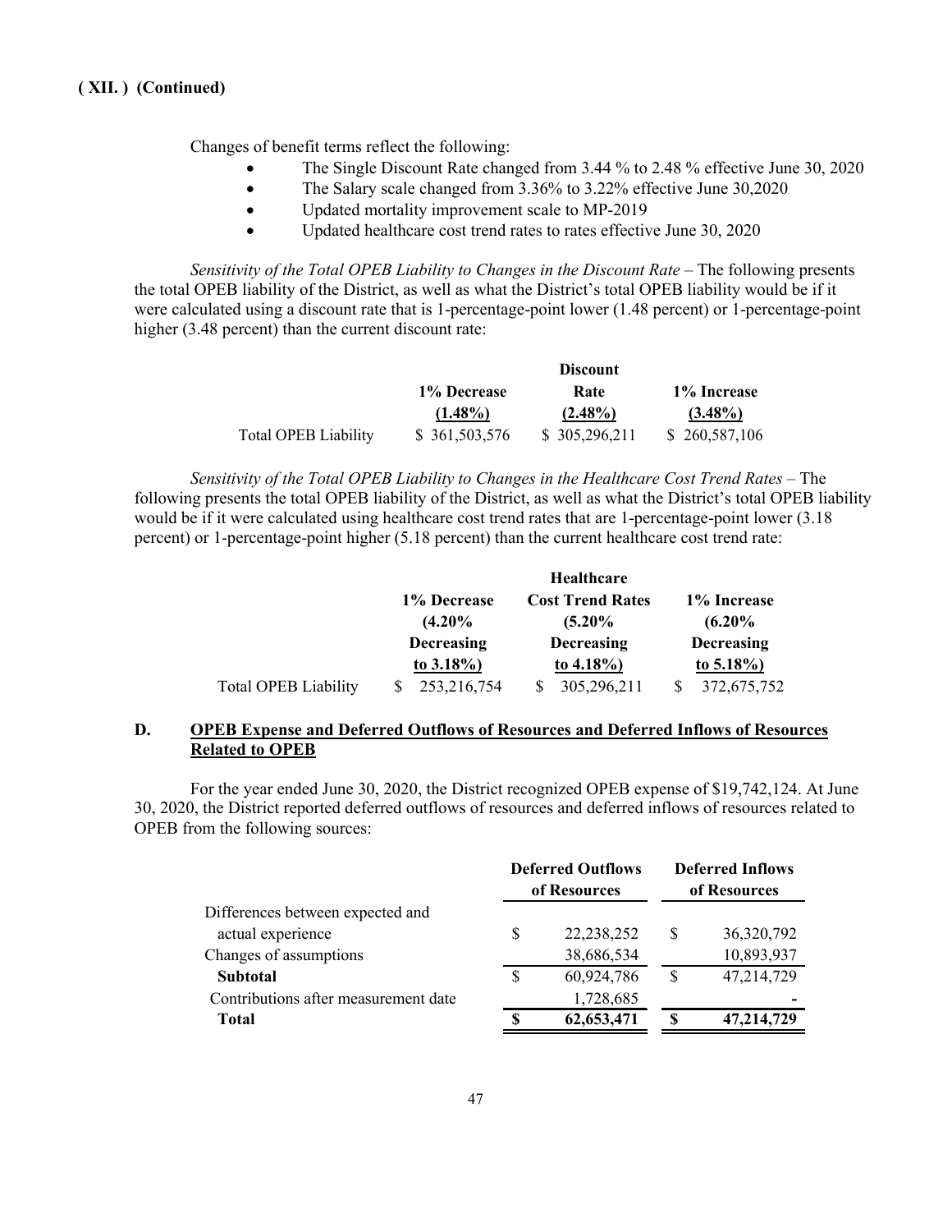**( XII. ) (Continued)**

Changes of benefit terms reflect the following:

- The Single Discount Rate changed from 3.44 % to 2.48 % effective June 30, 2020
- The Salary scale changed from 3.36% to 3.22% effective June 30,2020
- Updated mortality improvement scale to MP-2019
- Updated healthcare cost trend rates to rates effective June 30, 2020

*Sensitivity of the Total OPEB Liability to Changes in the Discount Rate* – The following presents the total OPEB liability of the District, as well as what the District's total OPEB liability would be if it were calculated using a discount rate that is 1-percentage-point lower (1.48 percent) or 1-percentage-point higher (3.48 percent) than the current discount rate:

| | 1% Decrease (1.48%) | Discount Rate (2.48%) | 1% Increase (3.48%) |
|---|---|---|---|
| Total OPEB Liability | $ 361,503,576 | $ 305,296,211 | $ 260,587,106 |

*Sensitivity of the Total OPEB Liability to Changes in the Healthcare Cost Trend Rates* – The following presents the total OPEB liability of the District, as well as what the District's total OPEB liability would be if it were calculated using healthcare cost trend rates that are 1-percentage-point lower (3.18 percent) or 1-percentage-point higher (5.18 percent) than the current healthcare cost trend rate:

| | 1% Decrease (4.20% Decreasing to 3.18%) | Healthcare Cost Trend Rates (5.20% Decreasing to 4.18%) | 1% Increase (6.20% Decreasing to 5.18%) |
|---|---|---|---|
| Total OPEB Liability | $ 253,216,754 | $ 305,296,211 | $ 372,675,752 |

## D. OPEB Expense and Deferred Outflows of Resources and Deferred Inflows of Resources Related to OPEB

For the year ended June 30, 2020, the District recognized OPEB expense of $19,742,124. At June 30, 2020, the District reported deferred outflows of resources and deferred inflows of resources related to OPEB from the following sources:

| | Deferred Outflows of Resources | Deferred Inflows of Resources |
|---|---|---|
| Differences between expected and actual experience | $ 22,238,252 | $ 36,320,792 |
| Changes of assumptions | 38,686,534 | 10,893,937 |
| **Subtotal** | $ 60,924,786 | $ 47,214,729 |
| Contributions after measurement date | 1,728,685 | - |
| **Total** | **$ 62,653,471** | **$ 47,214,729** |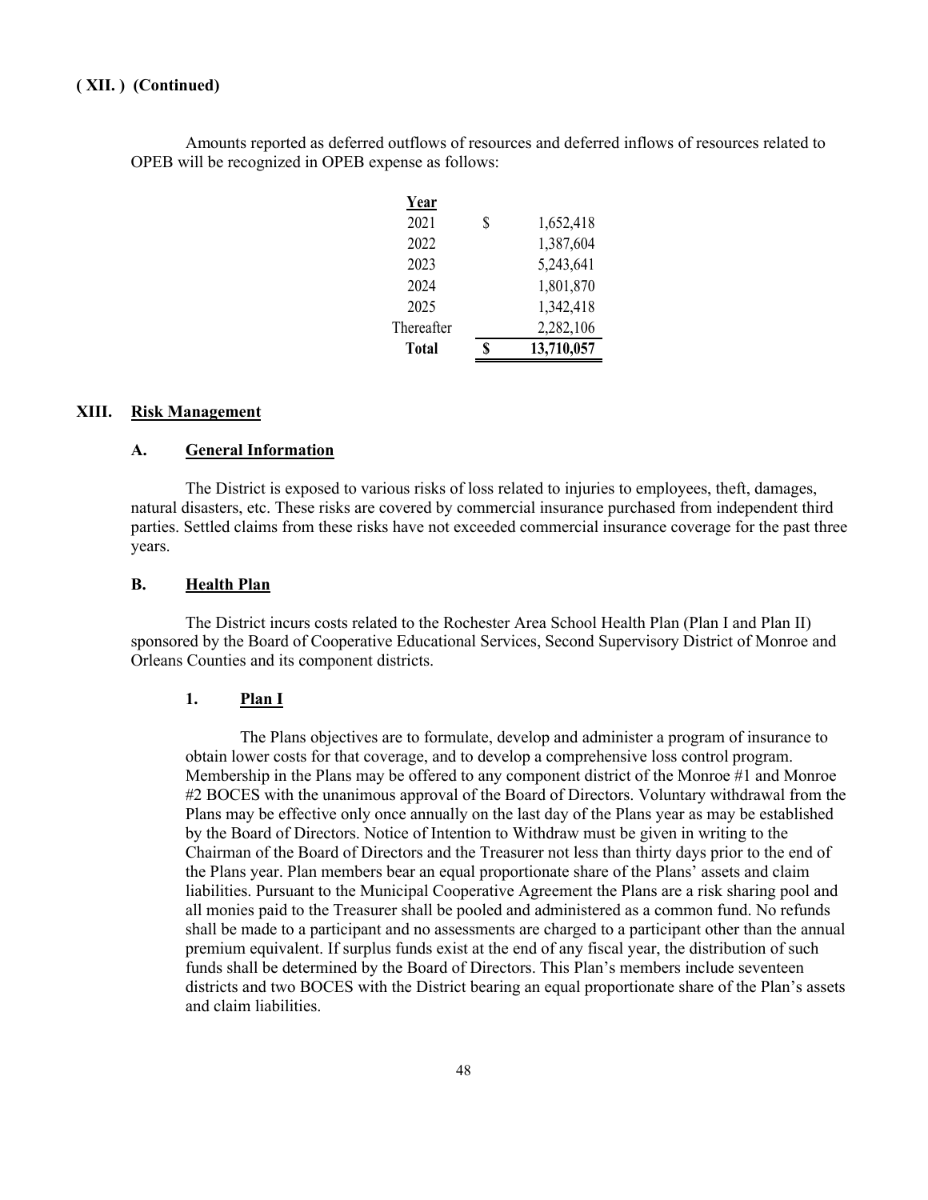**( XII. ) (Continued)**

Amounts reported as deferred outflows of resources and deferred inflows of resources related to OPEB will be recognized in OPEB expense as follows:

| Year | | |
|---|---|---|
| 2021 | $ | 1,652,418 |
| 2022 | | 1,387,604 |
| 2023 | | 5,243,641 |
| 2024 | | 1,801,870 |
| 2025 | | 1,342,418 |
| Thereafter | | 2,282,106 |
| **Total** | **$** | **13,710,057** |

## XIII. Risk Management

### A. General Information

The District is exposed to various risks of loss related to injuries to employees, theft, damages, natural disasters, etc. These risks are covered by commercial insurance purchased from independent third parties. Settled claims from these risks have not exceeded commercial insurance coverage for the past three years.

### B. Health Plan

The District incurs costs related to the Rochester Area School Health Plan (Plan I and Plan II) sponsored by the Board of Cooperative Educational Services, Second Supervisory District of Monroe and Orleans Counties and its component districts.

#### 1. Plan I

The Plans objectives are to formulate, develop and administer a program of insurance to obtain lower costs for that coverage, and to develop a comprehensive loss control program. Membership in the Plans may be offered to any component district of the Monroe #1 and Monroe #2 BOCES with the unanimous approval of the Board of Directors. Voluntary withdrawal from the Plans may be effective only once annually on the last day of the Plans year as may be established by the Board of Directors. Notice of Intention to Withdraw must be given in writing to the Chairman of the Board of Directors and the Treasurer not less than thirty days prior to the end of the Plans year. Plan members bear an equal proportionate share of the Plans' assets and claim liabilities. Pursuant to the Municipal Cooperative Agreement the Plans are a risk sharing pool and all monies paid to the Treasurer shall be pooled and administered as a common fund. No refunds shall be made to a participant and no assessments are charged to a participant other than the annual premium equivalent. If surplus funds exist at the end of any fiscal year, the distribution of such funds shall be determined by the Board of Directors. This Plan's members include seventeen districts and two BOCES with the District bearing an equal proportionate share of the Plan's assets and claim liabilities.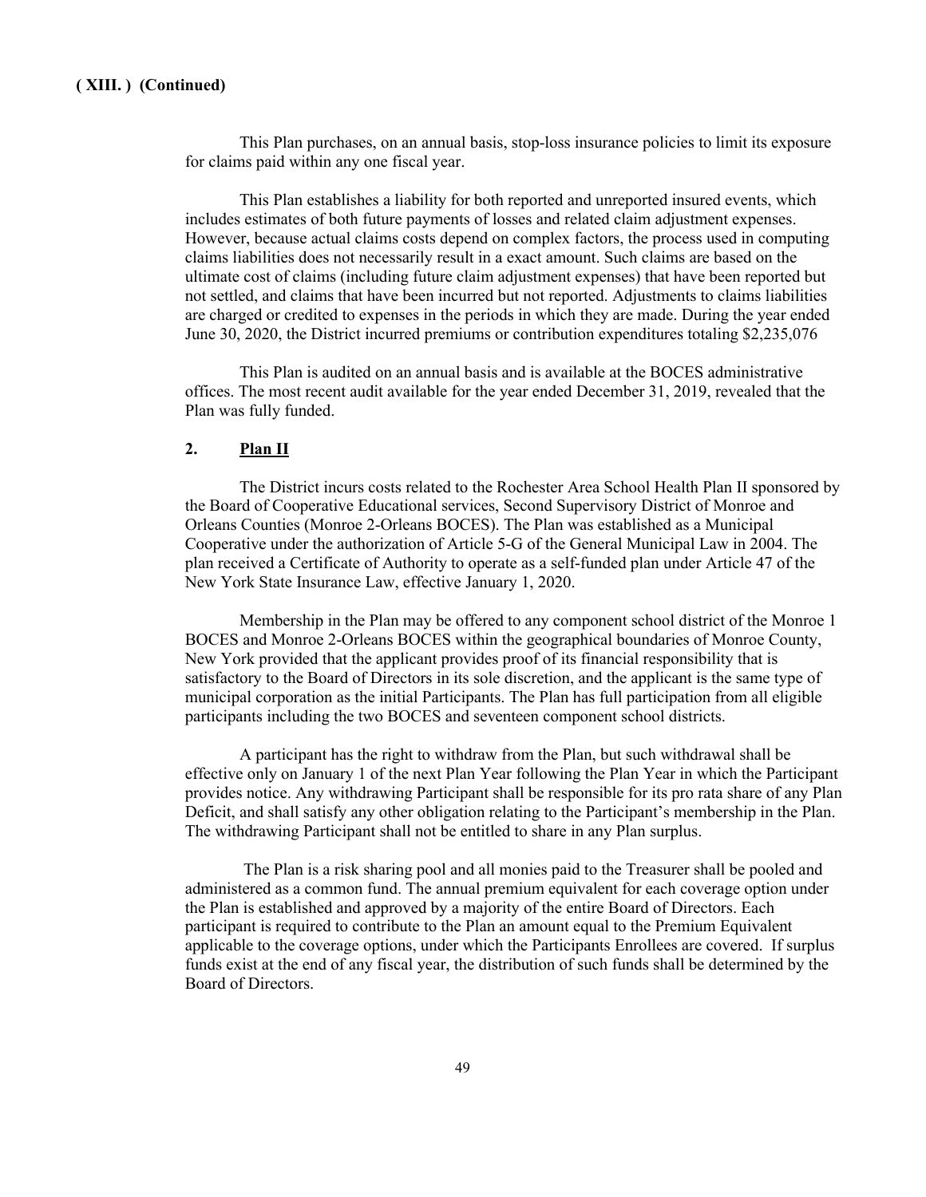**( XIII. ) (Continued)**

This Plan purchases, on an annual basis, stop-loss insurance policies to limit its exposure for claims paid within any one fiscal year.

This Plan establishes a liability for both reported and unreported insured events, which includes estimates of both future payments of losses and related claim adjustment expenses. However, because actual claims costs depend on complex factors, the process used in computing claims liabilities does not necessarily result in a exact amount. Such claims are based on the ultimate cost of claims (including future claim adjustment expenses) that have been reported but not settled, and claims that have been incurred but not reported. Adjustments to claims liabilities are charged or credited to expenses in the periods in which they are made. During the year ended June 30, 2020, the District incurred premiums or contribution expenditures totaling $2,235,076

This Plan is audited on an annual basis and is available at the BOCES administrative offices. The most recent audit available for the year ended December 31, 2019, revealed that the Plan was fully funded.

### 2. <u>Plan II</u>

The District incurs costs related to the Rochester Area School Health Plan II sponsored by the Board of Cooperative Educational services, Second Supervisory District of Monroe and Orleans Counties (Monroe 2-Orleans BOCES). The Plan was established as a Municipal Cooperative under the authorization of Article 5-G of the General Municipal Law in 2004. The plan received a Certificate of Authority to operate as a self-funded plan under Article 47 of the New York State Insurance Law, effective January 1, 2020.

Membership in the Plan may be offered to any component school district of the Monroe 1 BOCES and Monroe 2-Orleans BOCES within the geographical boundaries of Monroe County, New York provided that the applicant provides proof of its financial responsibility that is satisfactory to the Board of Directors in its sole discretion, and the applicant is the same type of municipal corporation as the initial Participants. The Plan has full participation from all eligible participants including the two BOCES and seventeen component school districts.

A participant has the right to withdraw from the Plan, but such withdrawal shall be effective only on January 1 of the next Plan Year following the Plan Year in which the Participant provides notice. Any withdrawing Participant shall be responsible for its pro rata share of any Plan Deficit, and shall satisfy any other obligation relating to the Participant's membership in the Plan. The withdrawing Participant shall not be entitled to share in any Plan surplus.

The Plan is a risk sharing pool and all monies paid to the Treasurer shall be pooled and administered as a common fund. The annual premium equivalent for each coverage option under the Plan is established and approved by a majority of the entire Board of Directors. Each participant is required to contribute to the Plan an amount equal to the Premium Equivalent applicable to the coverage options, under which the Participants Enrollees are covered. If surplus funds exist at the end of any fiscal year, the distribution of such funds shall be determined by the Board of Directors.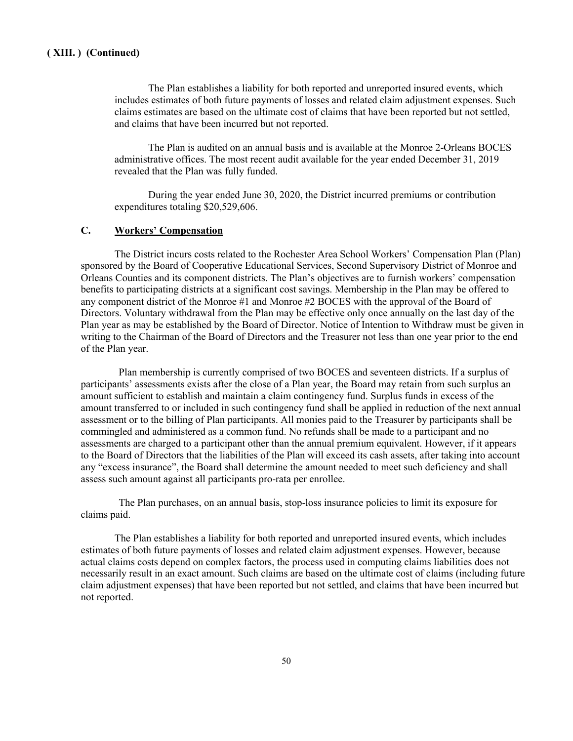**( XIII. ) (Continued)**

The Plan establishes a liability for both reported and unreported insured events, which includes estimates of both future payments of losses and related claim adjustment expenses. Such claims estimates are based on the ultimate cost of claims that have been reported but not settled, and claims that have been incurred but not reported.

The Plan is audited on an annual basis and is available at the Monroe 2-Orleans BOCES administrative offices. The most recent audit available for the year ended December 31, 2019 revealed that the Plan was fully funded.

During the year ended June 30, 2020, the District incurred premiums or contribution expenditures totaling $20,529,606.

### C. Workers' Compensation

The District incurs costs related to the Rochester Area School Workers' Compensation Plan (Plan) sponsored by the Board of Cooperative Educational Services, Second Supervisory District of Monroe and Orleans Counties and its component districts. The Plan's objectives are to furnish workers' compensation benefits to participating districts at a significant cost savings. Membership in the Plan may be offered to any component district of the Monroe #1 and Monroe #2 BOCES with the approval of the Board of Directors. Voluntary withdrawal from the Plan may be effective only once annually on the last day of the Plan year as may be established by the Board of Director. Notice of Intention to Withdraw must be given in writing to the Chairman of the Board of Directors and the Treasurer not less than one year prior to the end of the Plan year.

Plan membership is currently comprised of two BOCES and seventeen districts. If a surplus of participants' assessments exists after the close of a Plan year, the Board may retain from such surplus an amount sufficient to establish and maintain a claim contingency fund. Surplus funds in excess of the amount transferred to or included in such contingency fund shall be applied in reduction of the next annual assessment or to the billing of Plan participants. All monies paid to the Treasurer by participants shall be commingled and administered as a common fund. No refunds shall be made to a participant and no assessments are charged to a participant other than the annual premium equivalent. However, if it appears to the Board of Directors that the liabilities of the Plan will exceed its cash assets, after taking into account any "excess insurance", the Board shall determine the amount needed to meet such deficiency and shall assess such amount against all participants pro-rata per enrollee.

The Plan purchases, on an annual basis, stop-loss insurance policies to limit its exposure for claims paid.

The Plan establishes a liability for both reported and unreported insured events, which includes estimates of both future payments of losses and related claim adjustment expenses. However, because actual claims costs depend on complex factors, the process used in computing claims liabilities does not necessarily result in an exact amount. Such claims are based on the ultimate cost of claims (including future claim adjustment expenses) that have been reported but not settled, and claims that have been incurred but not reported.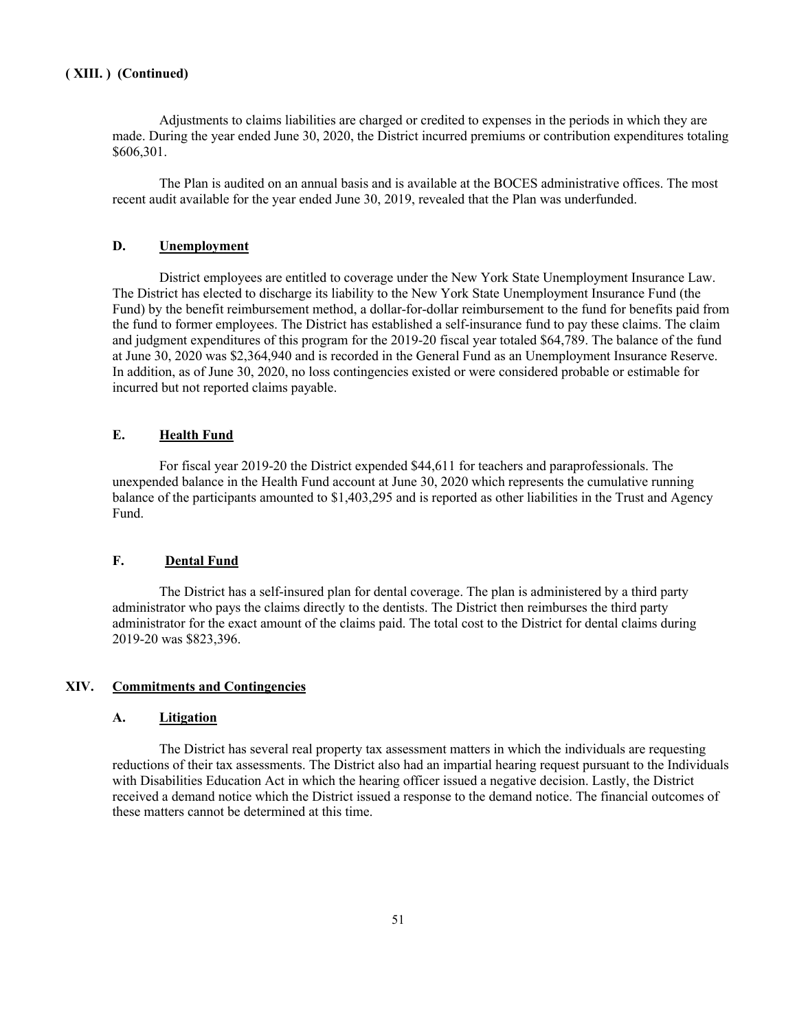**( XIII. ) (Continued)**

Adjustments to claims liabilities are charged or credited to expenses in the periods in which they are made. During the year ended June 30, 2020, the District incurred premiums or contribution expenditures totaling $606,301.

The Plan is audited on an annual basis and is available at the BOCES administrative offices. The most recent audit available for the year ended June 30, 2019, revealed that the Plan was underfunded.

### D. Unemployment

District employees are entitled to coverage under the New York State Unemployment Insurance Law. The District has elected to discharge its liability to the New York State Unemployment Insurance Fund (the Fund) by the benefit reimbursement method, a dollar-for-dollar reimbursement to the fund for benefits paid from the fund to former employees. The District has established a self-insurance fund to pay these claims. The claim and judgment expenditures of this program for the 2019-20 fiscal year totaled $64,789. The balance of the fund at June 30, 2020 was $2,364,940 and is recorded in the General Fund as an Unemployment Insurance Reserve. In addition, as of June 30, 2020, no loss contingencies existed or were considered probable or estimable for incurred but not reported claims payable.

### E. Health Fund

For fiscal year 2019-20 the District expended $44,611 for teachers and paraprofessionals. The unexpended balance in the Health Fund account at June 30, 2020 which represents the cumulative running balance of the participants amounted to $1,403,295 and is reported as other liabilities in the Trust and Agency Fund.

### F. Dental Fund

The District has a self-insured plan for dental coverage. The plan is administered by a third party administrator who pays the claims directly to the dentists. The District then reimburses the third party administrator for the exact amount of the claims paid. The total cost to the District for dental claims during 2019-20 was $823,396.

## XIV. Commitments and Contingencies

### A. Litigation

The District has several real property tax assessment matters in which the individuals are requesting reductions of their tax assessments. The District also had an impartial hearing request pursuant to the Individuals with Disabilities Education Act in which the hearing officer issued a negative decision. Lastly, the District received a demand notice which the District issued a response to the demand notice. The financial outcomes of these matters cannot be determined at this time.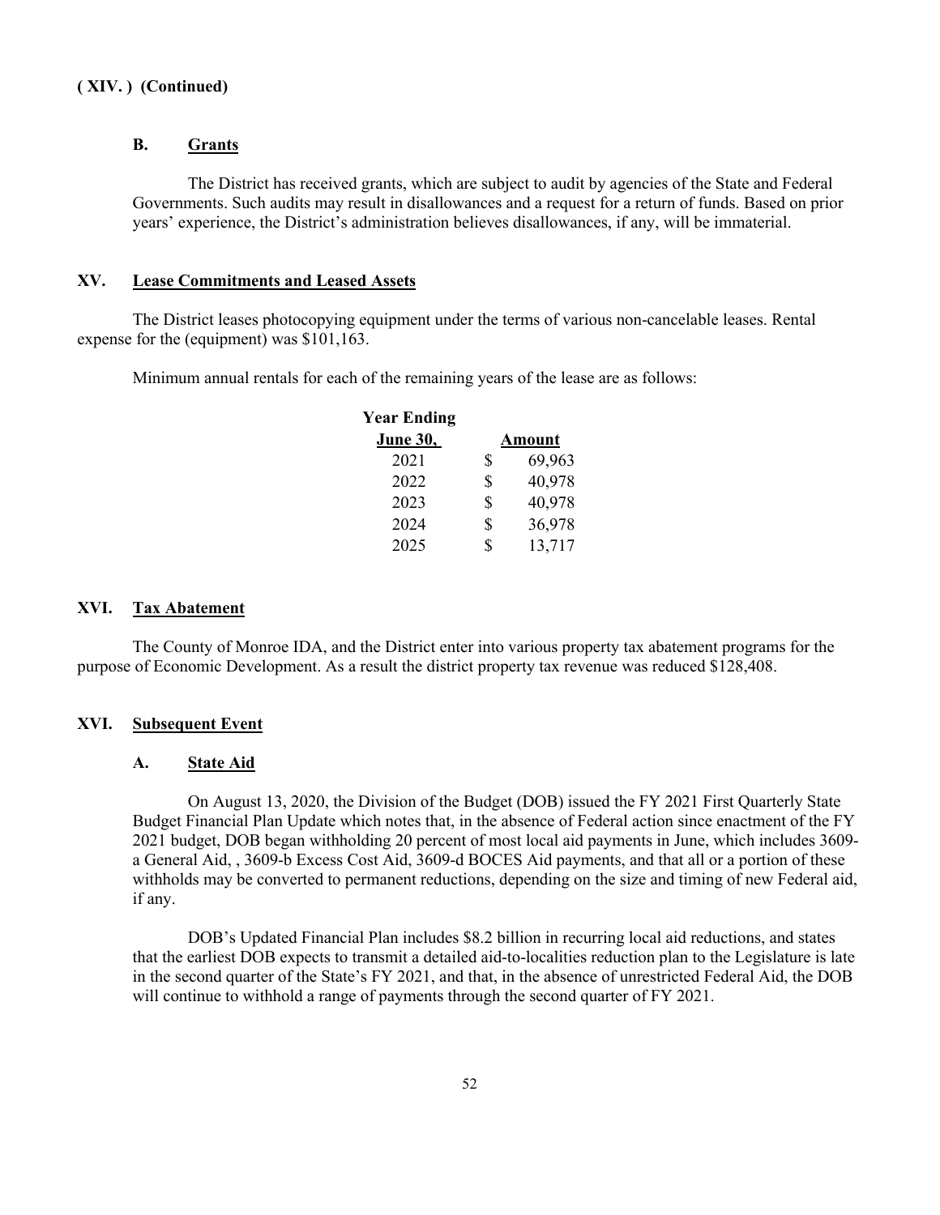**( XIV. ) (Continued)**

### B. Grants

The District has received grants, which are subject to audit by agencies of the State and Federal Governments. Such audits may result in disallowances and a request for a return of funds. Based on prior years' experience, the District's administration believes disallowances, if any, will be immaterial.

## XV. Lease Commitments and Leased Assets

The District leases photocopying equipment under the terms of various non-cancelable leases. Rental expense for the (equipment) was $101,163.

Minimum annual rentals for each of the remaining years of the lease are as follows:

| Year Ending June 30, | Amount |
|---|---|
| 2021 | $ 69,963 |
| 2022 | $ 40,978 |
| 2023 | $ 40,978 |
| 2024 | $ 36,978 |
| 2025 | $ 13,717 |

## XVI. Tax Abatement

The County of Monroe IDA, and the District enter into various property tax abatement programs for the purpose of Economic Development. As a result the district property tax revenue was reduced $128,408.

## XVI. Subsequent Event

### A. State Aid

On August 13, 2020, the Division of the Budget (DOB) issued the FY 2021 First Quarterly State Budget Financial Plan Update which notes that, in the absence of Federal action since enactment of the FY 2021 budget, DOB began withholding 20 percent of most local aid payments in June, which includes 3609-a General Aid, , 3609-b Excess Cost Aid, 3609-d BOCES Aid payments, and that all or a portion of these withholds may be converted to permanent reductions, depending on the size and timing of new Federal aid, if any.

DOB's Updated Financial Plan includes $8.2 billion in recurring local aid reductions, and states that the earliest DOB expects to transmit a detailed aid-to-localities reduction plan to the Legislature is late in the second quarter of the State's FY 2021, and that, in the absence of unrestricted Federal Aid, the DOB will continue to withhold a range of payments through the second quarter of FY 2021.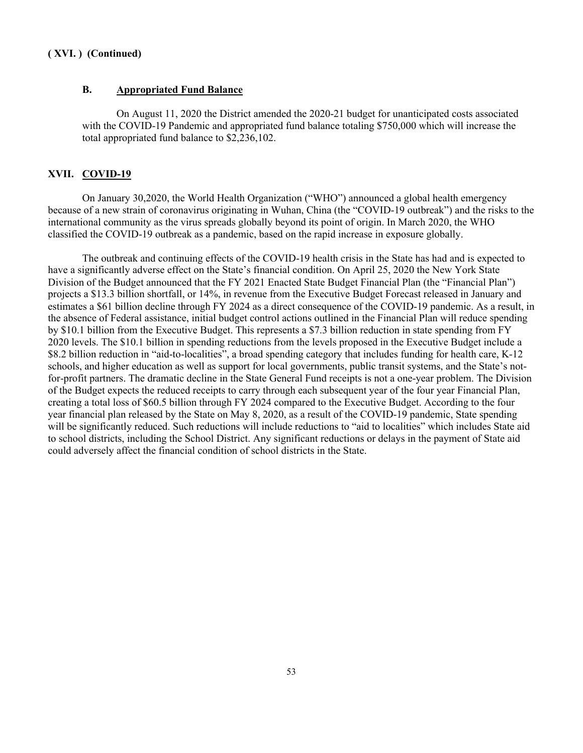**( XVI. ) (Continued)**

### B. Appropriated Fund Balance

On August 11, 2020 the District amended the 2020-21 budget for unanticipated costs associated with the COVID-19 Pandemic and appropriated fund balance totaling $750,000 which will increase the total appropriated fund balance to $2,236,102.

## XVII. COVID-19

On January 30,2020, the World Health Organization ("WHO") announced a global health emergency because of a new strain of coronavirus originating in Wuhan, China (the "COVID-19 outbreak") and the risks to the international community as the virus spreads globally beyond its point of origin. In March 2020, the WHO classified the COVID-19 outbreak as a pandemic, based on the rapid increase in exposure globally.

The outbreak and continuing effects of the COVID-19 health crisis in the State has had and is expected to have a significantly adverse effect on the State's financial condition. On April 25, 2020 the New York State Division of the Budget announced that the FY 2021 Enacted State Budget Financial Plan (the "Financial Plan") projects a $13.3 billion shortfall, or 14%, in revenue from the Executive Budget Forecast released in January and estimates a $61 billion decline through FY 2024 as a direct consequence of the COVID-19 pandemic. As a result, in the absence of Federal assistance, initial budget control actions outlined in the Financial Plan will reduce spending by $10.1 billion from the Executive Budget. This represents a $7.3 billion reduction in state spending from FY 2020 levels. The $10.1 billion in spending reductions from the levels proposed in the Executive Budget include a $8.2 billion reduction in "aid-to-localities", a broad spending category that includes funding for health care, K-12 schools, and higher education as well as support for local governments, public transit systems, and the State's not-for-profit partners. The dramatic decline in the State General Fund receipts is not a one-year problem. The Division of the Budget expects the reduced receipts to carry through each subsequent year of the four year Financial Plan, creating a total loss of $60.5 billion through FY 2024 compared to the Executive Budget. According to the four year financial plan released by the State on May 8, 2020, as a result of the COVID-19 pandemic, State spending will be significantly reduced. Such reductions will include reductions to "aid to localities" which includes State aid to school districts, including the School District. Any significant reductions or delays in the payment of State aid could adversely affect the financial condition of school districts in the State.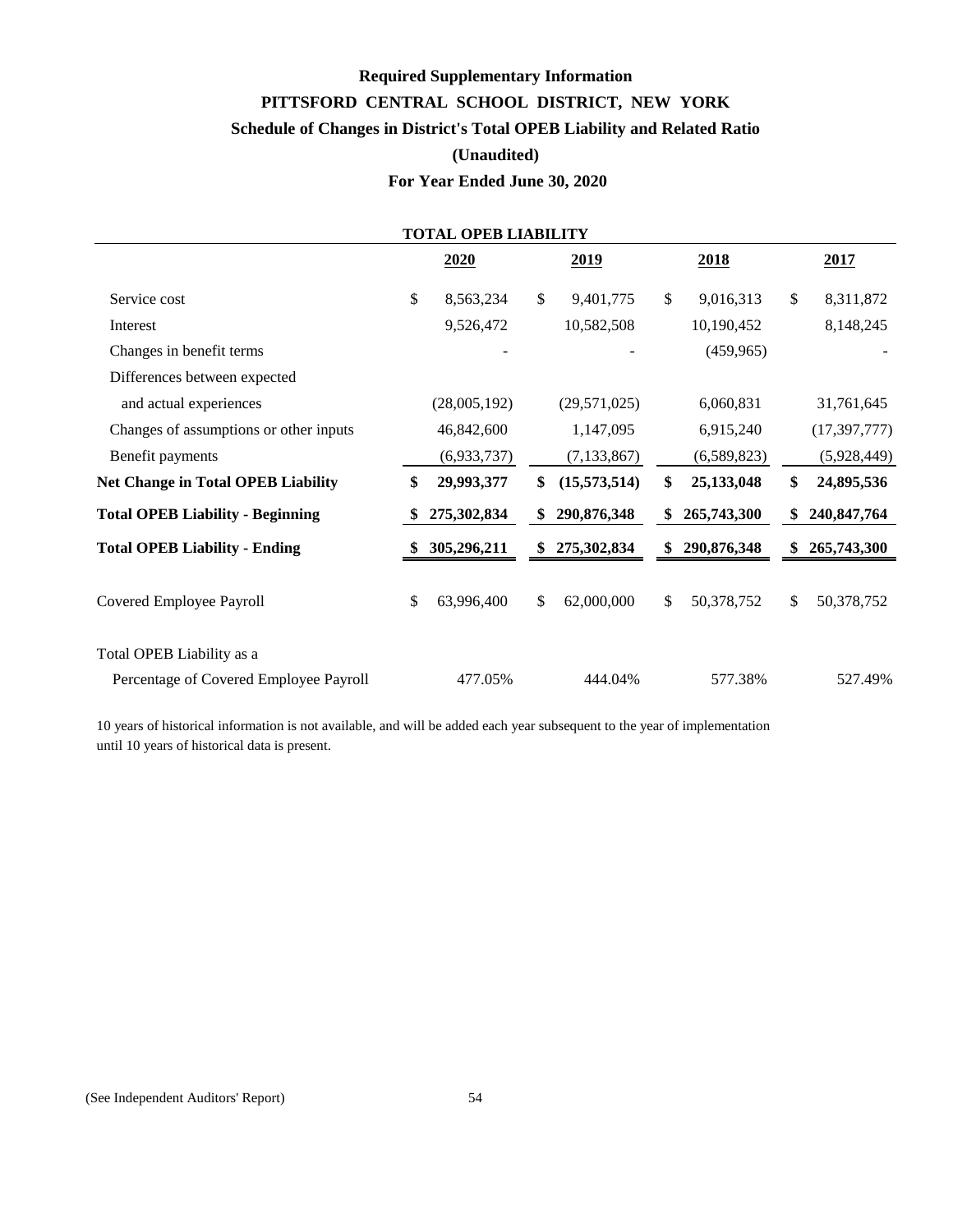**Required Supplementary Information**

**PITTSFORD CENTRAL SCHOOL DISTRICT, NEW YORK**

**Schedule of Changes in District's Total OPEB Liability and Related Ratio**

**(Unaudited)**

**For Year Ended June 30, 2020**

**TOTAL OPEB LIABILITY**

| | 2020 | 2019 | 2018 | 2017 |
|---|---|---|---|---|
| Service cost | $ 8,563,234 | $ 9,401,775 | $ 9,016,313 | $ 8,311,872 |
| Interest | 9,526,472 | 10,582,508 | 10,190,452 | 8,148,245 |
| Changes in benefit terms | - | - | (459,965) | - |
| Differences between expected and actual experiences | (28,005,192) | (29,571,025) | 6,060,831 | 31,761,645 |
| Changes of assumptions or other inputs | 46,842,600 | 1,147,095 | 6,915,240 | (17,397,777) |
| Benefit payments | (6,933,737) | (7,133,867) | (6,589,823) | (5,928,449) |
| **Net Change in Total OPEB Liability** | **$ 29,993,377** | **$ (15,573,514)** | **$ 25,133,048** | **$ 24,895,536** |
| **Total OPEB Liability - Beginning** | **$ 275,302,834** | **$ 290,876,348** | **$ 265,743,300** | **$ 240,847,764** |
| **Total OPEB Liability - Ending** | **$ 305,296,211** | **$ 275,302,834** | **$ 290,876,348** | **$ 265,743,300** |
| Covered Employee Payroll | $ 63,996,400 | $ 62,000,000 | $ 50,378,752 | $ 50,378,752 |
| Total OPEB Liability as a Percentage of Covered Employee Payroll | 477.05% | 444.04% | 577.38% | 527.49% |

10 years of historical information is not available, and will be added each year subsequent to the year of implementation until 10 years of historical data is present.

(See Independent Auditors' Report)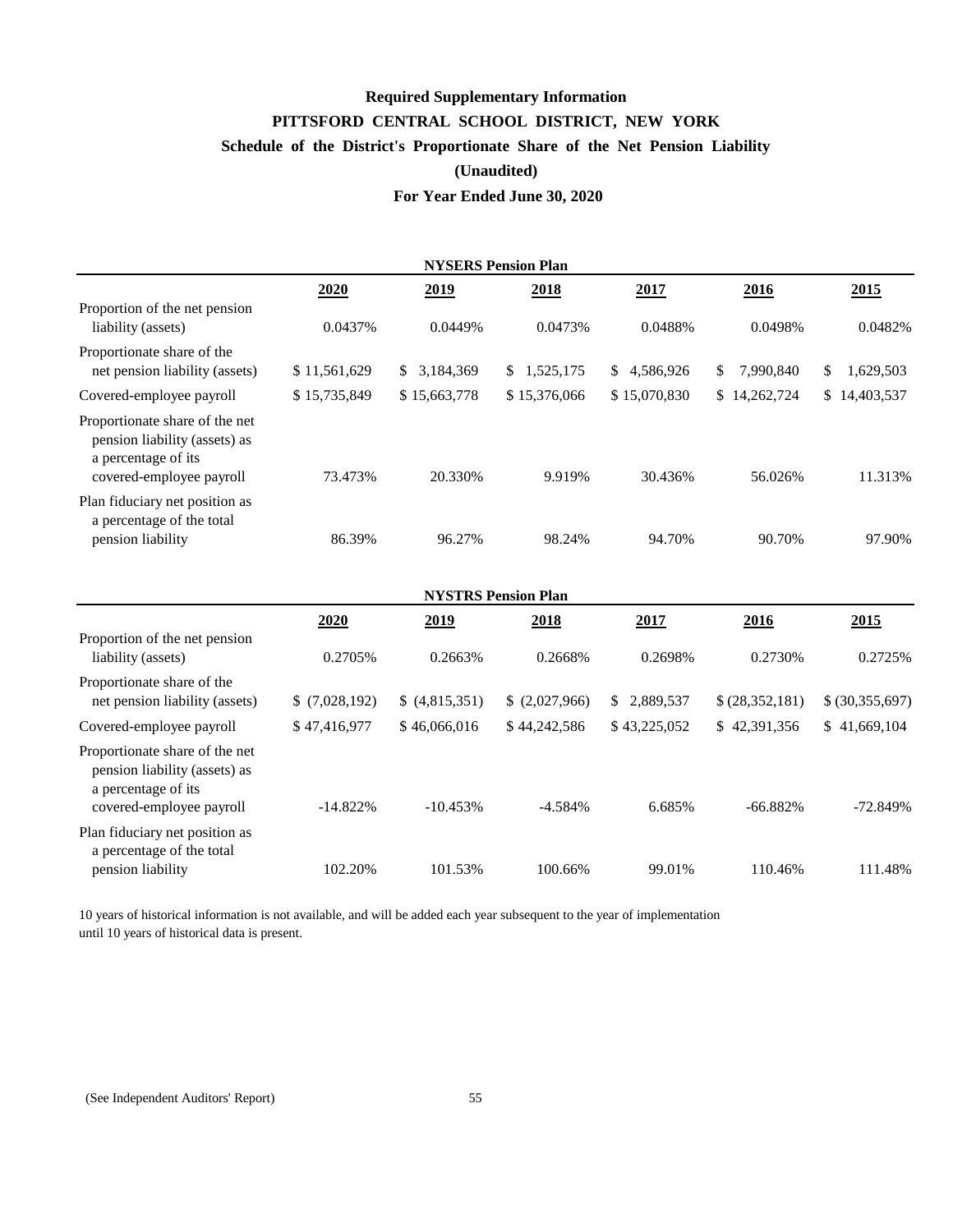# Required Supplementary Information

## PITTSFORD CENTRAL SCHOOL DISTRICT, NEW YORK

## Schedule of the District's Proportionate Share of the Net Pension Liability

## (Unaudited)

## For Year Ended June 30, 2020

**NYSERS Pension Plan**

| | 2020 | 2019 | 2018 | 2017 | 2016 | 2015 |
|---|---|---|---|---|---|---|
| Proportion of the net pension liability (assets) | 0.0437% | 0.0449% | 0.0473% | 0.0488% | 0.0498% | 0.0482% |
| Proportionate share of the net pension liability (assets) | $ 11,561,629 | $ 3,184,369 | $ 1,525,175 | $ 4,586,926 | $ 7,990,840 | $ 1,629,503 |
| Covered-employee payroll | $ 15,735,849 | $ 15,663,778 | $ 15,376,066 | $ 15,070,830 | $ 14,262,724 | $ 14,403,537 |
| Proportionate share of the net pension liability (assets) as a percentage of its covered-employee payroll | 73.473% | 20.330% | 9.919% | 30.436% | 56.026% | 11.313% |
| Plan fiduciary net position as a percentage of the total pension liability | 86.39% | 96.27% | 98.24% | 94.70% | 90.70% | 97.90% |

**NYSTRS Pension Plan**

| | 2020 | 2019 | 2018 | 2017 | 2016 | 2015 |
|---|---|---|---|---|---|---|
| Proportion of the net pension liability (assets) | 0.2705% | 0.2663% | 0.2668% | 0.2698% | 0.2730% | 0.2725% |
| Proportionate share of the net pension liability (assets) | $ (7,028,192) | $ (4,815,351) | $ (2,027,966) | $ 2,889,537 | $ (28,352,181) | $ (30,355,697) |
| Covered-employee payroll | $ 47,416,977 | $ 46,066,016 | $ 44,242,586 | $ 43,225,052 | $ 42,391,356 | $ 41,669,104 |
| Proportionate share of the net pension liability (assets) as a percentage of its covered-employee payroll | -14.822% | -10.453% | -4.584% | 6.685% | -66.882% | -72.849% |
| Plan fiduciary net position as a percentage of the total pension liability | 102.20% | 101.53% | 100.66% | 99.01% | 110.46% | 111.48% |

10 years of historical information is not available, and will be added each year subsequent to the year of implementation until 10 years of historical data is present.

(See Independent Auditors' Report)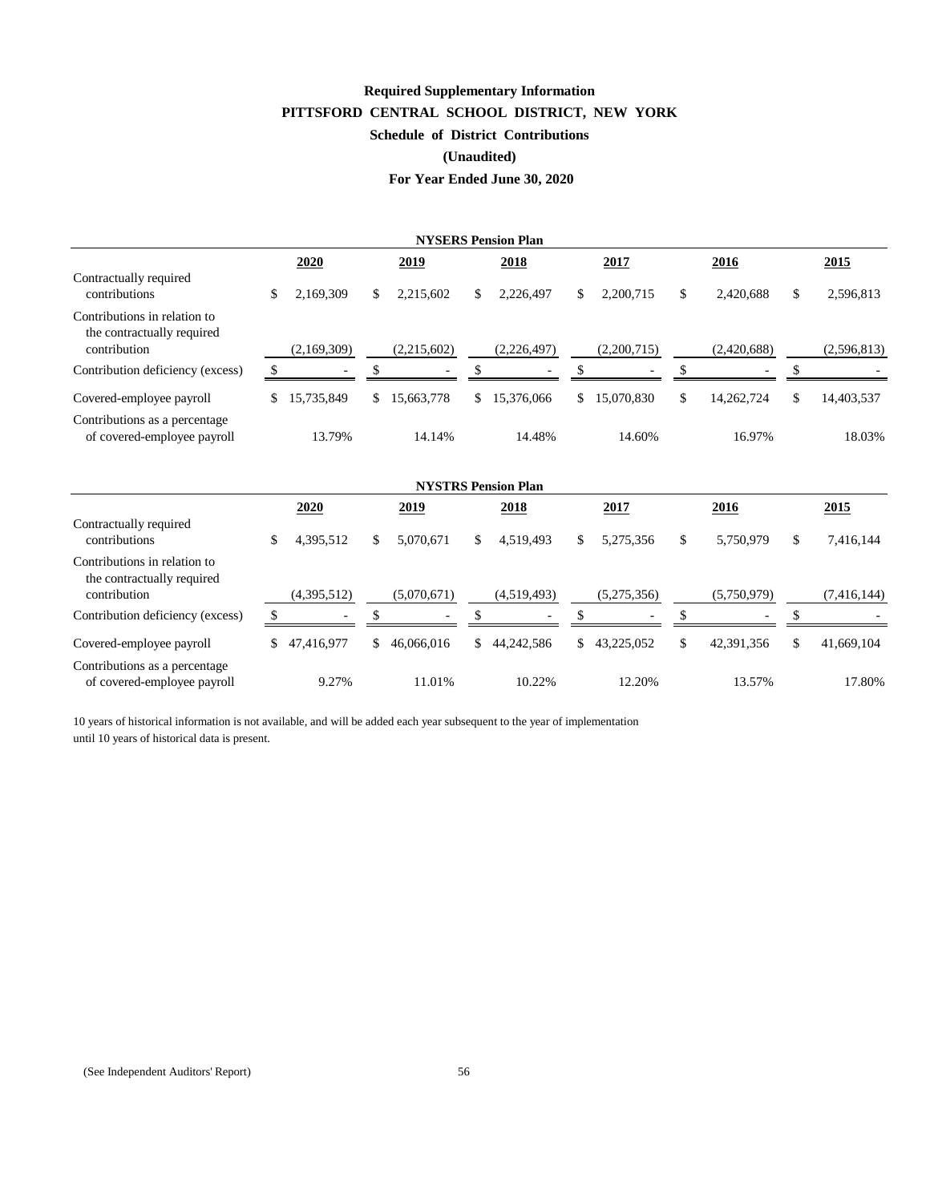**Required Supplementary Information**

**PITTSFORD CENTRAL SCHOOL DISTRICT, NEW YORK**

**Schedule of District Contributions**

**(Unaudited)**

**For Year Ended June 30, 2020**

**NYSERS Pension Plan**

| | 2020 | 2019 | 2018 | 2017 | 2016 | 2015 |
|---|---|---|---|---|---|---|
| Contractually required contributions | $ 2,169,309 | $ 2,215,602 | $ 2,226,497 | $ 2,200,715 | $ 2,420,688 | $ 2,596,813 |
| Contributions in relation to the contractually required contribution | (2,169,309) | (2,215,602) | (2,226,497) | (2,200,715) | (2,420,688) | (2,596,813) |
| Contribution deficiency (excess) | $ - | $ - | $ - | $ - | $ - | $ - |
| Covered-employee payroll | $ 15,735,849 | $ 15,663,778 | $ 15,376,066 | $ 15,070,830 | $ 14,262,724 | $ 14,403,537 |
| Contributions as a percentage of covered-employee payroll | 13.79% | 14.14% | 14.48% | 14.60% | 16.97% | 18.03% |

**NYSTRS Pension Plan**

| | 2020 | 2019 | 2018 | 2017 | 2016 | 2015 |
|---|---|---|---|---|---|---|
| Contractually required contributions | $ 4,395,512 | $ 5,070,671 | $ 4,519,493 | $ 5,275,356 | $ 5,750,979 | $ 7,416,144 |
| Contributions in relation to the contractually required contribution | (4,395,512) | (5,070,671) | (4,519,493) | (5,275,356) | (5,750,979) | (7,416,144) |
| Contribution deficiency (excess) | $ - | $ - | $ - | $ - | $ - | $ - |
| Covered-employee payroll | $ 47,416,977 | $ 46,066,016 | $ 44,242,586 | $ 43,225,052 | $ 42,391,356 | $ 41,669,104 |
| Contributions as a percentage of covered-employee payroll | 9.27% | 11.01% | 10.22% | 12.20% | 13.57% | 17.80% |

10 years of historical information is not available, and will be added each year subsequent to the year of implementation until 10 years of historical data is present.

(See Independent Auditors' Report)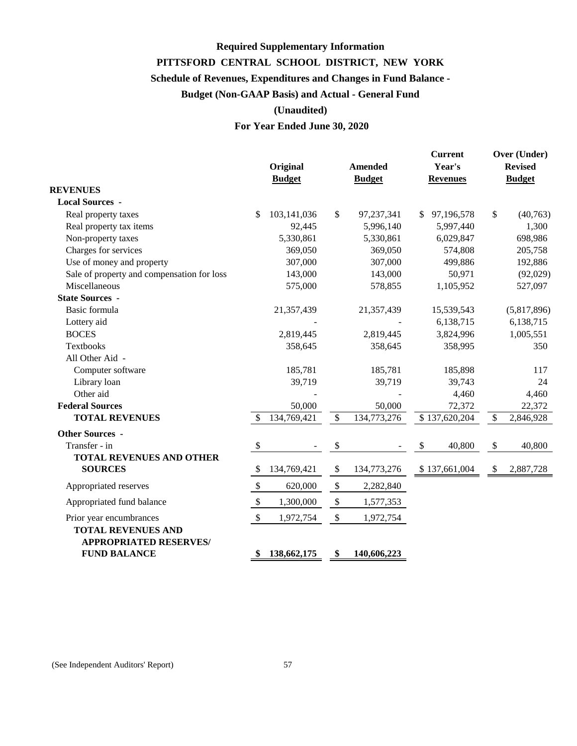**Required Supplementary Information**

**PITTSFORD CENTRAL SCHOOL DISTRICT, NEW YORK**

**Schedule of Revenues, Expenditures and Changes in Fund Balance -**

**Budget (Non-GAAP Basis) and Actual - General Fund**

**(Unaudited)**

**For Year Ended June 30, 2020**

| | Original Budget | Amended Budget | Current Year's Revenues | Over (Under) Revised Budget |
|---|---|---|---|---|
| **REVENUES** | | | | |
| **Local Sources -** | | | | |
| Real property taxes | $ 103,141,036 | $ 97,237,341 | $ 97,196,578 | $ (40,763) |
| Real property tax items | 92,445 | 5,996,140 | 5,997,440 | 1,300 |
| Non-property taxes | 5,330,861 | 5,330,861 | 6,029,847 | 698,986 |
| Charges for services | 369,050 | 369,050 | 574,808 | 205,758 |
| Use of money and property | 307,000 | 307,000 | 499,886 | 192,886 |
| Sale of property and compensation for loss | 143,000 | 143,000 | 50,971 | (92,029) |
| Miscellaneous | 575,000 | 578,855 | 1,105,952 | 527,097 |
| **State Sources -** | | | | |
| Basic formula | 21,357,439 | 21,357,439 | 15,539,543 | (5,817,896) |
| Lottery aid | - | - | 6,138,715 | 6,138,715 |
| BOCES | 2,819,445 | 2,819,445 | 3,824,996 | 1,005,551 |
| Textbooks | 358,645 | 358,645 | 358,995 | 350 |
| All Other Aid - | | | | |
| Computer software | 185,781 | 185,781 | 185,898 | 117 |
| Library loan | 39,719 | 39,719 | 39,743 | 24 |
| Other aid | - | - | 4,460 | 4,460 |
| **Federal Sources** | 50,000 | 50,000 | 72,372 | 22,372 |
| **TOTAL REVENUES** | $ 134,769,421 | $ 134,773,276 | $ 137,620,204 | $ 2,846,928 |
| **Other Sources -** | | | | |
| Transfer - in | $ - | $ - | $ 40,800 | $ 40,800 |
| **TOTAL REVENUES AND OTHER SOURCES** | $ 134,769,421 | $ 134,773,276 | $ 137,661,004 | $ 2,887,728 |
| Appropriated reserves | $ 620,000 | $ 2,282,840 | | |
| Appropriated fund balance | $ 1,300,000 | $ 1,577,353 | | |
| Prior year encumbrances | $ 1,972,754 | $ 1,972,754 | | |
| **TOTAL REVENUES AND APPROPRIATED RESERVES/ FUND BALANCE** | **$ 138,662,175** | **$ 140,606,223** | | |

(See Independent Auditors' Report)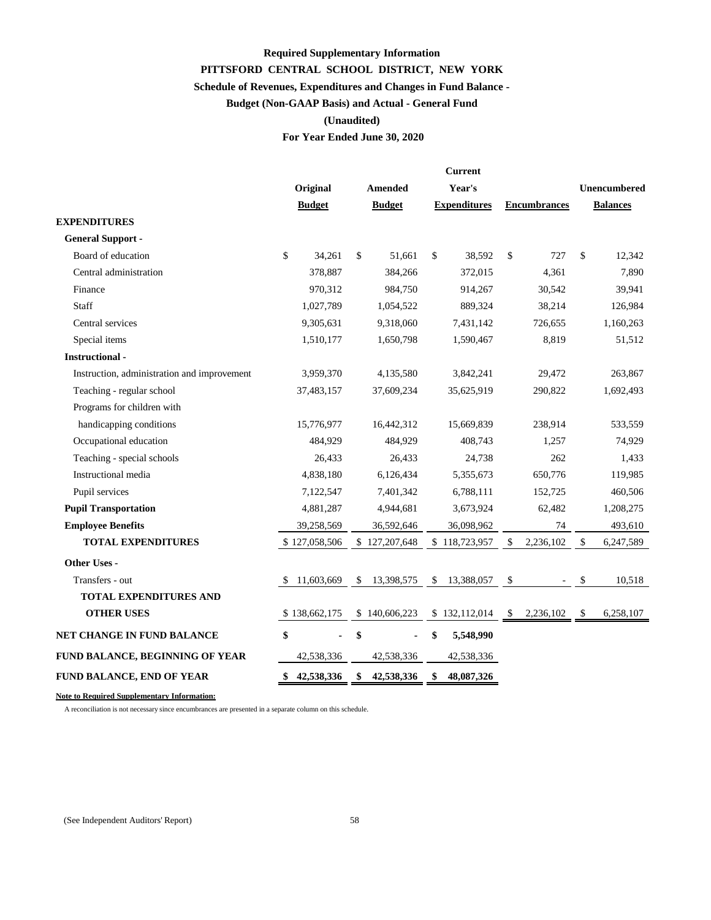**Required Supplementary Information**

**PITTSFORD CENTRAL SCHOOL DISTRICT, NEW YORK**

**Schedule of Revenues, Expenditures and Changes in Fund Balance -**

**Budget (Non-GAAP Basis) and Actual - General Fund**

**(Unaudited)**

**For Year Ended June 30, 2020**

| | Original Budget | Amended Budget | Current Year's Expenditures | Encumbrances | Unencumbered Balances |
|---|---|---|---|---|---|
| **EXPENDITURES** | | | | | |
| **General Support -** | | | | | |
| Board of education | $ 34,261 | $ 51,661 | $ 38,592 | $ 727 | $ 12,342 |
| Central administration | 378,887 | 384,266 | 372,015 | 4,361 | 7,890 |
| Finance | 970,312 | 984,750 | 914,267 | 30,542 | 39,941 |
| Staff | 1,027,789 | 1,054,522 | 889,324 | 38,214 | 126,984 |
| Central services | 9,305,631 | 9,318,060 | 7,431,142 | 726,655 | 1,160,263 |
| Special items | 1,510,177 | 1,650,798 | 1,590,467 | 8,819 | 51,512 |
| **Instructional -** | | | | | |
| Instruction, administration and improvement | 3,959,370 | 4,135,580 | 3,842,241 | 29,472 | 263,867 |
| Teaching - regular school | 37,483,157 | 37,609,234 | 35,625,919 | 290,822 | 1,692,493 |
| Programs for children with handicapping conditions | 15,776,977 | 16,442,312 | 15,669,839 | 238,914 | 533,559 |
| Occupational education | 484,929 | 484,929 | 408,743 | 1,257 | 74,929 |
| Teaching - special schools | 26,433 | 26,433 | 24,738 | 262 | 1,433 |
| Instructional media | 4,838,180 | 6,126,434 | 5,355,673 | 650,776 | 119,985 |
| Pupil services | 7,122,547 | 7,401,342 | 6,788,111 | 152,725 | 460,506 |
| **Pupil Transportation** | 4,881,287 | 4,944,681 | 3,673,924 | 62,482 | 1,208,275 |
| **Employee Benefits** | 39,258,569 | 36,592,646 | 36,098,962 | 74 | 493,610 |
| **TOTAL EXPENDITURES** | $ 127,058,506 | $ 127,207,648 | $ 118,723,957 | $ 2,236,102 | $ 6,247,589 |
| **Other Uses -** | | | | | |
| Transfers - out | $ 11,603,669 | $ 13,398,575 | $ 13,388,057 | $ - | $ 10,518 |
| **TOTAL EXPENDITURES AND OTHER USES** | $ 138,662,175 | $ 140,606,223 | $ 132,112,014 | $ 2,236,102 | $ 6,258,107 |
| **NET CHANGE IN FUND BALANCE** | **$ -** | **$ -** | **$ 5,548,990** | | |
| **FUND BALANCE, BEGINNING OF YEAR** | 42,538,336 | 42,538,336 | 42,538,336 | | |
| **FUND BALANCE, END OF YEAR** | **$ 42,538,336** | **$ 42,538,336** | **$ 48,087,326** | | |

**Note to Required Supplementary Information:**

A reconciliation is not necessary since encumbrances are presented in a separate column on this schedule.

(See Independent Auditors' Report)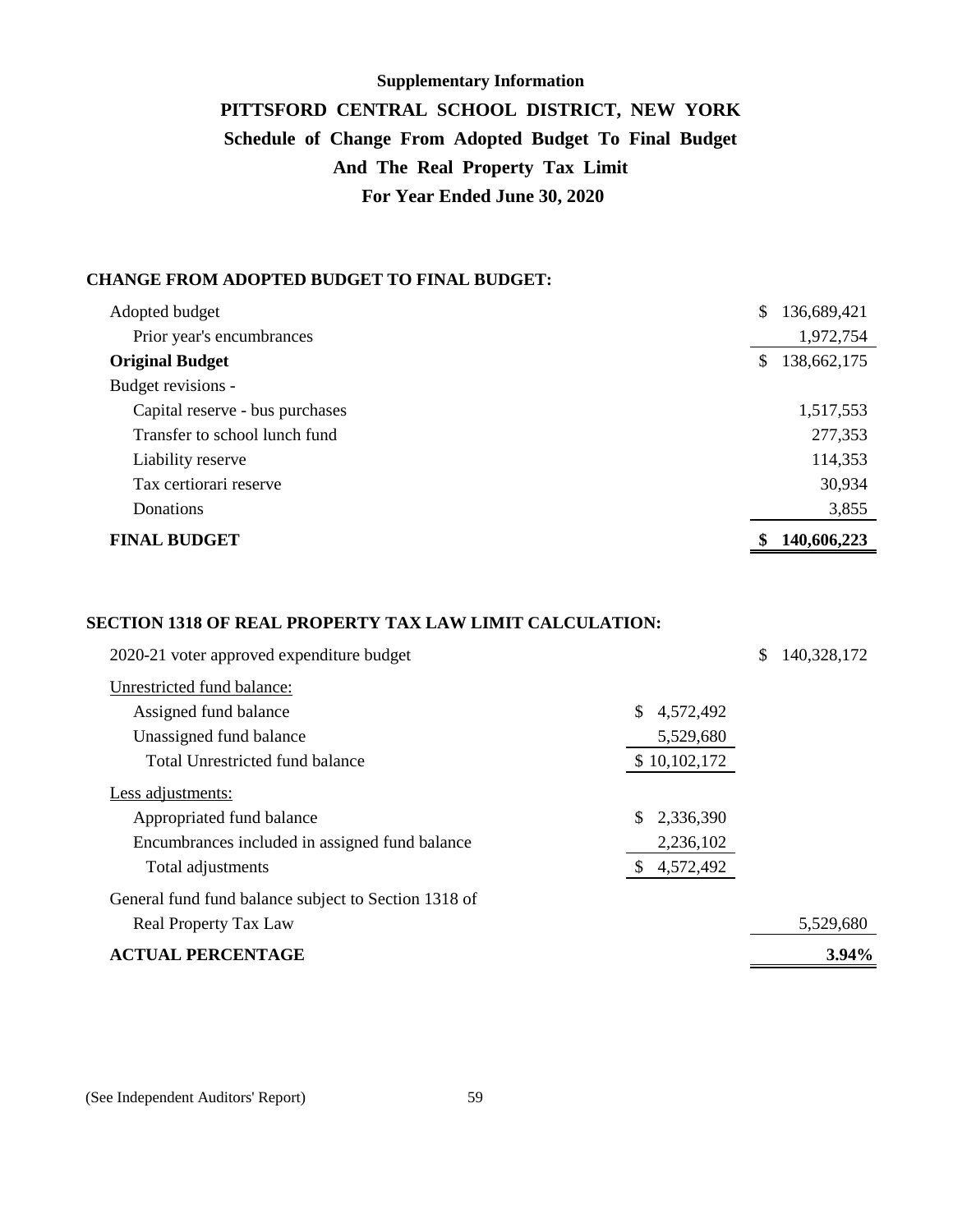**Supplementary Information**

# PITTSFORD CENTRAL SCHOOL DISTRICT, NEW YORK

## Schedule of Change From Adopted Budget To Final Budget And The Real Property Tax Limit

## For Year Ended June 30, 2020

### CHANGE FROM ADOPTED BUDGET TO FINAL BUDGET:

| | |
|---|---|
| Adopted budget | $ 136,689,421 |
| Prior year's encumbrances | 1,972,754 |
| **Original Budget** | $ 138,662,175 |
| Budget revisions - | |
| Capital reserve - bus purchases | 1,517,553 |
| Transfer to school lunch fund | 277,353 |
| Liability reserve | 114,353 |
| Tax certiorari reserve | 30,934 |
| Donations | 3,855 |
| **FINAL BUDGET** | **$ 140,606,223** |

### SECTION 1318 OF REAL PROPERTY TAX LAW LIMIT CALCULATION:

| | | |
|---|---|---|
| 2020-21 voter approved expenditure budget | | $ 140,328,172 |
| Unrestricted fund balance: | | |
| Assigned fund balance | $ 4,572,492 | |
| Unassigned fund balance | 5,529,680 | |
| Total Unrestricted fund balance | $ 10,102,172 | |
| Less adjustments: | | |
| Appropriated fund balance | $ 2,336,390 | |
| Encumbrances included in assigned fund balance | 2,236,102 | |
| Total adjustments | $ 4,572,492 | |
| General fund fund balance subject to Section 1318 of Real Property Tax Law | | 5,529,680 |
| **ACTUAL PERCENTAGE** | | **3.94%** |

(See Independent Auditors' Report)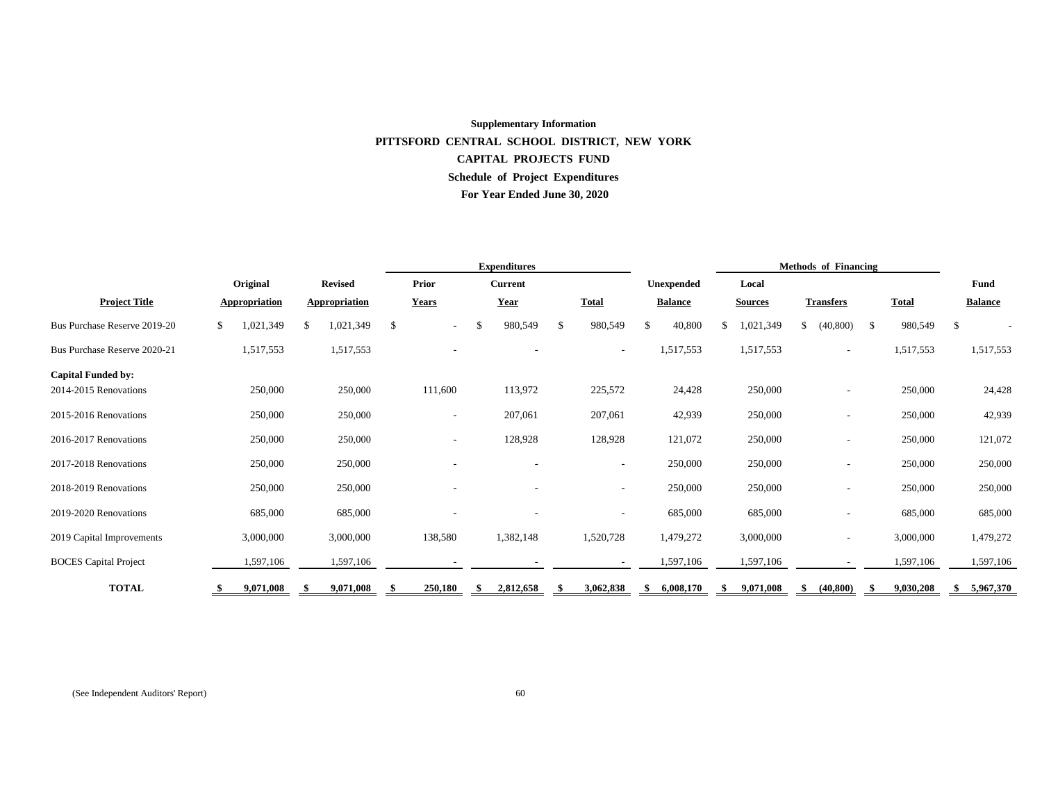**Supplementary Information**

**PITTSFORD CENTRAL SCHOOL DISTRICT, NEW YORK**

**CAPITAL PROJECTS FUND**

**Schedule of Project Expenditures**

**For Year Ended June 30, 2020**

| | | | Expenditures | | | | Methods of Financing | | | |
|---|---|---|---|---|---|---|---|---|---|---|
| **Project Title** | **Original Appropriation** | **Revised Appropriation** | **Prior Years** | **Current Year** | **Total** | **Unexpended Balance** | **Local Sources** | **Transfers** | **Total** | **Fund Balance** |
| Bus Purchase Reserve 2019-20 | $ 1,021,349 | $ 1,021,349 | $ - | $ 980,549 | $ 980,549 | $ 40,800 | $ 1,021,349 | $ (40,800) | $ 980,549 | $ - |
| Bus Purchase Reserve 2020-21 | 1,517,553 | 1,517,553 | - | - | - | 1,517,553 | 1,517,553 | - | 1,517,553 | 1,517,553 |
| **Capital Funded by:** | | | | | | | | | | |
| 2014-2015 Renovations | 250,000 | 250,000 | 111,600 | 113,972 | 225,572 | 24,428 | 250,000 | - | 250,000 | 24,428 |
| 2015-2016 Renovations | 250,000 | 250,000 | - | 207,061 | 207,061 | 42,939 | 250,000 | - | 250,000 | 42,939 |
| 2016-2017 Renovations | 250,000 | 250,000 | - | 128,928 | 128,928 | 121,072 | 250,000 | - | 250,000 | 121,072 |
| 2017-2018 Renovations | 250,000 | 250,000 | - | - | - | 250,000 | 250,000 | - | 250,000 | 250,000 |
| 2018-2019 Renovations | 250,000 | 250,000 | - | - | - | 250,000 | 250,000 | - | 250,000 | 250,000 |
| 2019-2020 Renovations | 685,000 | 685,000 | - | - | - | 685,000 | 685,000 | - | 685,000 | 685,000 |
| 2019 Capital Improvements | 3,000,000 | 3,000,000 | 138,580 | 1,382,148 | 1,520,728 | 1,479,272 | 3,000,000 | - | 3,000,000 | 1,479,272 |
| BOCES Capital Project | 1,597,106 | 1,597,106 | - | - | - | 1,597,106 | 1,597,106 | - | 1,597,106 | 1,597,106 |
| **TOTAL** | **$ 9,071,008** | **$ 9,071,008** | **$ 250,180** | **$ 2,812,658** | **$ 3,062,838** | **$ 6,008,170** | **$ 9,071,008** | **$ (40,800)** | **$ 9,030,208** | **$ 5,967,370** |

(See Independent Auditors' Report)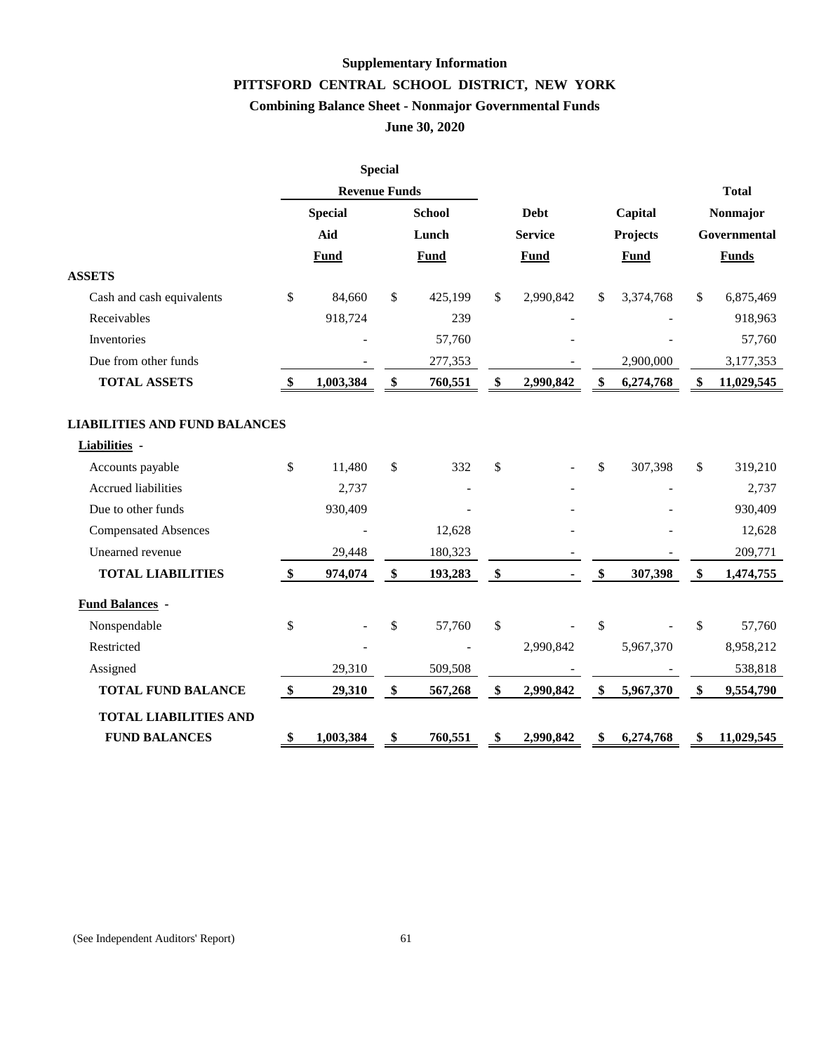**Supplementary Information**

**PITTSFORD CENTRAL SCHOOL DISTRICT, NEW YORK**

**Combining Balance Sheet - Nonmajor Governmental Funds**

**June 30, 2020**

| | Special Revenue Funds | | | | |
|---|---|---|---|---|---|
| | Special Aid Fund | School Lunch Fund | Debt Service Fund | Capital Projects Fund | Total Nonmajor Governmental Funds |
| **ASSETS** | | | | | |
| Cash and cash equivalents | $ 84,660 | $ 425,199 | $ 2,990,842 | $ 3,374,768 | $ 6,875,469 |
| Receivables | 918,724 | 239 | - | - | 918,963 |
| Inventories | - | 57,760 | - | - | 57,760 |
| Due from other funds | - | 277,353 | - | 2,900,000 | 3,177,353 |
| **TOTAL ASSETS** | **$ 1,003,384** | **$ 760,551** | **$ 2,990,842** | **$ 6,274,768** | **$ 11,029,545** |
| **LIABILITIES AND FUND BALANCES** | | | | | |
| **Liabilities -** | | | | | |
| Accounts payable | $ 11,480 | $ 332 | $ - | $ 307,398 | $ 319,210 |
| Accrued liabilities | 2,737 | - | - | - | 2,737 |
| Due to other funds | 930,409 | - | - | - | 930,409 |
| Compensated Absences | - | 12,628 | - | - | 12,628 |
| Unearned revenue | 29,448 | 180,323 | - | - | 209,771 |
| **TOTAL LIABILITIES** | **$ 974,074** | **$ 193,283** | **$ -** | **$ 307,398** | **$ 1,474,755** |
| **Fund Balances -** | | | | | |
| Nonspendable | $ - | $ 57,760 | $ - | $ - | $ 57,760 |
| Restricted | - | - | 2,990,842 | 5,967,370 | 8,958,212 |
| Assigned | 29,310 | 509,508 | - | - | 538,818 |
| **TOTAL FUND BALANCE** | **$ 29,310** | **$ 567,268** | **$ 2,990,842** | **$ 5,967,370** | **$ 9,554,790** |
| **TOTAL LIABILITIES AND FUND BALANCES** | **$ 1,003,384** | **$ 760,551** | **$ 2,990,842** | **$ 6,274,768** | **$ 11,029,545** |

(See Independent Auditors' Report)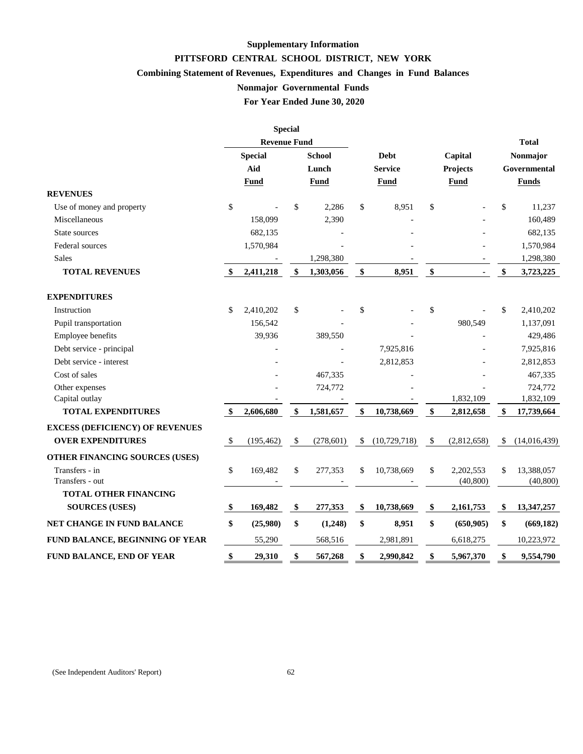**Supplementary Information**

**PITTSFORD CENTRAL SCHOOL DISTRICT, NEW YORK**

**Combining Statement of Revenues, Expenditures and Changes in Fund Balances**

**Nonmajor Governmental Funds**

**For Year Ended June 30, 2020**

| | Special Revenue Fund | | | | |
|---|---|---|---|---|---|
| | **Special Aid Fund** | **School Lunch Fund** | **Debt Service Fund** | **Capital Projects Fund** | **Total Nonmajor Governmental Funds** |
| **REVENUES** | | | | | |
| Use of money and property | $ - | $ 2,286 | $ 8,951 | $ - | $ 11,237 |
| Miscellaneous | 158,099 | 2,390 | - | - | 160,489 |
| State sources | 682,135 | - | - | - | 682,135 |
| Federal sources | 1,570,984 | - | - | - | 1,570,984 |
| Sales | - | 1,298,380 | - | - | 1,298,380 |
| **TOTAL REVENUES** | **$ 2,411,218** | **$ 1,303,056** | **$ 8,951** | **$ -** | **$ 3,723,225** |
| **EXPENDITURES** | | | | | |
| Instruction | $ 2,410,202 | $ - | $ - | $ - | $ 2,410,202 |
| Pupil transportation | 156,542 | - | - | 980,549 | 1,137,091 |
| Employee benefits | 39,936 | 389,550 | - | - | 429,486 |
| Debt service - principal | - | - | 7,925,816 | - | 7,925,816 |
| Debt service - interest | - | - | 2,812,853 | - | 2,812,853 |
| Cost of sales | - | 467,335 | - | - | 467,335 |
| Other expenses | - | 724,772 | - | - | 724,772 |
| Capital outlay | - | - | - | 1,832,109 | 1,832,109 |
| **TOTAL EXPENDITURES** | **$ 2,606,680** | **$ 1,581,657** | **$ 10,738,669** | **$ 2,812,658** | **$ 17,739,664** |
| **EXCESS (DEFICIENCY) OF REVENUES OVER EXPENDITURES** | $ (195,462) | $ (278,601) | $ (10,729,718) | $ (2,812,658) | $ (14,016,439) |
| **OTHER FINANCING SOURCES (USES)** | | | | | |
| Transfers - in | $ 169,482 | $ 277,353 | $ 10,738,669 | $ 2,202,553 | $ 13,388,057 |
| Transfers - out | - | - | - | (40,800) | (40,800) |
| **TOTAL OTHER FINANCING SOURCES (USES)** | **$ 169,482** | **$ 277,353** | **$ 10,738,669** | **$ 2,161,753** | **$ 13,347,257** |
| **NET CHANGE IN FUND BALANCE** | **$ (25,980)** | **$ (1,248)** | **$ 8,951** | **$ (650,905)** | **$ (669,182)** |
| **FUND BALANCE, BEGINNING OF YEAR** | 55,290 | 568,516 | 2,981,891 | 6,618,275 | 10,223,972 |
| **FUND BALANCE, END OF YEAR** | **$ 29,310** | **$ 567,268** | **$ 2,990,842** | **$ 5,967,370** | **$ 9,554,790** |

(See Independent Auditors' Report)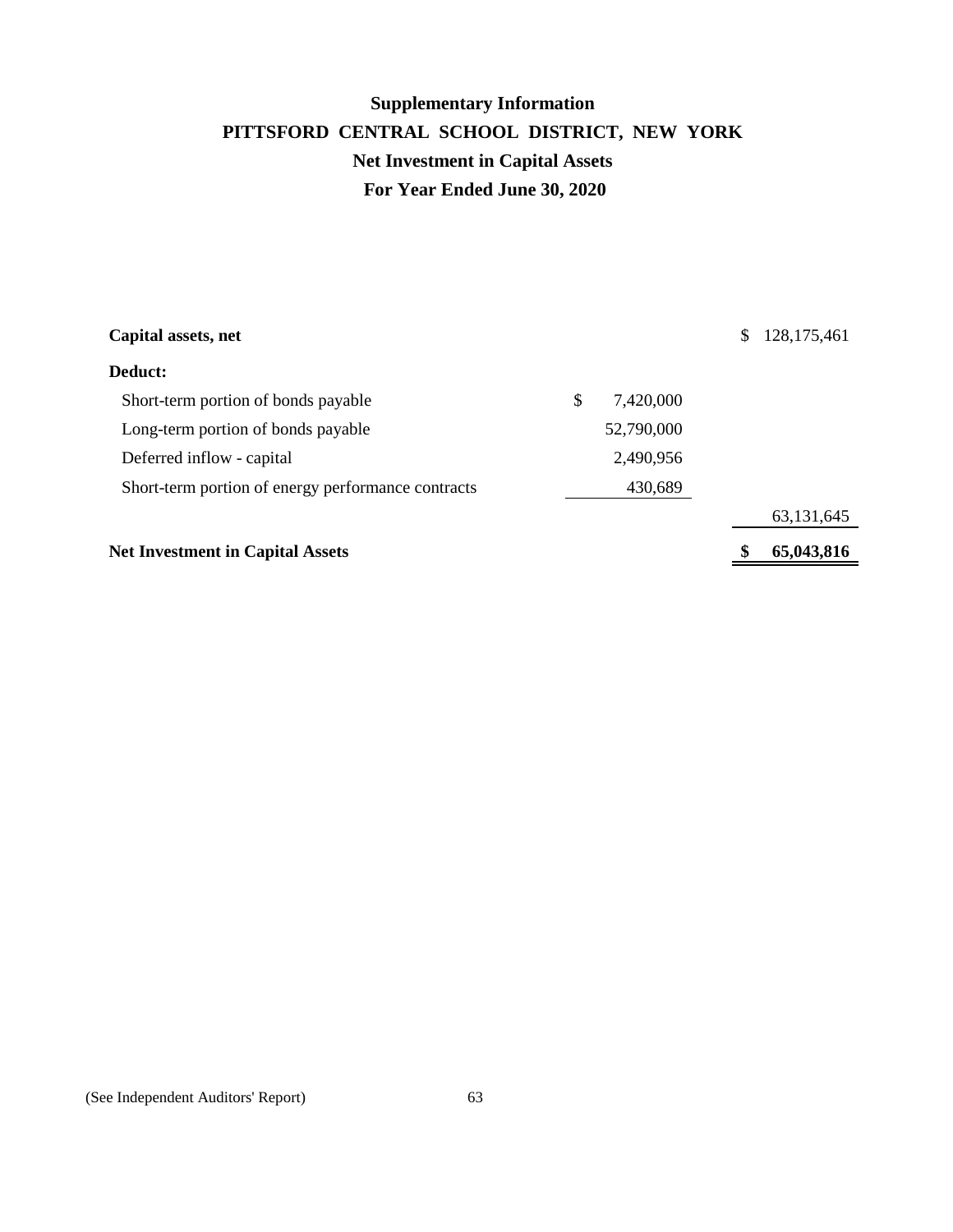# Supplementary Information

## PITTSFORD CENTRAL SCHOOL DISTRICT, NEW YORK

### Net Investment in Capital Assets

### For Year Ended June 30, 2020

| | | |
|---|---|---|
| **Capital assets, net** | | $ 128,175,461 |
| **Deduct:** | | |
| Short-term portion of bonds payable | $ 7,420,000 | |
| Long-term portion of bonds payable | 52,790,000 | |
| Deferred inflow - capital | 2,490,956 | |
| Short-term portion of energy performance contracts | 430,689 | |
| | | 63,131,645 |
| **Net Investment in Capital Assets** | | **$ 65,043,816** |

(See Independent Auditors' Report)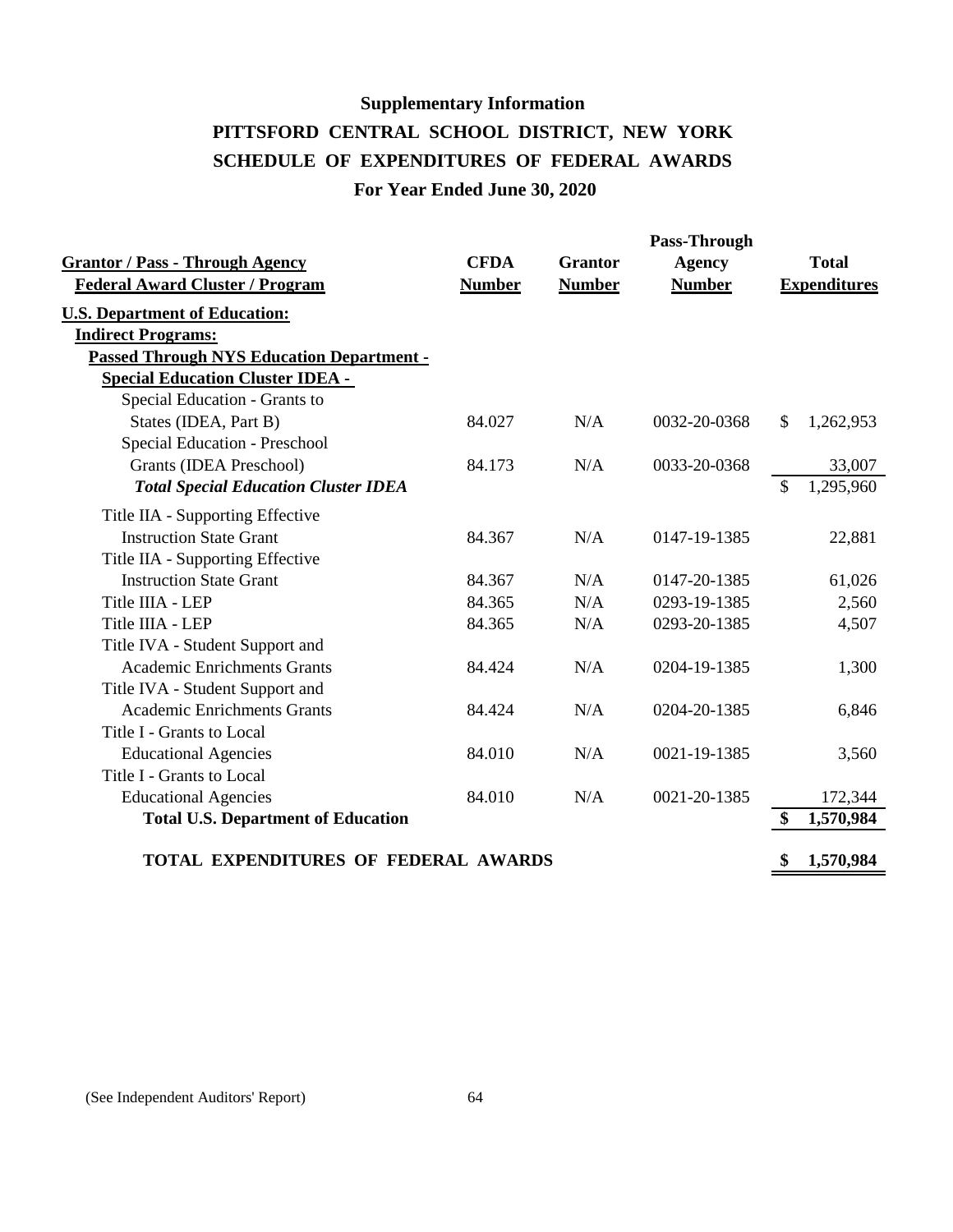**Supplementary Information**

# PITTSFORD CENTRAL SCHOOL DISTRICT, NEW YORK

## SCHEDULE OF EXPENDITURES OF FEDERAL AWARDS

### For Year Ended June 30, 2020

| Grantor / Pass - Through Agency<br>Federal Award Cluster / Program | CFDA Number | Grantor Number | Pass-Through Agency Number | Total Expenditures |
|---|---|---|---|---|
| **U.S. Department of Education:** | | | | |
| **Indirect Programs:** | | | | |
| **Passed Through NYS Education Department -** | | | | |
| **Special Education Cluster IDEA -** | | | | |
| Special Education - Grants to States (IDEA, Part B) | 84.027 | N/A | 0032-20-0368 | $ 1,262,953 |
| Special Education - Preschool Grants (IDEA Preschool) | 84.173 | N/A | 0033-20-0368 | 33,007 |
| ***Total Special Education Cluster IDEA*** | | | | $ 1,295,960 |
| Title IIA - Supporting Effective Instruction State Grant | 84.367 | N/A | 0147-19-1385 | 22,881 |
| Title IIA - Supporting Effective Instruction State Grant | 84.367 | N/A | 0147-20-1385 | 61,026 |
| Title IIIA - LEP | 84.365 | N/A | 0293-19-1385 | 2,560 |
| Title IIIA - LEP | 84.365 | N/A | 0293-20-1385 | 4,507 |
| Title IVA - Student Support and Academic Enrichments Grants | 84.424 | N/A | 0204-19-1385 | 1,300 |
| Title IVA - Student Support and Academic Enrichments Grants | 84.424 | N/A | 0204-20-1385 | 6,846 |
| Title I - Grants to Local Educational Agencies | 84.010 | N/A | 0021-19-1385 | 3,560 |
| Title I - Grants to Local Educational Agencies | 84.010 | N/A | 0021-20-1385 | 172,344 |
| **Total U.S. Department of Education** | | | | **$ 1,570,984** |
| **TOTAL EXPENDITURES OF FEDERAL AWARDS** | | | | **$ 1,570,984** |

(See Independent Auditors' Report)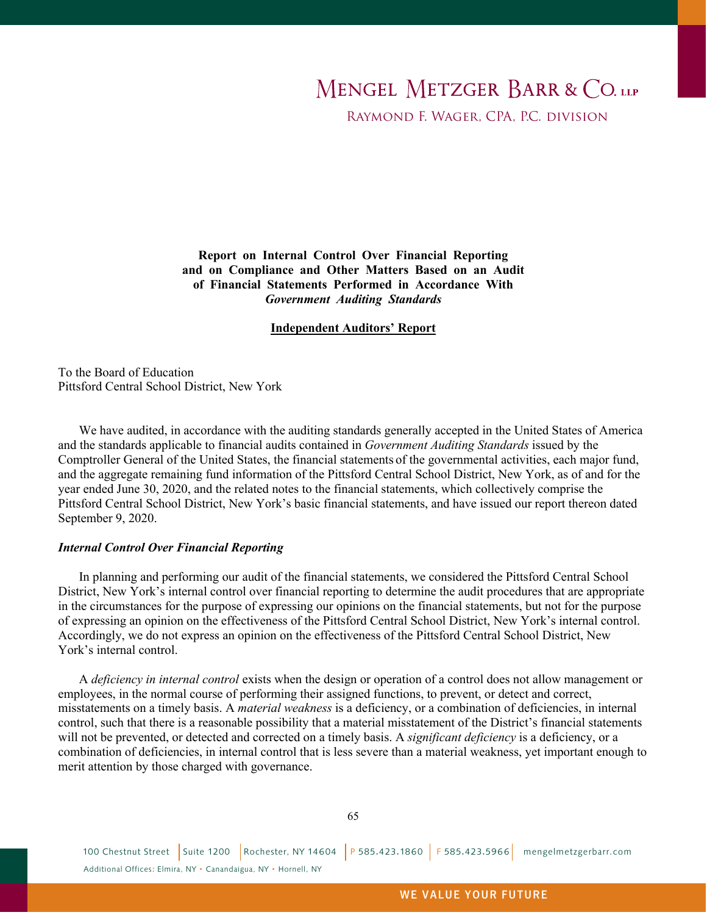# Report on Internal Control Over Financial Reporting and on Compliance and Other Matters Based on an Audit of Financial Statements Performed in Accordance With *Government Auditing Standards*

## Independent Auditors' Report

To the Board of Education
Pittsford Central School District, New York

We have audited, in accordance with the auditing standards generally accepted in the United States of America and the standards applicable to financial audits contained in *Government Auditing Standards* issued by the Comptroller General of the United States, the financial statements of the governmental activities, each major fund, and the aggregate remaining fund information of the Pittsford Central School District, New York, as of and for the year ended June 30, 2020, and the related notes to the financial statements, which collectively comprise the Pittsford Central School District, New York's basic financial statements, and have issued our report thereon dated September 9, 2020.

### *Internal Control Over Financial Reporting*

In planning and performing our audit of the financial statements, we considered the Pittsford Central School District, New York's internal control over financial reporting to determine the audit procedures that are appropriate in the circumstances for the purpose of expressing our opinions on the financial statements, but not for the purpose of expressing an opinion on the effectiveness of the Pittsford Central School District, New York's internal control. Accordingly, we do not express an opinion on the effectiveness of the Pittsford Central School District, New York's internal control.

A *deficiency in internal control* exists when the design or operation of a control does not allow management or employees, in the normal course of performing their assigned functions, to prevent, or detect and correct, misstatements on a timely basis. A *material weakness* is a deficiency, or a combination of deficiencies, in internal control, such that there is a reasonable possibility that a material misstatement of the District's financial statements will not be prevented, or detected and corrected on a timely basis. A *significant deficiency* is a deficiency, or a combination of deficiencies, in internal control that is less severe than a material weakness, yet important enough to merit attention by those charged with governance.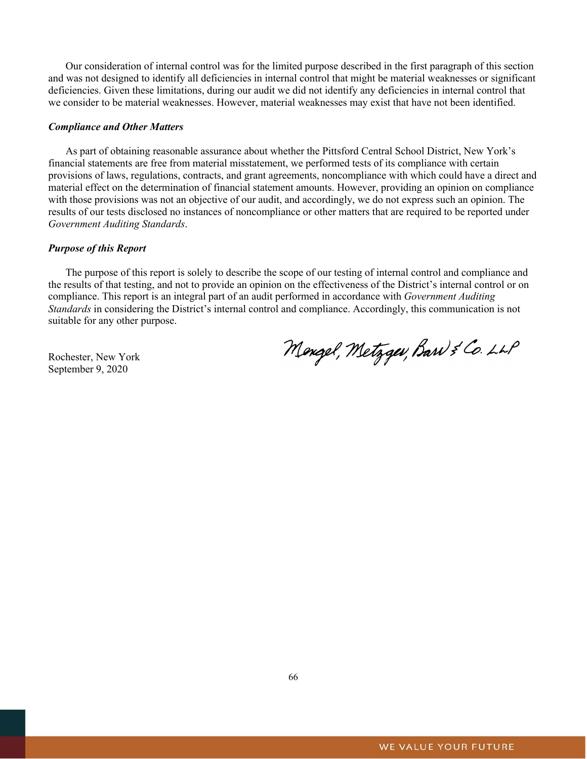Our consideration of internal control was for the limited purpose described in the first paragraph of this section and was not designed to identify all deficiencies in internal control that might be material weaknesses or significant deficiencies. Given these limitations, during our audit we did not identify any deficiencies in internal control that we consider to be material weaknesses. However, material weaknesses may exist that have not been identified.

***Compliance and Other Matters***

As part of obtaining reasonable assurance about whether the Pittsford Central School District, New York's financial statements are free from material misstatement, we performed tests of its compliance with certain provisions of laws, regulations, contracts, and grant agreements, noncompliance with which could have a direct and material effect on the determination of financial statement amounts. However, providing an opinion on compliance with those provisions was not an objective of our audit, and accordingly, we do not express such an opinion. The results of our tests disclosed no instances of noncompliance or other matters that are required to be reported under *Government Auditing Standards*.

***Purpose of this Report***

The purpose of this report is solely to describe the scope of our testing of internal control and compliance and the results of that testing, and not to provide an opinion on the effectiveness of the District's internal control or on compliance. This report is an integral part of an audit performed in accordance with *Government Auditing Standards* in considering the District's internal control and compliance. Accordingly, this communication is not suitable for any other purpose.

Mengel, Metzger, Barr & Co. LLP

Rochester, New York
September 9, 2020

WE VALUE YOUR FUTURE